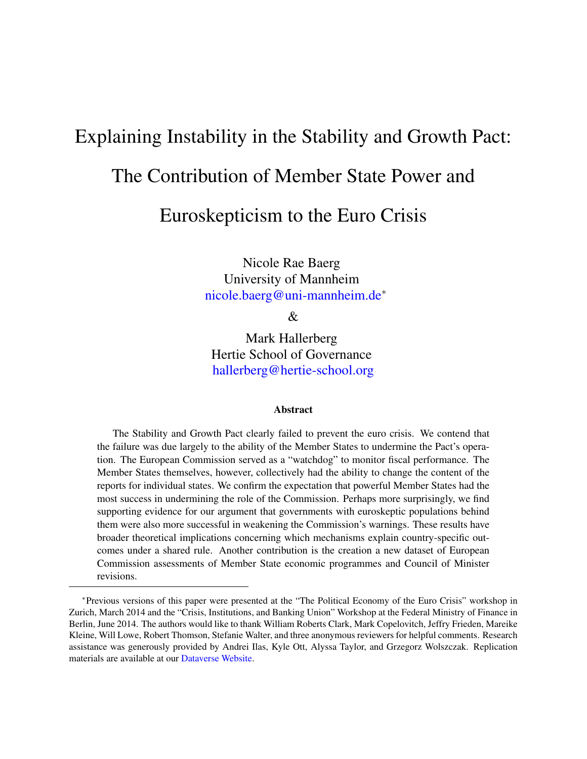# Explaining Instability in the Stability and Growth Pact: The Contribution of Member State Power and Euroskepticism to the Euro Crisis

Nicole Rae Baerg
University of Mannheim
nicole.baerg@uni-mannheim.de*

&

Mark Hallerberg
Hertie School of Governance
hallerberg@hertie-school.org

### Abstract

The Stability and Growth Pact clearly failed to prevent the euro crisis. We contend that the failure was due largely to the ability of the Member States to undermine the Pact's operation. The European Commission served as a "watchdog" to monitor fiscal performance. The Member States themselves, however, collectively had the ability to change the content of the reports for individual states. We confirm the expectation that powerful Member States had the most success in undermining the role of the Commission. Perhaps more surprisingly, we find supporting evidence for our argument that governments with euroskeptic populations behind them were also more successful in weakening the Commission's warnings. These results have broader theoretical implications concerning which mechanisms explain country-specific outcomes under a shared rule. Another contribution is the creation a new dataset of European Commission assessments of Member State economic programmes and Council of Minister revisions.

---

*Previous versions of this paper were presented at the "The Political Economy of the Euro Crisis" workshop in Zurich, March 2014 and the "Crisis, Institutions, and Banking Union" Workshop at the Federal Ministry of Finance in Berlin, June 2014. The authors would like to thank William Roberts Clark, Mark Copelovitch, Jeffry Frieden, Mareike Kleine, Will Lowe, Robert Thomson, Stefanie Walter, and three anonymous reviewers for helpful comments. Research assistance was generously provided by Andrei Ilas, Kyle Ott, Alyssa Taylor, and Grzegorz Wolszczak. Replication materials are available at our Dataverse Website.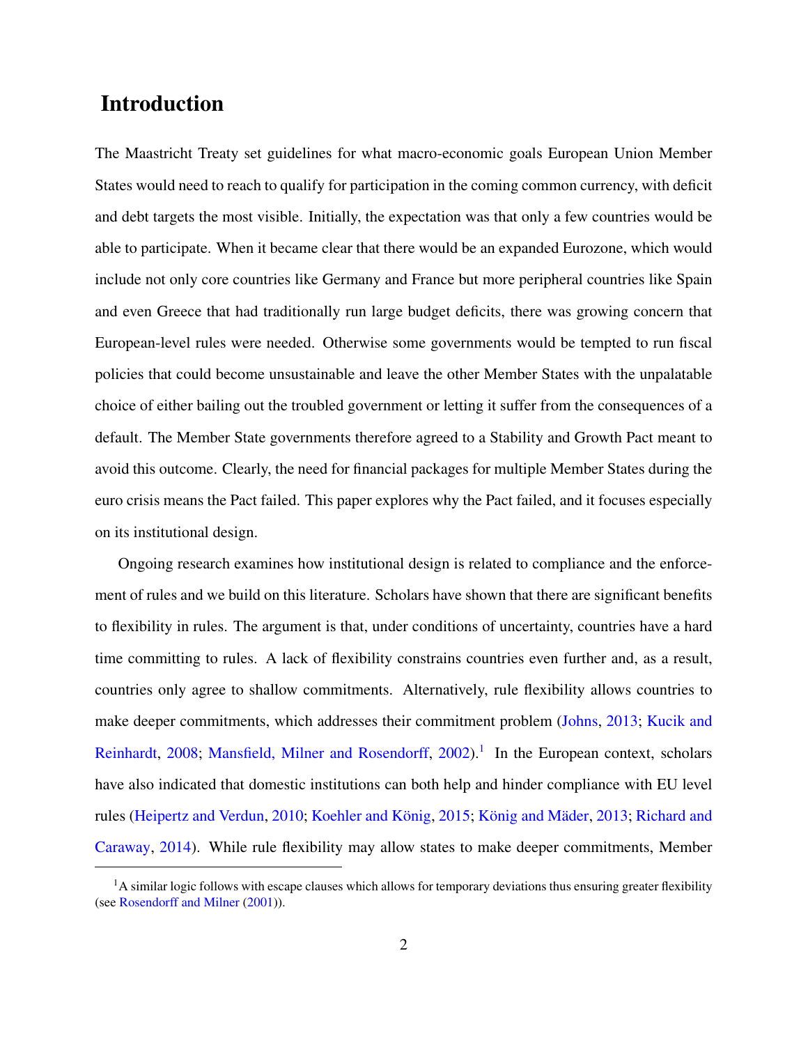# Introduction

The Maastricht Treaty set guidelines for what macro-economic goals European Union Member States would need to reach to qualify for participation in the coming common currency, with deficit and debt targets the most visible. Initially, the expectation was that only a few countries would be able to participate. When it became clear that there would be an expanded Eurozone, which would include not only core countries like Germany and France but more peripheral countries like Spain and even Greece that had traditionally run large budget deficits, there was growing concern that European-level rules were needed. Otherwise some governments would be tempted to run fiscal policies that could become unsustainable and leave the other Member States with the unpalatable choice of either bailing out the troubled government or letting it suffer from the consequences of a default. The Member State governments therefore agreed to a Stability and Growth Pact meant to avoid this outcome. Clearly, the need for financial packages for multiple Member States during the euro crisis means the Pact failed. This paper explores why the Pact failed, and it focuses especially on its institutional design.

Ongoing research examines how institutional design is related to compliance and the enforcement of rules and we build on this literature. Scholars have shown that there are significant benefits to flexibility in rules. The argument is that, under conditions of uncertainty, countries have a hard time committing to rules. A lack of flexibility constrains countries even further and, as a result, countries only agree to shallow commitments. Alternatively, rule flexibility allows countries to make deeper commitments, which addresses their commitment problem (Johns, 2013; Kucik and Reinhardt, 2008; Mansfield, Milner and Rosendorff, 2002).[1] In the European context, scholars have also indicated that domestic institutions can both help and hinder compliance with EU level rules (Heipertz and Verdun, 2010; Koehler and König, 2015; König and Mäder, 2013; Richard and Caraway, 2014). While rule flexibility may allow states to make deeper commitments, Member

[1] A similar logic follows with escape clauses which allows for temporary deviations thus ensuring greater flexibility (see Rosendorff and Milner (2001)).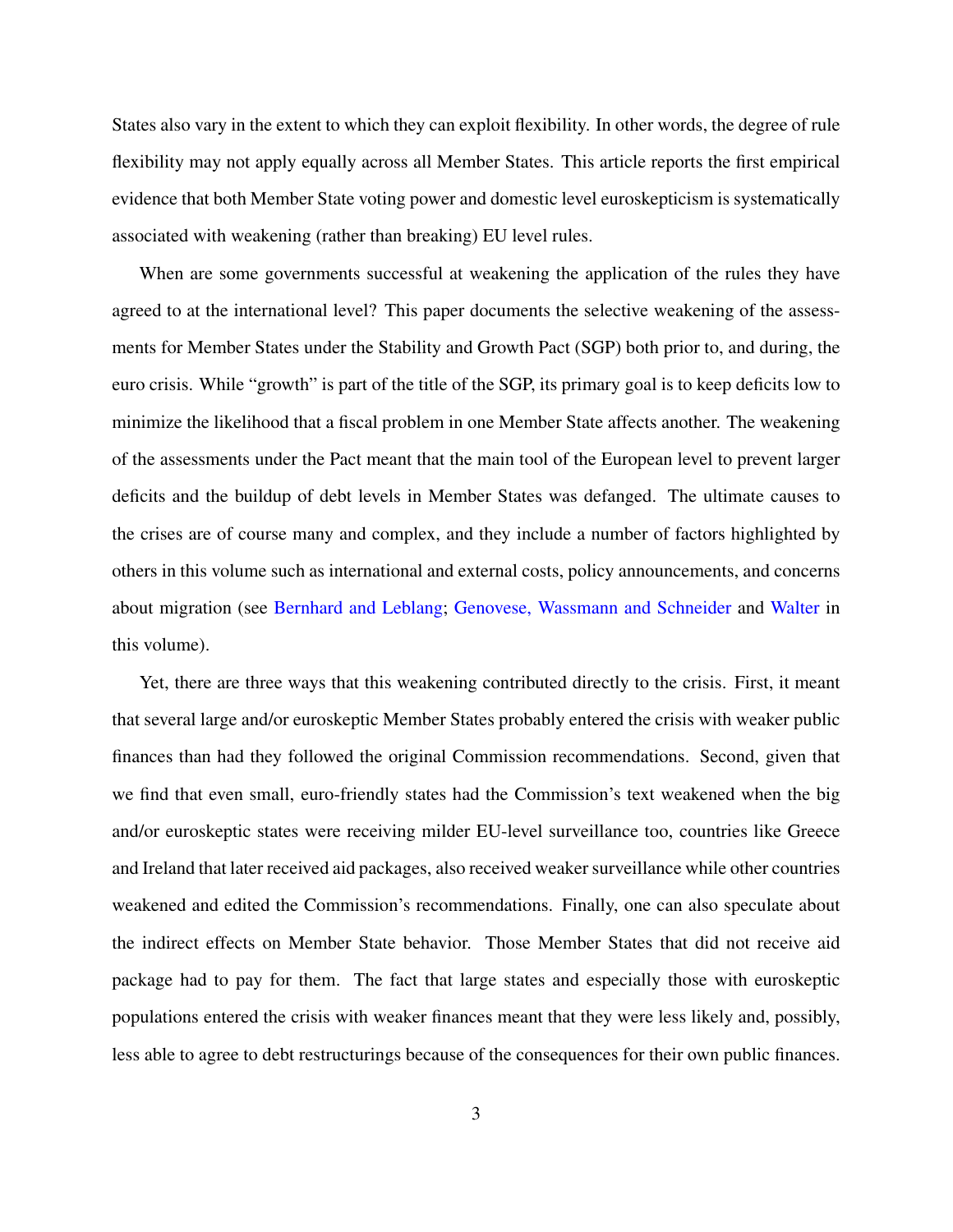States also vary in the extent to which they can exploit flexibility. In other words, the degree of rule flexibility may not apply equally across all Member States. This article reports the first empirical evidence that both Member State voting power and domestic level euroskepticism is systematically associated with weakening (rather than breaking) EU level rules.

When are some governments successful at weakening the application of the rules they have agreed to at the international level? This paper documents the selective weakening of the assessments for Member States under the Stability and Growth Pact (SGP) both prior to, and during, the euro crisis. While "growth" is part of the title of the SGP, its primary goal is to keep deficits low to minimize the likelihood that a fiscal problem in one Member State affects another. The weakening of the assessments under the Pact meant that the main tool of the European level to prevent larger deficits and the buildup of debt levels in Member States was defanged. The ultimate causes to the crises are of course many and complex, and they include a number of factors highlighted by others in this volume such as international and external costs, policy announcements, and concerns about migration (see Bernhard and Leblang; Genovese, Wassmann and Schneider and Walter in this volume).

Yet, there are three ways that this weakening contributed directly to the crisis. First, it meant that several large and/or euroskeptic Member States probably entered the crisis with weaker public finances than had they followed the original Commission recommendations. Second, given that we find that even small, euro-friendly states had the Commission's text weakened when the big and/or euroskeptic states were receiving milder EU-level surveillance too, countries like Greece and Ireland that later received aid packages, also received weaker surveillance while other countries weakened and edited the Commission's recommendations. Finally, one can also speculate about the indirect effects on Member State behavior. Those Member States that did not receive aid package had to pay for them. The fact that large states and especially those with euroskeptic populations entered the crisis with weaker finances meant that they were less likely and, possibly, less able to agree to debt restructurings because of the consequences for their own public finances.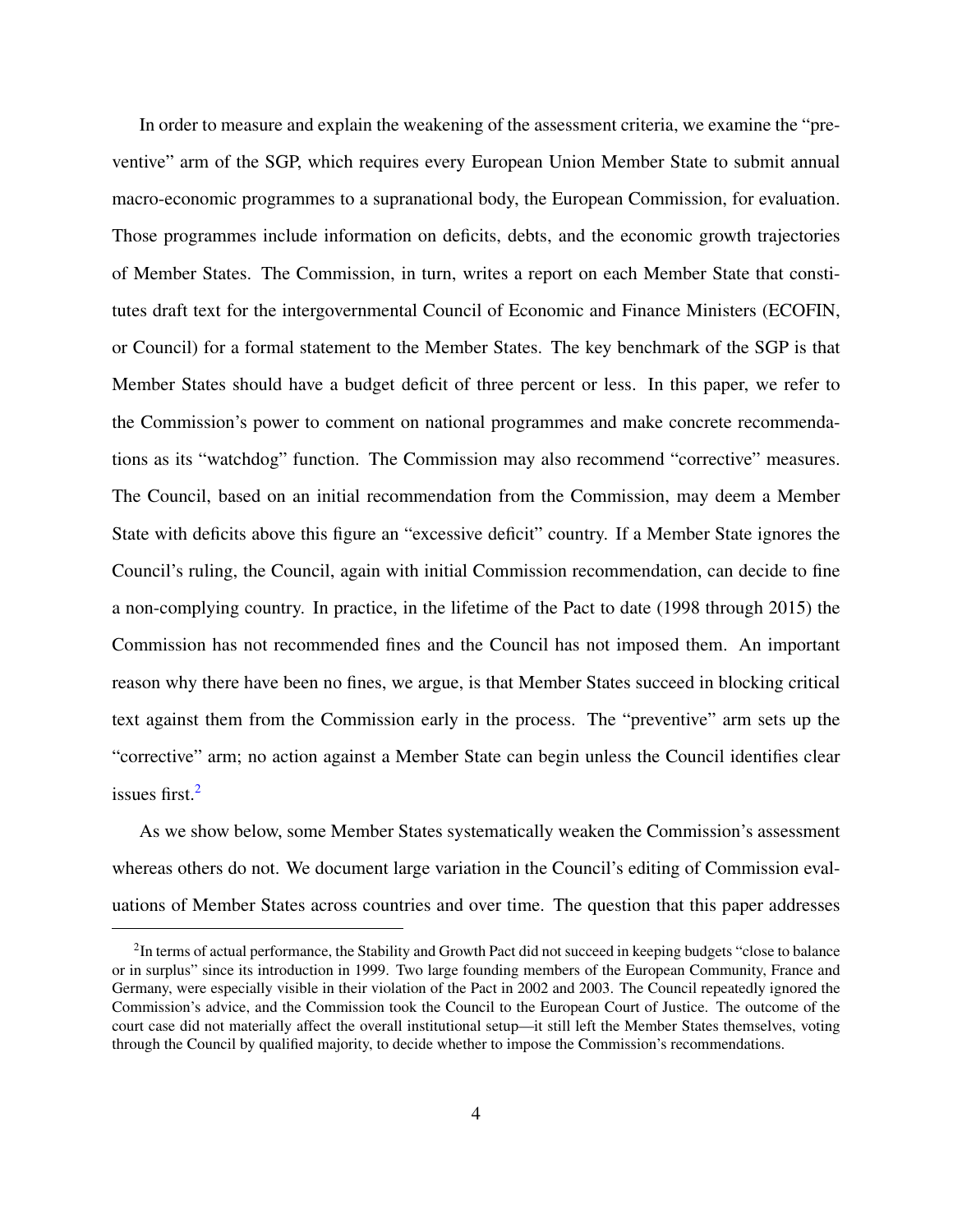In order to measure and explain the weakening of the assessment criteria, we examine the "preventive" arm of the SGP, which requires every European Union Member State to submit annual macro-economic programmes to a supranational body, the European Commission, for evaluation. Those programmes include information on deficits, debts, and the economic growth trajectories of Member States. The Commission, in turn, writes a report on each Member State that constitutes draft text for the intergovernmental Council of Economic and Finance Ministers (ECOFIN, or Council) for a formal statement to the Member States. The key benchmark of the SGP is that Member States should have a budget deficit of three percent or less. In this paper, we refer to the Commission's power to comment on national programmes and make concrete recommendations as its "watchdog" function. The Commission may also recommend "corrective" measures. The Council, based on an initial recommendation from the Commission, may deem a Member State with deficits above this figure an "excessive deficit" country. If a Member State ignores the Council's ruling, the Council, again with initial Commission recommendation, can decide to fine a non-complying country. In practice, in the lifetime of the Pact to date (1998 through 2015) the Commission has not recommended fines and the Council has not imposed them. An important reason why there have been no fines, we argue, is that Member States succeed in blocking critical text against them from the Commission early in the process. The "preventive" arm sets up the "corrective" arm; no action against a Member State can begin unless the Council identifies clear issues first.[2]

As we show below, some Member States systematically weaken the Commission's assessment whereas others do not. We document large variation in the Council's editing of Commission evaluations of Member States across countries and over time. The question that this paper addresses

---

[2] In terms of actual performance, the Stability and Growth Pact did not succeed in keeping budgets "close to balance or in surplus" since its introduction in 1999. Two large founding members of the European Community, France and Germany, were especially visible in their violation of the Pact in 2002 and 2003. The Council repeatedly ignored the Commission's advice, and the Commission took the Council to the European Court of Justice. The outcome of the court case did not materially affect the overall institutional setup—it still left the Member States themselves, voting through the Council by qualified majority, to decide whether to impose the Commission's recommendations.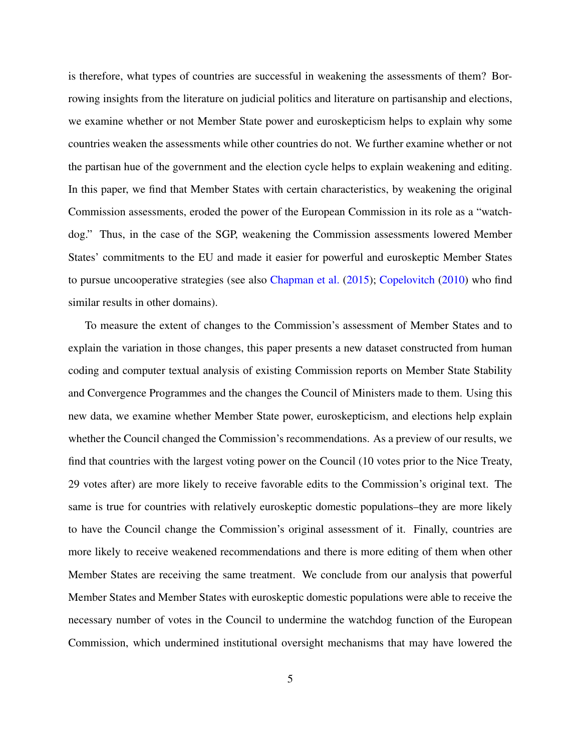is therefore, what types of countries are successful in weakening the assessments of them? Borrowing insights from the literature on judicial politics and literature on partisanship and elections, we examine whether or not Member State power and euroskepticism helps to explain why some countries weaken the assessments while other countries do not. We further examine whether or not the partisan hue of the government and the election cycle helps to explain weakening and editing. In this paper, we find that Member States with certain characteristics, by weakening the original Commission assessments, eroded the power of the European Commission in its role as a "watchdog." Thus, in the case of the SGP, weakening the Commission assessments lowered Member States' commitments to the EU and made it easier for powerful and euroskeptic Member States to pursue uncooperative strategies (see also Chapman et al. (2015); Copelovitch (2010) who find similar results in other domains).

To measure the extent of changes to the Commission's assessment of Member States and to explain the variation in those changes, this paper presents a new dataset constructed from human coding and computer textual analysis of existing Commission reports on Member State Stability and Convergence Programmes and the changes the Council of Ministers made to them. Using this new data, we examine whether Member State power, euroskepticism, and elections help explain whether the Council changed the Commission's recommendations. As a preview of our results, we find that countries with the largest voting power on the Council (10 votes prior to the Nice Treaty, 29 votes after) are more likely to receive favorable edits to the Commission's original text. The same is true for countries with relatively euroskeptic domestic populations–they are more likely to have the Council change the Commission's original assessment of it. Finally, countries are more likely to receive weakened recommendations and there is more editing of them when other Member States are receiving the same treatment. We conclude from our analysis that powerful Member States and Member States with euroskeptic domestic populations were able to receive the necessary number of votes in the Council to undermine the watchdog function of the European Commission, which undermined institutional oversight mechanisms that may have lowered the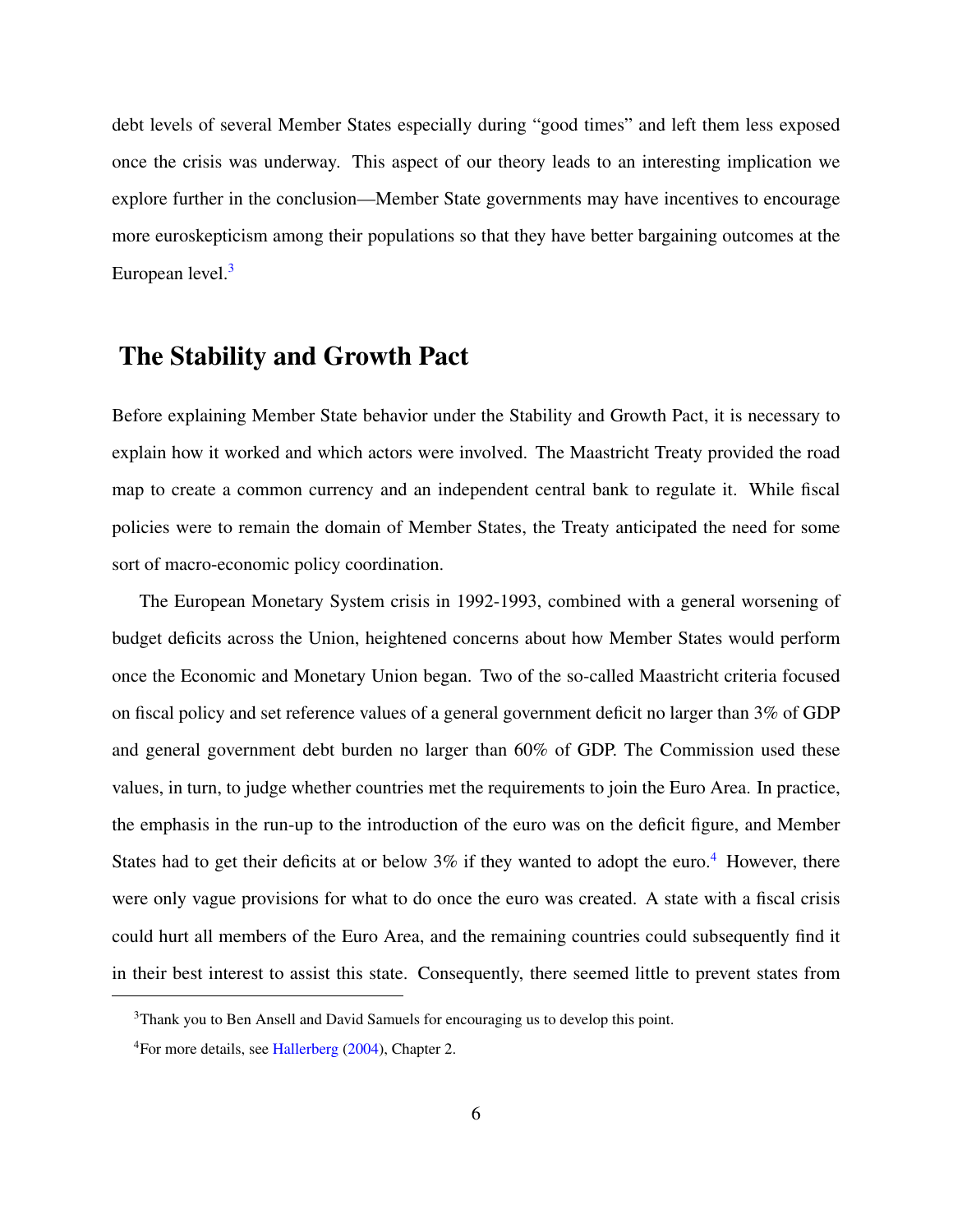debt levels of several Member States especially during "good times" and left them less exposed once the crisis was underway. This aspect of our theory leads to an interesting implication we explore further in the conclusion—Member State governments may have incentives to encourage more euroskepticism among their populations so that they have better bargaining outcomes at the European level.[3]

## The Stability and Growth Pact

Before explaining Member State behavior under the Stability and Growth Pact, it is necessary to explain how it worked and which actors were involved. The Maastricht Treaty provided the road map to create a common currency and an independent central bank to regulate it. While fiscal policies were to remain the domain of Member States, the Treaty anticipated the need for some sort of macro-economic policy coordination.

The European Monetary System crisis in 1992-1993, combined with a general worsening of budget deficits across the Union, heightened concerns about how Member States would perform once the Economic and Monetary Union began. Two of the so-called Maastricht criteria focused on fiscal policy and set reference values of a general government deficit no larger than 3% of GDP and general government debt burden no larger than 60% of GDP. The Commission used these values, in turn, to judge whether countries met the requirements to join the Euro Area. In practice, the emphasis in the run-up to the introduction of the euro was on the deficit figure, and Member States had to get their deficits at or below 3% if they wanted to adopt the euro.[4] However, there were only vague provisions for what to do once the euro was created. A state with a fiscal crisis could hurt all members of the Euro Area, and the remaining countries could subsequently find it in their best interest to assist this state. Consequently, there seemed little to prevent states from

[3] Thank you to Ben Ansell and David Samuels for encouraging us to develop this point.

[4] For more details, see Hallerberg (2004), Chapter 2.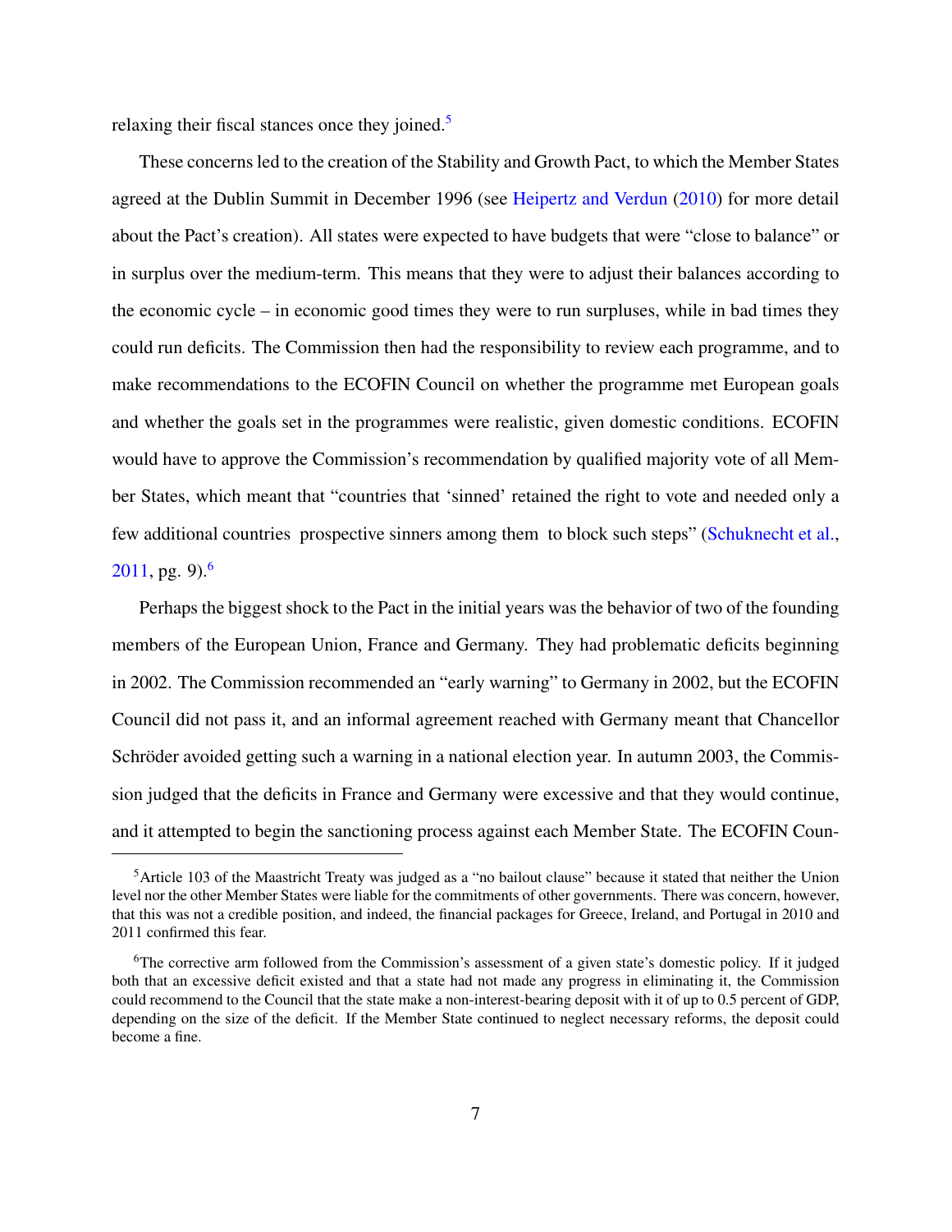relaxing their fiscal stances once they joined.[5]

These concerns led to the creation of the Stability and Growth Pact, to which the Member States agreed at the Dublin Summit in December 1996 (see Heipertz and Verdun (2010) for more detail about the Pact's creation). All states were expected to have budgets that were "close to balance" or in surplus over the medium-term. This means that they were to adjust their balances according to the economic cycle – in economic good times they were to run surpluses, while in bad times they could run deficits. The Commission then had the responsibility to review each programme, and to make recommendations to the ECOFIN Council on whether the programme met European goals and whether the goals set in the programmes were realistic, given domestic conditions. ECOFIN would have to approve the Commission's recommendation by qualified majority vote of all Member States, which meant that "countries that 'sinned' retained the right to vote and needed only a few additional countries  prospective sinners among them  to block such steps" (Schuknecht et al., 2011, pg. 9).[6]

Perhaps the biggest shock to the Pact in the initial years was the behavior of two of the founding members of the European Union, France and Germany. They had problematic deficits beginning in 2002. The Commission recommended an "early warning" to Germany in 2002, but the ECOFIN Council did not pass it, and an informal agreement reached with Germany meant that Chancellor Schröder avoided getting such a warning in a national election year. In autumn 2003, the Commission judged that the deficits in France and Germany were excessive and that they would continue, and it attempted to begin the sanctioning process against each Member State. The ECOFIN Coun-

[5] Article 103 of the Maastricht Treaty was judged as a "no bailout clause" because it stated that neither the Union level nor the other Member States were liable for the commitments of other governments. There was concern, however, that this was not a credible position, and indeed, the financial packages for Greece, Ireland, and Portugal in 2010 and 2011 confirmed this fear.

[6] The corrective arm followed from the Commission's assessment of a given state's domestic policy. If it judged both that an excessive deficit existed and that a state had not made any progress in eliminating it, the Commission could recommend to the Council that the state make a non-interest-bearing deposit with it of up to 0.5 percent of GDP, depending on the size of the deficit. If the Member State continued to neglect necessary reforms, the deposit could become a fine.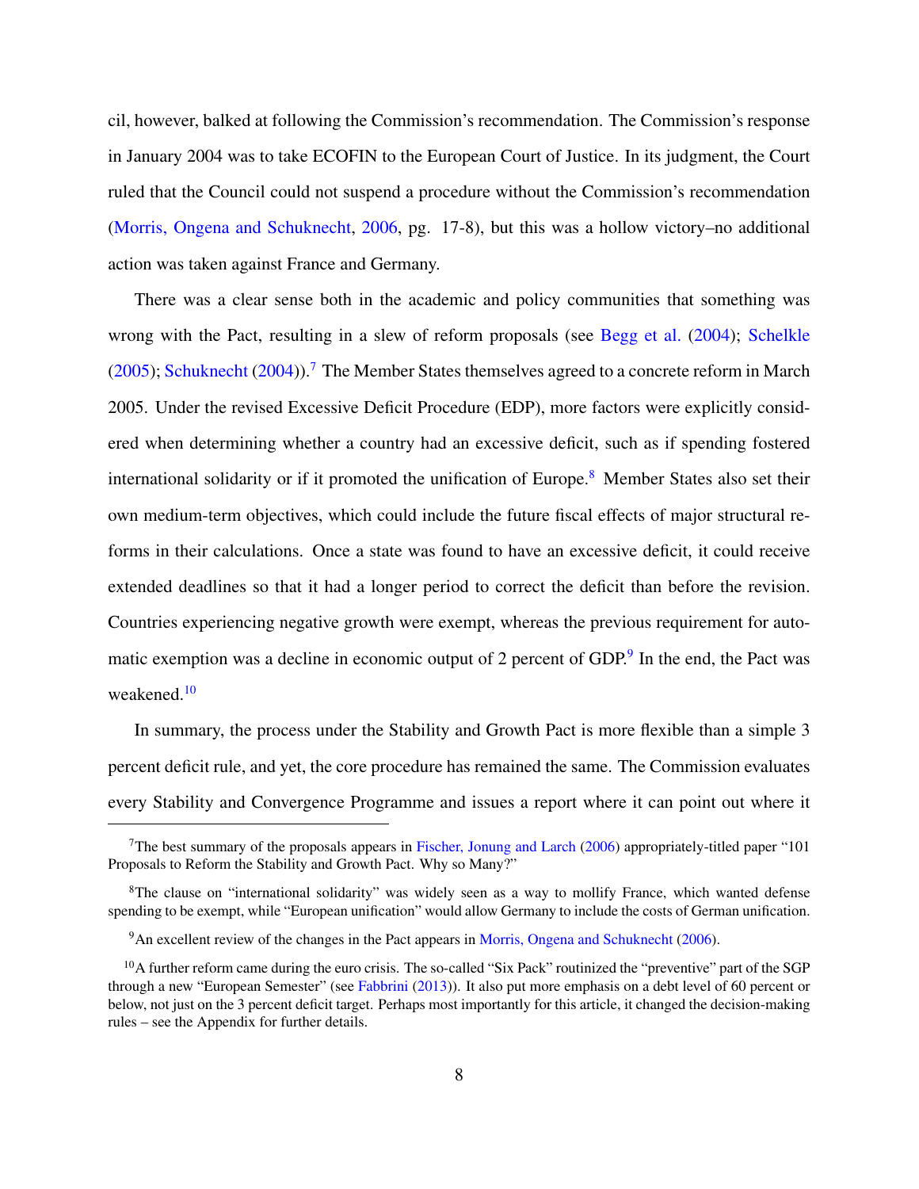cil, however, balked at following the Commission's recommendation. The Commission's response in January 2004 was to take ECOFIN to the European Court of Justice. In its judgment, the Court ruled that the Council could not suspend a procedure without the Commission's recommendation (Morris, Ongena and Schuknecht, 2006, pg. 17-8), but this was a hollow victory–no additional action was taken against France and Germany.

There was a clear sense both in the academic and policy communities that something was wrong with the Pact, resulting in a slew of reform proposals (see Begg et al. (2004); Schelkle (2005); Schuknecht (2004)).[7] The Member States themselves agreed to a concrete reform in March 2005. Under the revised Excessive Deficit Procedure (EDP), more factors were explicitly considered when determining whether a country had an excessive deficit, such as if spending fostered international solidarity or if it promoted the unification of Europe.[8] Member States also set their own medium-term objectives, which could include the future fiscal effects of major structural reforms in their calculations. Once a state was found to have an excessive deficit, it could receive extended deadlines so that it had a longer period to correct the deficit than before the revision. Countries experiencing negative growth were exempt, whereas the previous requirement for automatic exemption was a decline in economic output of 2 percent of GDP.[9] In the end, the Pact was weakened.[10]

In summary, the process under the Stability and Growth Pact is more flexible than a simple 3 percent deficit rule, and yet, the core procedure has remained the same. The Commission evaluates every Stability and Convergence Programme and issues a report where it can point out where it

---

[7] The best summary of the proposals appears in Fischer, Jonung and Larch (2006) appropriately-titled paper "101 Proposals to Reform the Stability and Growth Pact. Why so Many?"

[8] The clause on "international solidarity" was widely seen as a way to mollify France, which wanted defense spending to be exempt, while "European unification" would allow Germany to include the costs of German unification.

[9] An excellent review of the changes in the Pact appears in Morris, Ongena and Schuknecht (2006).

[10] A further reform came during the euro crisis. The so-called "Six Pack" routinized the "preventive" part of the SGP through a new "European Semester" (see Fabbrini (2013)). It also put more emphasis on a debt level of 60 percent or below, not just on the 3 percent deficit target. Perhaps most importantly for this article, it changed the decision-making rules – see the Appendix for further details.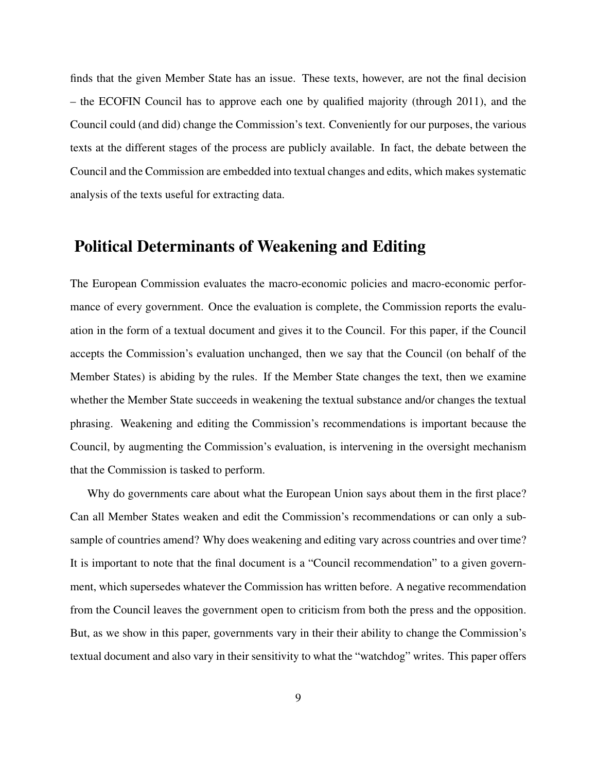finds that the given Member State has an issue. These texts, however, are not the final decision – the ECOFIN Council has to approve each one by qualified majority (through 2011), and the Council could (and did) change the Commission's text. Conveniently for our purposes, the various texts at the different stages of the process are publicly available. In fact, the debate between the Council and the Commission are embedded into textual changes and edits, which makes systematic analysis of the texts useful for extracting data.

## Political Determinants of Weakening and Editing

The European Commission evaluates the macro-economic policies and macro-economic performance of every government. Once the evaluation is complete, the Commission reports the evaluation in the form of a textual document and gives it to the Council. For this paper, if the Council accepts the Commission's evaluation unchanged, then we say that the Council (on behalf of the Member States) is abiding by the rules. If the Member State changes the text, then we examine whether the Member State succeeds in weakening the textual substance and/or changes the textual phrasing. Weakening and editing the Commission's recommendations is important because the Council, by augmenting the Commission's evaluation, is intervening in the oversight mechanism that the Commission is tasked to perform.

Why do governments care about what the European Union says about them in the first place? Can all Member States weaken and edit the Commission's recommendations or can only a subsample of countries amend? Why does weakening and editing vary across countries and over time? It is important to note that the final document is a "Council recommendation" to a given government, which supersedes whatever the Commission has written before. A negative recommendation from the Council leaves the government open to criticism from both the press and the opposition. But, as we show in this paper, governments vary in their their ability to change the Commission's textual document and also vary in their sensitivity to what the "watchdog" writes. This paper offers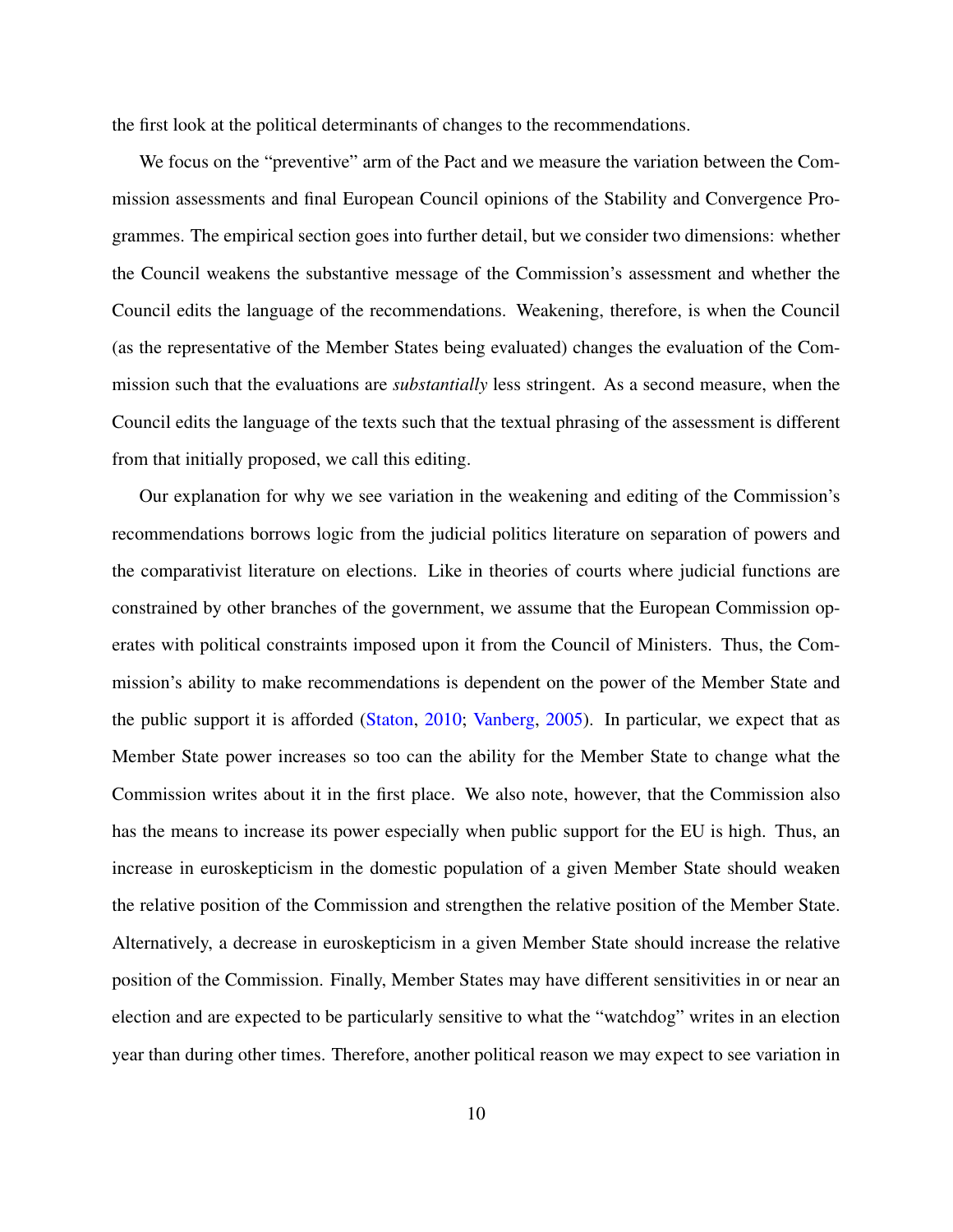the first look at the political determinants of changes to the recommendations.

We focus on the "preventive" arm of the Pact and we measure the variation between the Commission assessments and final European Council opinions of the Stability and Convergence Programmes. The empirical section goes into further detail, but we consider two dimensions: whether the Council weakens the substantive message of the Commission's assessment and whether the Council edits the language of the recommendations. Weakening, therefore, is when the Council (as the representative of the Member States being evaluated) changes the evaluation of the Commission such that the evaluations are *substantially* less stringent. As a second measure, when the Council edits the language of the texts such that the textual phrasing of the assessment is different from that initially proposed, we call this editing.

Our explanation for why we see variation in the weakening and editing of the Commission's recommendations borrows logic from the judicial politics literature on separation of powers and the comparativist literature on elections. Like in theories of courts where judicial functions are constrained by other branches of the government, we assume that the European Commission operates with political constraints imposed upon it from the Council of Ministers. Thus, the Commission's ability to make recommendations is dependent on the power of the Member State and the public support it is afforded (Staton, 2010; Vanberg, 2005). In particular, we expect that as Member State power increases so too can the ability for the Member State to change what the Commission writes about it in the first place. We also note, however, that the Commission also has the means to increase its power especially when public support for the EU is high. Thus, an increase in euroskepticism in the domestic population of a given Member State should weaken the relative position of the Commission and strengthen the relative position of the Member State. Alternatively, a decrease in euroskepticism in a given Member State should increase the relative position of the Commission. Finally, Member States may have different sensitivities in or near an election and are expected to be particularly sensitive to what the "watchdog" writes in an election year than during other times. Therefore, another political reason we may expect to see variation in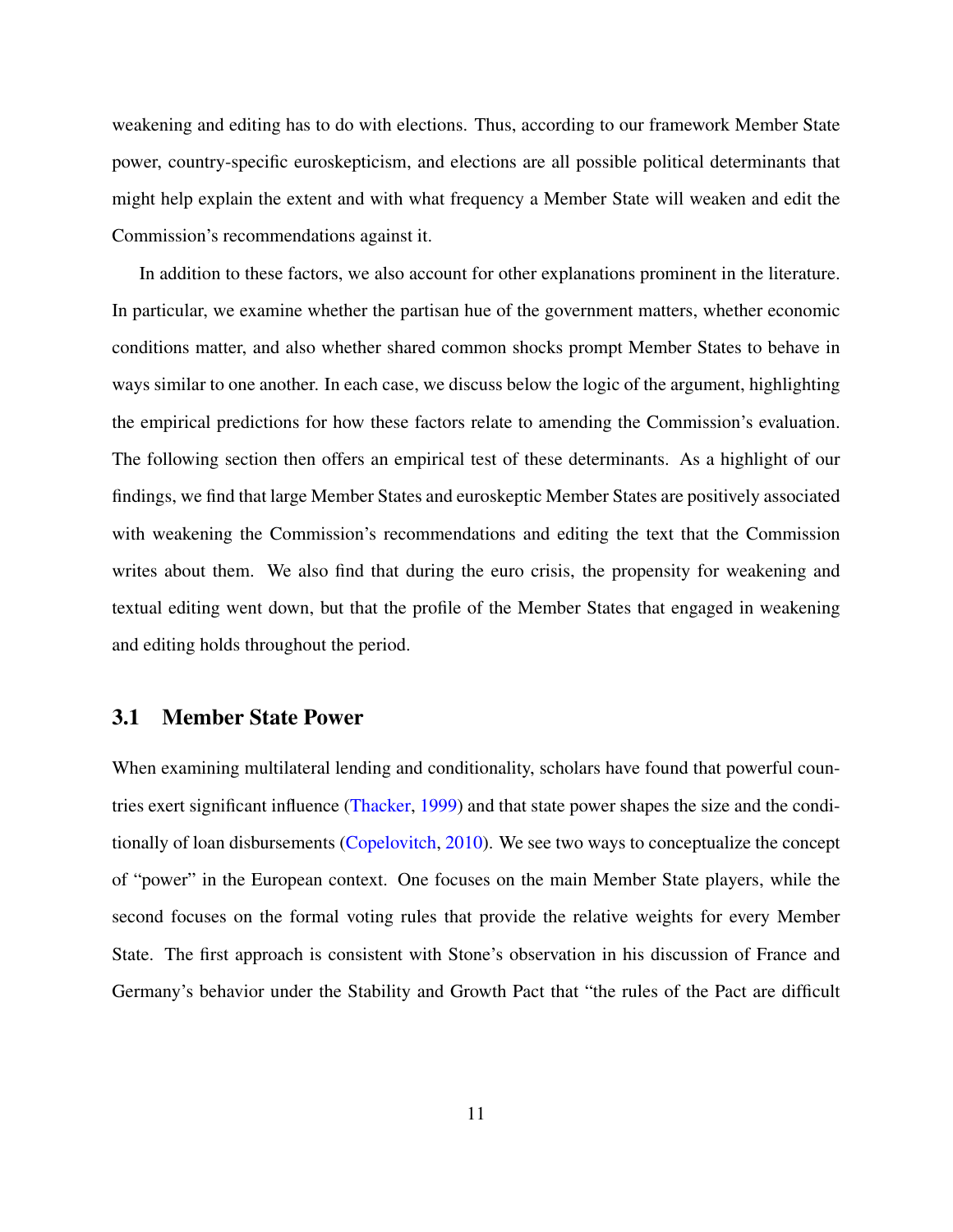weakening and editing has to do with elections. Thus, according to our framework Member State power, country-specific euroskepticism, and elections are all possible political determinants that might help explain the extent and with what frequency a Member State will weaken and edit the Commission's recommendations against it.

In addition to these factors, we also account for other explanations prominent in the literature. In particular, we examine whether the partisan hue of the government matters, whether economic conditions matter, and also whether shared common shocks prompt Member States to behave in ways similar to one another. In each case, we discuss below the logic of the argument, highlighting the empirical predictions for how these factors relate to amending the Commission's evaluation. The following section then offers an empirical test of these determinants. As a highlight of our findings, we find that large Member States and euroskeptic Member States are positively associated with weakening the Commission's recommendations and editing the text that the Commission writes about them. We also find that during the euro crisis, the propensity for weakening and textual editing went down, but that the profile of the Member States that engaged in weakening and editing holds throughout the period.

## 3.1 Member State Power

When examining multilateral lending and conditionality, scholars have found that powerful countries exert significant influence (Thacker, 1999) and that state power shapes the size and the conditionally of loan disbursements (Copelovitch, 2010). We see two ways to conceptualize the concept of "power" in the European context. One focuses on the main Member State players, while the second focuses on the formal voting rules that provide the relative weights for every Member State. The first approach is consistent with Stone's observation in his discussion of France and Germany's behavior under the Stability and Growth Pact that "the rules of the Pact are difficult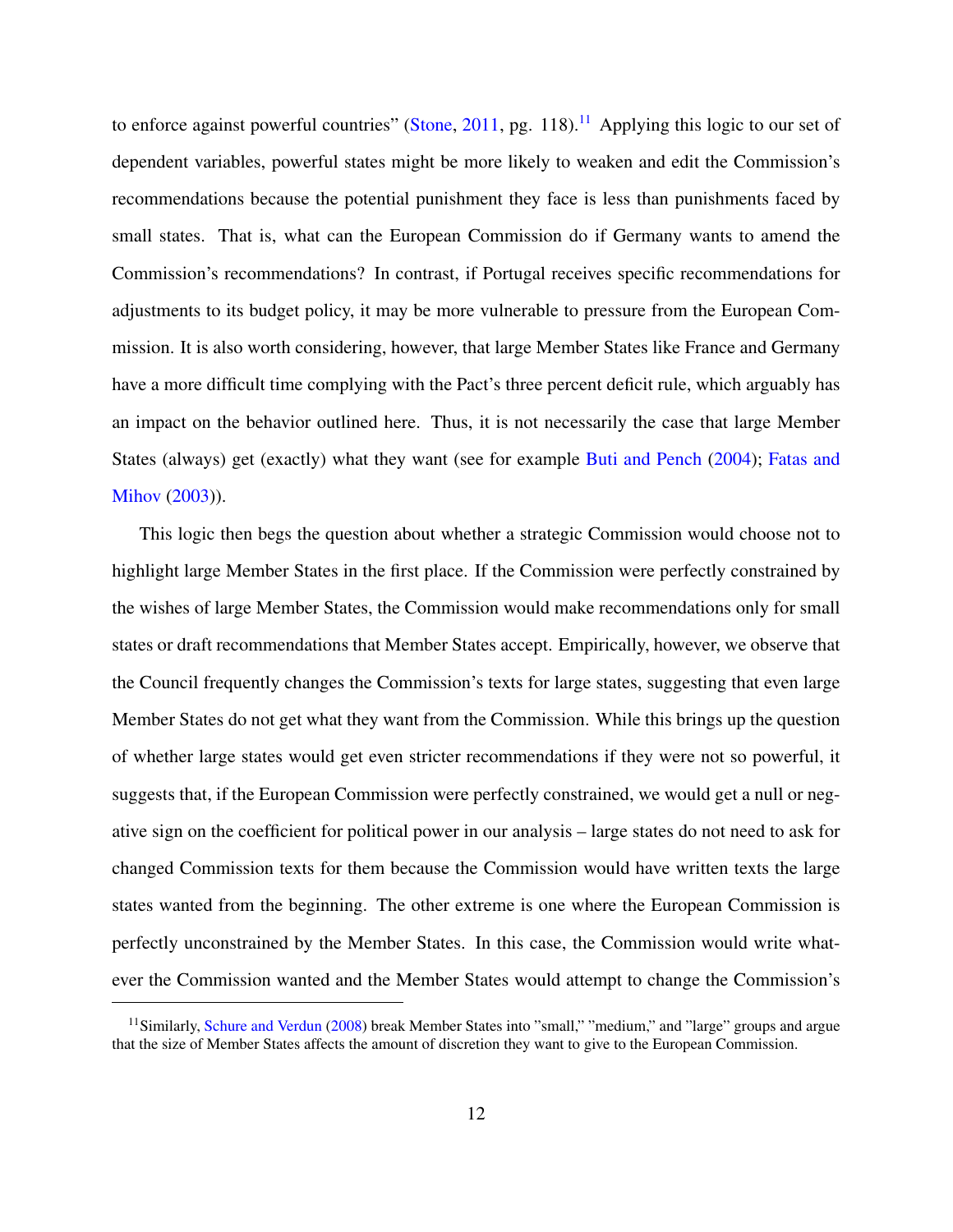to enforce against powerful countries" (Stone, 2011, pg. 118).[11] Applying this logic to our set of dependent variables, powerful states might be more likely to weaken and edit the Commission's recommendations because the potential punishment they face is less than punishments faced by small states. That is, what can the European Commission do if Germany wants to amend the Commission's recommendations? In contrast, if Portugal receives specific recommendations for adjustments to its budget policy, it may be more vulnerable to pressure from the European Commission. It is also worth considering, however, that large Member States like France and Germany have a more difficult time complying with the Pact's three percent deficit rule, which arguably has an impact on the behavior outlined here. Thus, it is not necessarily the case that large Member States (always) get (exactly) what they want (see for example Buti and Pench (2004); Fatas and Mihov (2003)).

This logic then begs the question about whether a strategic Commission would choose not to highlight large Member States in the first place. If the Commission were perfectly constrained by the wishes of large Member States, the Commission would make recommendations only for small states or draft recommendations that Member States accept. Empirically, however, we observe that the Council frequently changes the Commission's texts for large states, suggesting that even large Member States do not get what they want from the Commission. While this brings up the question of whether large states would get even stricter recommendations if they were not so powerful, it suggests that, if the European Commission were perfectly constrained, we would get a null or negative sign on the coefficient for political power in our analysis – large states do not need to ask for changed Commission texts for them because the Commission would have written texts the large states wanted from the beginning. The other extreme is one where the European Commission is perfectly unconstrained by the Member States. In this case, the Commission would write whatever the Commission wanted and the Member States would attempt to change the Commission's

[11] Similarly, Schure and Verdun (2008) break Member States into "small," "medium," and "large" groups and argue that the size of Member States affects the amount of discretion they want to give to the European Commission.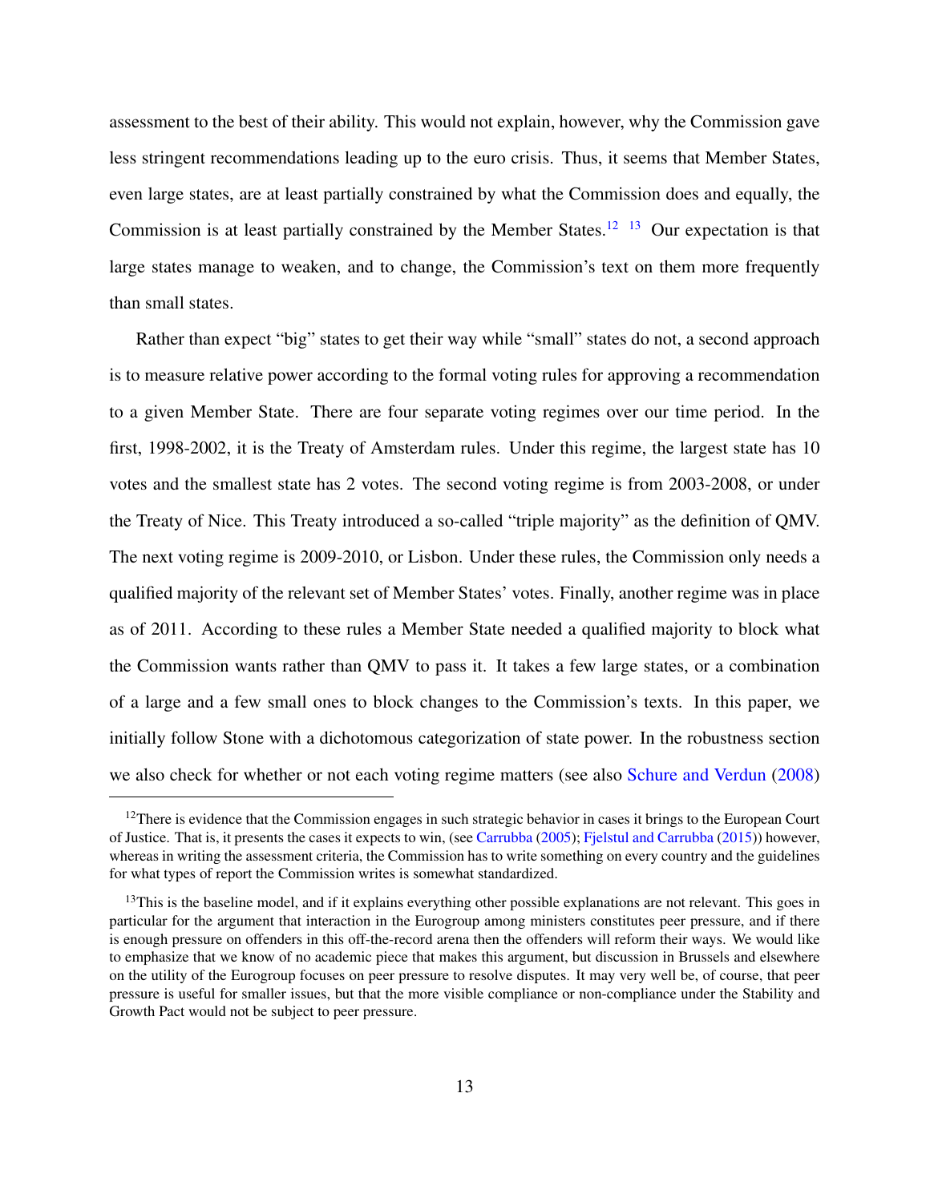assessment to the best of their ability. This would not explain, however, why the Commission gave less stringent recommendations leading up to the euro crisis. Thus, it seems that Member States, even large states, are at least partially constrained by what the Commission does and equally, the Commission is at least partially constrained by the Member States.[12] [13] Our expectation is that large states manage to weaken, and to change, the Commission's text on them more frequently than small states.

Rather than expect "big" states to get their way while "small" states do not, a second approach is to measure relative power according to the formal voting rules for approving a recommendation to a given Member State. There are four separate voting regimes over our time period. In the first, 1998-2002, it is the Treaty of Amsterdam rules. Under this regime, the largest state has 10 votes and the smallest state has 2 votes. The second voting regime is from 2003-2008, or under the Treaty of Nice. This Treaty introduced a so-called "triple majority" as the definition of QMV. The next voting regime is 2009-2010, or Lisbon. Under these rules, the Commission only needs a qualified majority of the relevant set of Member States' votes. Finally, another regime was in place as of 2011. According to these rules a Member State needed a qualified majority to block what the Commission wants rather than QMV to pass it. It takes a few large states, or a combination of a large and a few small ones to block changes to the Commission's texts. In this paper, we initially follow Stone with a dichotomous categorization of state power. In the robustness section we also check for whether or not each voting regime matters (see also Schure and Verdun (2008)

---

[12] There is evidence that the Commission engages in such strategic behavior in cases it brings to the European Court of Justice. That is, it presents the cases it expects to win, (see Carrubba (2005); Fjelstul and Carrubba (2015)) however, whereas in writing the assessment criteria, the Commission has to write something on every country and the guidelines for what types of report the Commission writes is somewhat standardized.

[13] This is the baseline model, and if it explains everything other possible explanations are not relevant. This goes in particular for the argument that interaction in the Eurogroup among ministers constitutes peer pressure, and if there is enough pressure on offenders in this off-the-record arena then the offenders will reform their ways. We would like to emphasize that we know of no academic piece that makes this argument, but discussion in Brussels and elsewhere on the utility of the Eurogroup focuses on peer pressure to resolve disputes. It may very well be, of course, that peer pressure is useful for smaller issues, but that the more visible compliance or non-compliance under the Stability and Growth Pact would not be subject to peer pressure.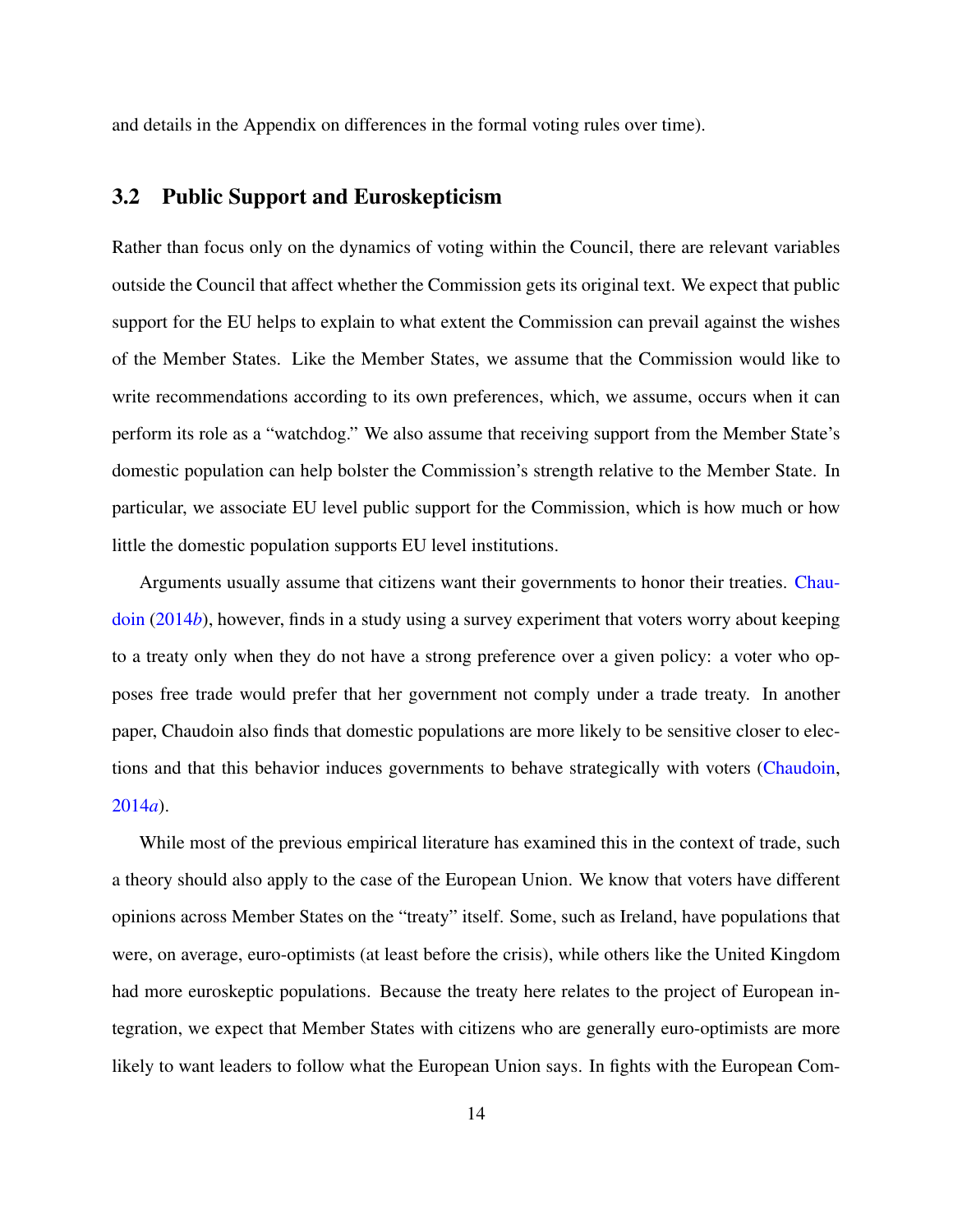and details in the Appendix on differences in the formal voting rules over time).

## 3.2 Public Support and Euroskepticism

Rather than focus only on the dynamics of voting within the Council, there are relevant variables outside the Council that affect whether the Commission gets its original text. We expect that public support for the EU helps to explain to what extent the Commission can prevail against the wishes of the Member States. Like the Member States, we assume that the Commission would like to write recommendations according to its own preferences, which, we assume, occurs when it can perform its role as a "watchdog." We also assume that receiving support from the Member State's domestic population can help bolster the Commission's strength relative to the Member State. In particular, we associate EU level public support for the Commission, which is how much or how little the domestic population supports EU level institutions.

Arguments usually assume that citizens want their governments to honor their treaties. Chaudoin (2014*b*), however, finds in a study using a survey experiment that voters worry about keeping to a treaty only when they do not have a strong preference over a given policy: a voter who opposes free trade would prefer that her government not comply under a trade treaty. In another paper, Chaudoin also finds that domestic populations are more likely to be sensitive closer to elections and that this behavior induces governments to behave strategically with voters (Chaudoin, 2014*a*).

While most of the previous empirical literature has examined this in the context of trade, such a theory should also apply to the case of the European Union. We know that voters have different opinions across Member States on the "treaty" itself. Some, such as Ireland, have populations that were, on average, euro-optimists (at least before the crisis), while others like the United Kingdom had more euroskeptic populations. Because the treaty here relates to the project of European integration, we expect that Member States with citizens who are generally euro-optimists are more likely to want leaders to follow what the European Union says. In fights with the European Com-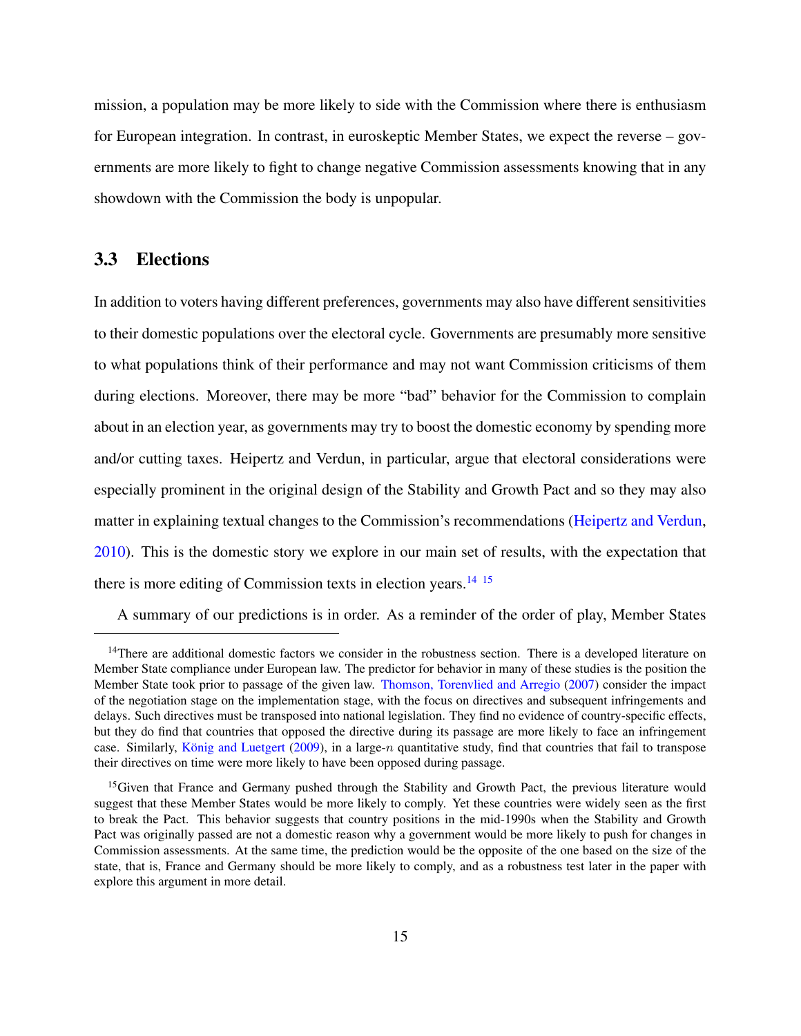mission, a population may be more likely to side with the Commission where there is enthusiasm for European integration. In contrast, in euroskeptic Member States, we expect the reverse – governments are more likely to fight to change negative Commission assessments knowing that in any showdown with the Commission the body is unpopular.

## 3.3 Elections

In addition to voters having different preferences, governments may also have different sensitivities to their domestic populations over the electoral cycle. Governments are presumably more sensitive to what populations think of their performance and may not want Commission criticisms of them during elections. Moreover, there may be more "bad" behavior for the Commission to complain about in an election year, as governments may try to boost the domestic economy by spending more and/or cutting taxes. Heipertz and Verdun, in particular, argue that electoral considerations were especially prominent in the original design of the Stability and Growth Pact and so they may also matter in explaining textual changes to the Commission's recommendations (Heipertz and Verdun, 2010). This is the domestic story we explore in our main set of results, with the expectation that there is more editing of Commission texts in election years.[14] [15]

A summary of our predictions is in order. As a reminder of the order of play, Member States

[14] There are additional domestic factors we consider in the robustness section. There is a developed literature on Member State compliance under European law. The predictor for behavior in many of these studies is the position the Member State took prior to passage of the given law. Thomson, Torenvlied and Arregio (2007) consider the impact of the negotiation stage on the implementation stage, with the focus on directives and subsequent infringements and delays. Such directives must be transposed into national legislation. They find no evidence of country-specific effects, but they do find that countries that opposed the directive during its passage are more likely to face an infringement case. Similarly, König and Luetgert (2009), in a large-$n$ quantitative study, find that countries that fail to transpose their directives on time were more likely to have been opposed during passage.

[15] Given that France and Germany pushed through the Stability and Growth Pact, the previous literature would suggest that these Member States would be more likely to comply. Yet these countries were widely seen as the first to break the Pact. This behavior suggests that country positions in the mid-1990s when the Stability and Growth Pact was originally passed are not a domestic reason why a government would be more likely to push for changes in Commission assessments. At the same time, the prediction would be the opposite of the one based on the size of the state, that is, France and Germany should be more likely to comply, and as a robustness test later in the paper with explore this argument in more detail.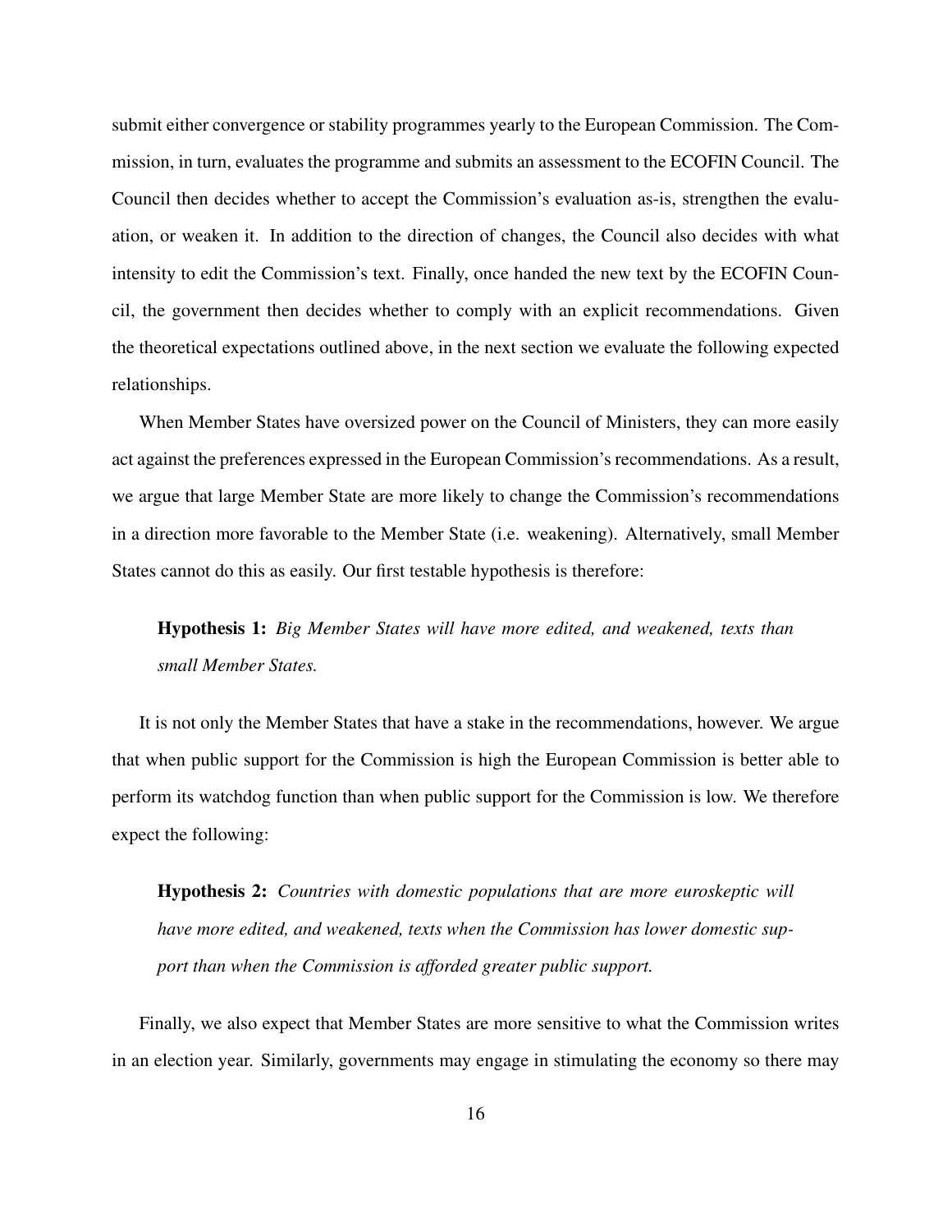submit either convergence or stability programmes yearly to the European Commission. The Commission, in turn, evaluates the programme and submits an assessment to the ECOFIN Council. The Council then decides whether to accept the Commission's evaluation as-is, strengthen the evaluation, or weaken it. In addition to the direction of changes, the Council also decides with what intensity to edit the Commission's text. Finally, once handed the new text by the ECOFIN Council, the government then decides whether to comply with an explicit recommendations. Given the theoretical expectations outlined above, in the next section we evaluate the following expected relationships.

When Member States have oversized power on the Council of Ministers, they can more easily act against the preferences expressed in the European Commission's recommendations. As a result, we argue that large Member State are more likely to change the Commission's recommendations in a direction more favorable to the Member State (i.e. weakening). Alternatively, small Member States cannot do this as easily. Our first testable hypothesis is therefore:

> **Hypothesis 1:** *Big Member States will have more edited, and weakened, texts than small Member States.*

It is not only the Member States that have a stake in the recommendations, however. We argue that when public support for the Commission is high the European Commission is better able to perform its watchdog function than when public support for the Commission is low. We therefore expect the following:

> **Hypothesis 2:** *Countries with domestic populations that are more euroskeptic will have more edited, and weakened, texts when the Commission has lower domestic support than when the Commission is afforded greater public support.*

Finally, we also expect that Member States are more sensitive to what the Commission writes in an election year. Similarly, governments may engage in stimulating the economy so there may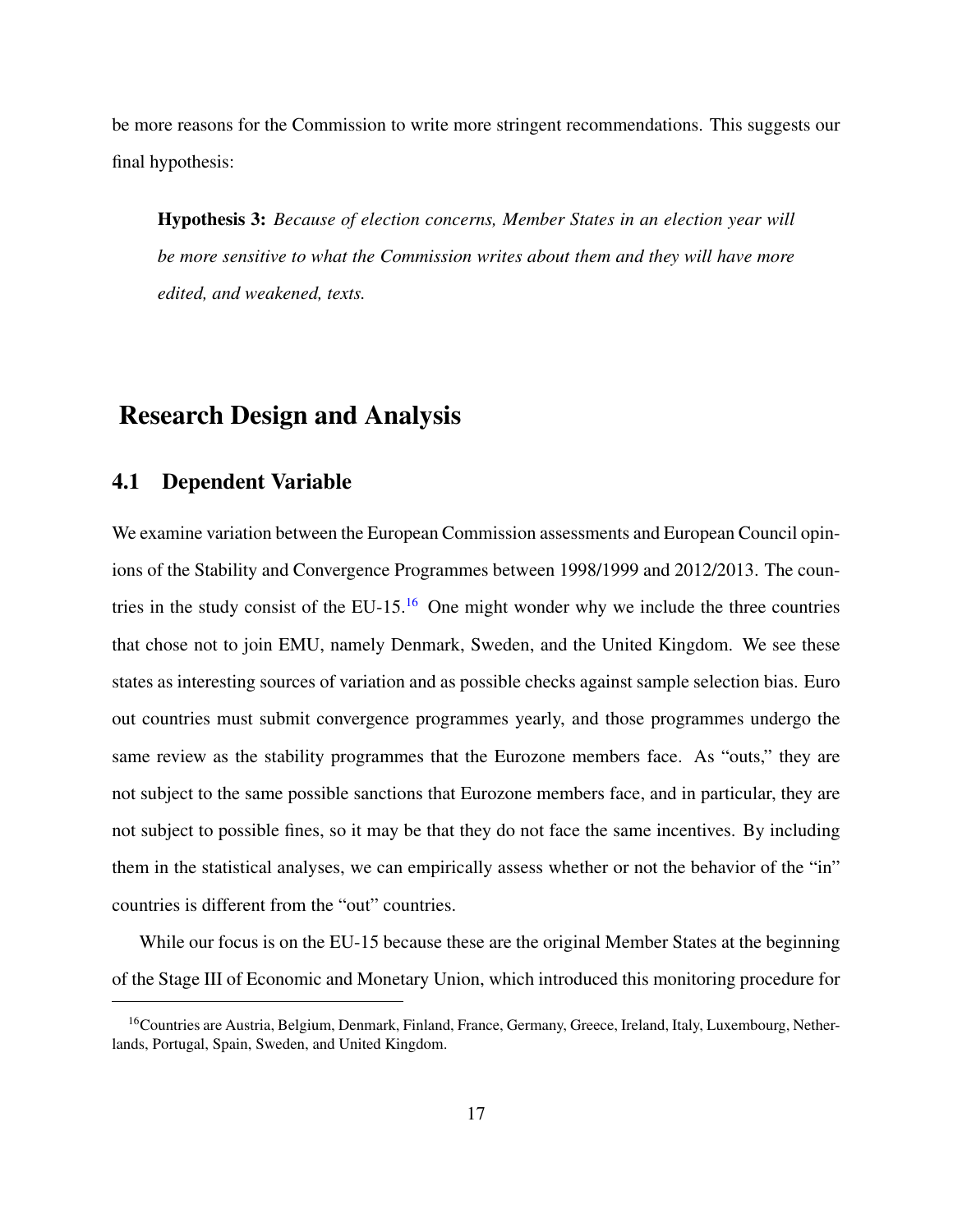be more reasons for the Commission to write more stringent recommendations. This suggests our final hypothesis:

> **Hypothesis 3:** *Because of election concerns, Member States in an election year will be more sensitive to what the Commission writes about them and they will have more edited, and weakened, texts.*

# Research Design and Analysis

## 4.1 Dependent Variable

We examine variation between the European Commission assessments and European Council opinions of the Stability and Convergence Programmes between 1998/1999 and 2012/2013. The countries in the study consist of the EU-15.[16] One might wonder why we include the three countries that chose not to join EMU, namely Denmark, Sweden, and the United Kingdom. We see these states as interesting sources of variation and as possible checks against sample selection bias. Euro out countries must submit convergence programmes yearly, and those programmes undergo the same review as the stability programmes that the Eurozone members face. As "outs," they are not subject to the same possible sanctions that Eurozone members face, and in particular, they are not subject to possible fines, so it may be that they do not face the same incentives. By including them in the statistical analyses, we can empirically assess whether or not the behavior of the "in" countries is different from the "out" countries.

While our focus is on the EU-15 because these are the original Member States at the beginning of the Stage III of Economic and Monetary Union, which introduced this monitoring procedure for

[16] Countries are Austria, Belgium, Denmark, Finland, France, Germany, Greece, Ireland, Italy, Luxembourg, Netherlands, Portugal, Spain, Sweden, and United Kingdom.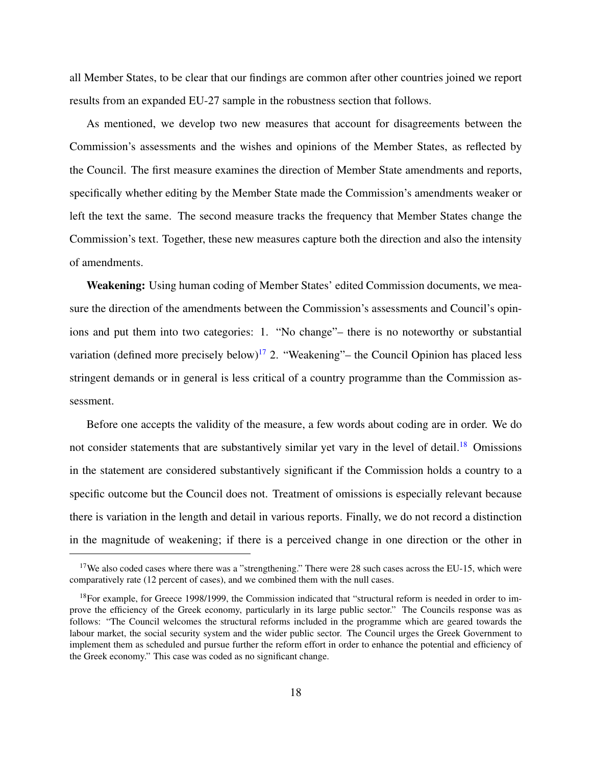all Member States, to be clear that our findings are common after other countries joined we report results from an expanded EU-27 sample in the robustness section that follows.

As mentioned, we develop two new measures that account for disagreements between the Commission's assessments and the wishes and opinions of the Member States, as reflected by the Council. The first measure examines the direction of Member State amendments and reports, specifically whether editing by the Member State made the Commission's amendments weaker or left the text the same. The second measure tracks the frequency that Member States change the Commission's text. Together, these new measures capture both the direction and also the intensity of amendments.

**Weakening:** Using human coding of Member States' edited Commission documents, we measure the direction of the amendments between the Commission's assessments and Council's opinions and put them into two categories: 1. "No change"– there is no noteworthy or substantial variation (defined more precisely below)[17] 2. "Weakening"– the Council Opinion has placed less stringent demands or in general is less critical of a country programme than the Commission assessment.

Before one accepts the validity of the measure, a few words about coding are in order. We do not consider statements that are substantively similar yet vary in the level of detail.[18] Omissions in the statement are considered substantively significant if the Commission holds a country to a specific outcome but the Council does not. Treatment of omissions is especially relevant because there is variation in the length and detail in various reports. Finally, we do not record a distinction in the magnitude of weakening; if there is a perceived change in one direction or the other in

[17] We also coded cases where there was a "strengthening." There were 28 such cases across the EU-15, which were comparatively rate (12 percent of cases), and we combined them with the null cases.

[18] For example, for Greece 1998/1999, the Commission indicated that "structural reform is needed in order to improve the efficiency of the Greek economy, particularly in its large public sector." The Councils response was as follows: "The Council welcomes the structural reforms included in the programme which are geared towards the labour market, the social security system and the wider public sector. The Council urges the Greek Government to implement them as scheduled and pursue further the reform effort in order to enhance the potential and efficiency of the Greek economy." This case was coded as no significant change.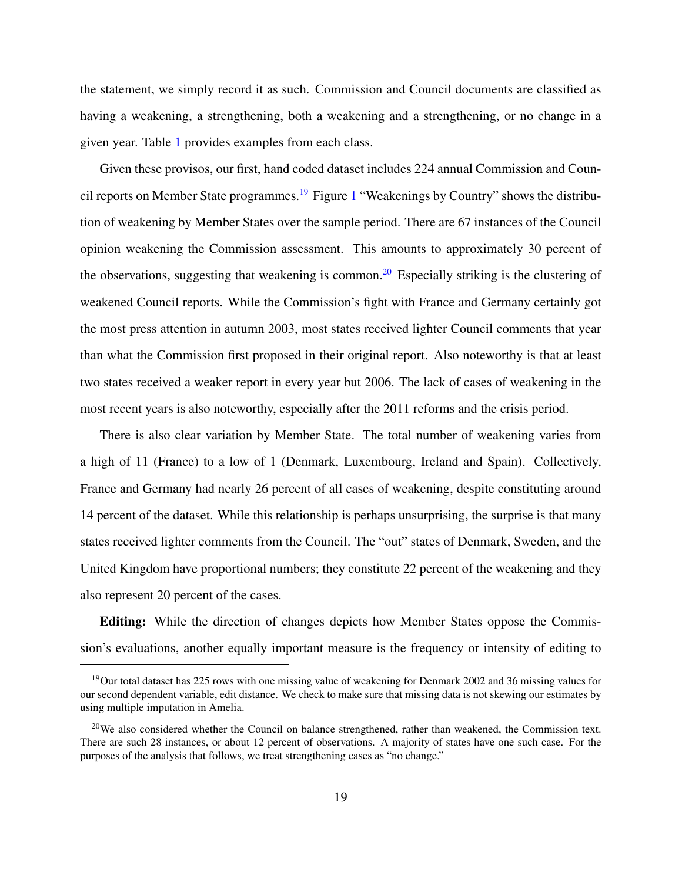the statement, we simply record it as such. Commission and Council documents are classified as having a weakening, a strengthening, both a weakening and a strengthening, or no change in a given year. Table 1 provides examples from each class.

Given these provisos, our first, hand coded dataset includes 224 annual Commission and Council reports on Member State programmes.[19] Figure 1 "Weakenings by Country" shows the distribution of weakening by Member States over the sample period. There are 67 instances of the Council opinion weakening the Commission assessment. This amounts to approximately 30 percent of the observations, suggesting that weakening is common.[20] Especially striking is the clustering of weakened Council reports. While the Commission's fight with France and Germany certainly got the most press attention in autumn 2003, most states received lighter Council comments that year than what the Commission first proposed in their original report. Also noteworthy is that at least two states received a weaker report in every year but 2006. The lack of cases of weakening in the most recent years is also noteworthy, especially after the 2011 reforms and the crisis period.

There is also clear variation by Member State. The total number of weakening varies from a high of 11 (France) to a low of 1 (Denmark, Luxembourg, Ireland and Spain). Collectively, France and Germany had nearly 26 percent of all cases of weakening, despite constituting around 14 percent of the dataset. While this relationship is perhaps unsurprising, the surprise is that many states received lighter comments from the Council. The "out" states of Denmark, Sweden, and the United Kingdom have proportional numbers; they constitute 22 percent of the weakening and they also represent 20 percent of the cases.

**Editing:** While the direction of changes depicts how Member States oppose the Commission's evaluations, another equally important measure is the frequency or intensity of editing to

---

[19] Our total dataset has 225 rows with one missing value of weakening for Denmark 2002 and 36 missing values for our second dependent variable, edit distance. We check to make sure that missing data is not skewing our estimates by using multiple imputation in Amelia.

[20] We also considered whether the Council on balance strengthened, rather than weakened, the Commission text. There are such 28 instances, or about 12 percent of observations. A majority of states have one such case. For the purposes of the analysis that follows, we treat strengthening cases as "no change."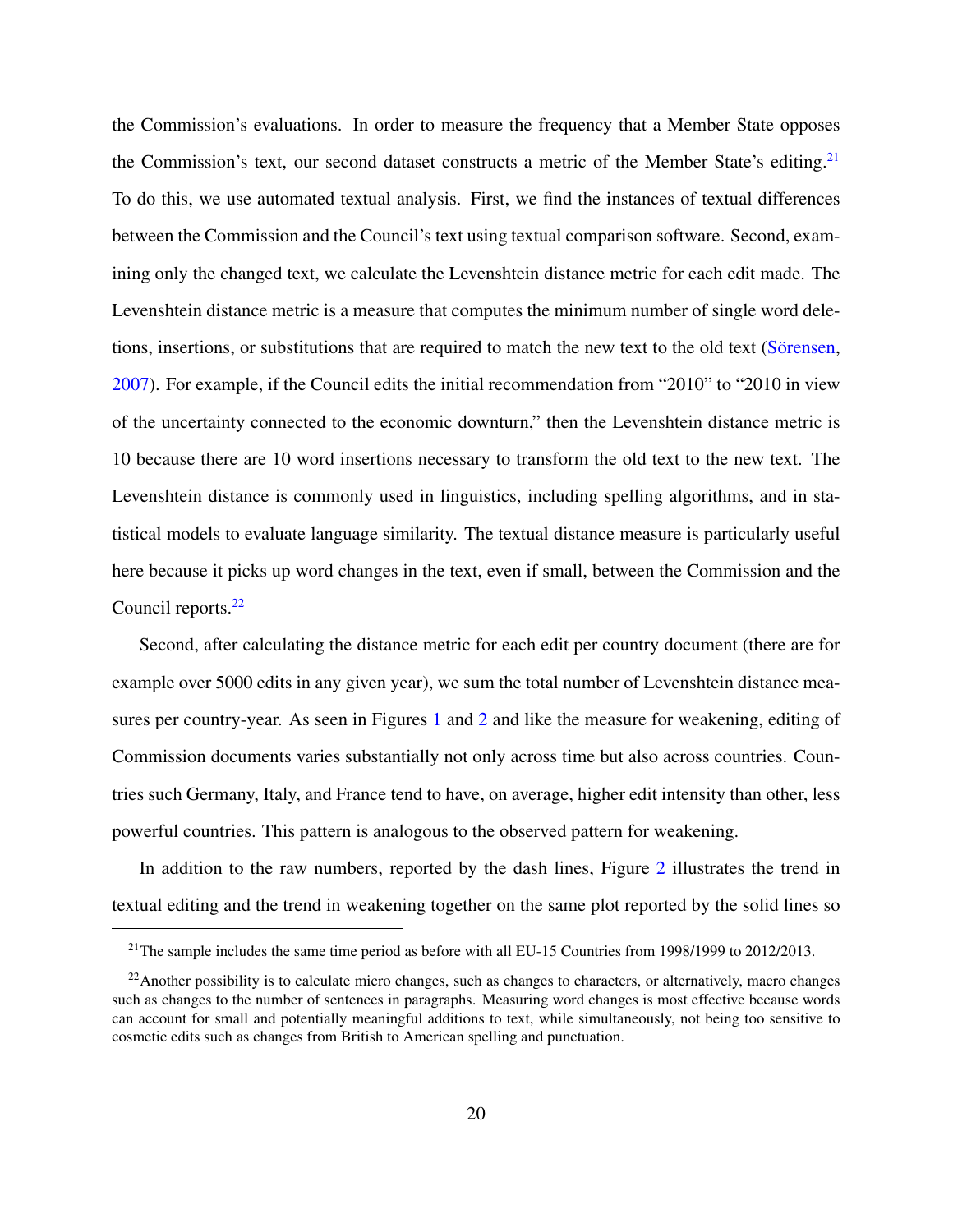the Commission's evaluations. In order to measure the frequency that a Member State opposes the Commission's text, our second dataset constructs a metric of the Member State's editing.[21] To do this, we use automated textual analysis. First, we find the instances of textual differences between the Commission and the Council's text using textual comparison software. Second, examining only the changed text, we calculate the Levenshtein distance metric for each edit made. The Levenshtein distance metric is a measure that computes the minimum number of single word deletions, insertions, or substitutions that are required to match the new text to the old text (Sörensen, 2007). For example, if the Council edits the initial recommendation from "2010" to "2010 in view of the uncertainty connected to the economic downturn," then the Levenshtein distance metric is 10 because there are 10 word insertions necessary to transform the old text to the new text. The Levenshtein distance is commonly used in linguistics, including spelling algorithms, and in statistical models to evaluate language similarity. The textual distance measure is particularly useful here because it picks up word changes in the text, even if small, between the Commission and the Council reports.[22]

Second, after calculating the distance metric for each edit per country document (there are for example over 5000 edits in any given year), we sum the total number of Levenshtein distance measures per country-year. As seen in Figures 1 and 2 and like the measure for weakening, editing of Commission documents varies substantially not only across time but also across countries. Countries such Germany, Italy, and France tend to have, on average, higher edit intensity than other, less powerful countries. This pattern is analogous to the observed pattern for weakening.

In addition to the raw numbers, reported by the dash lines, Figure 2 illustrates the trend in textual editing and the trend in weakening together on the same plot reported by the solid lines so

[21] The sample includes the same time period as before with all EU-15 Countries from 1998/1999 to 2012/2013.

[22] Another possibility is to calculate micro changes, such as changes to characters, or alternatively, macro changes such as changes to the number of sentences in paragraphs. Measuring word changes is most effective because words can account for small and potentially meaningful additions to text, while simultaneously, not being too sensitive to cosmetic edits such as changes from British to American spelling and punctuation.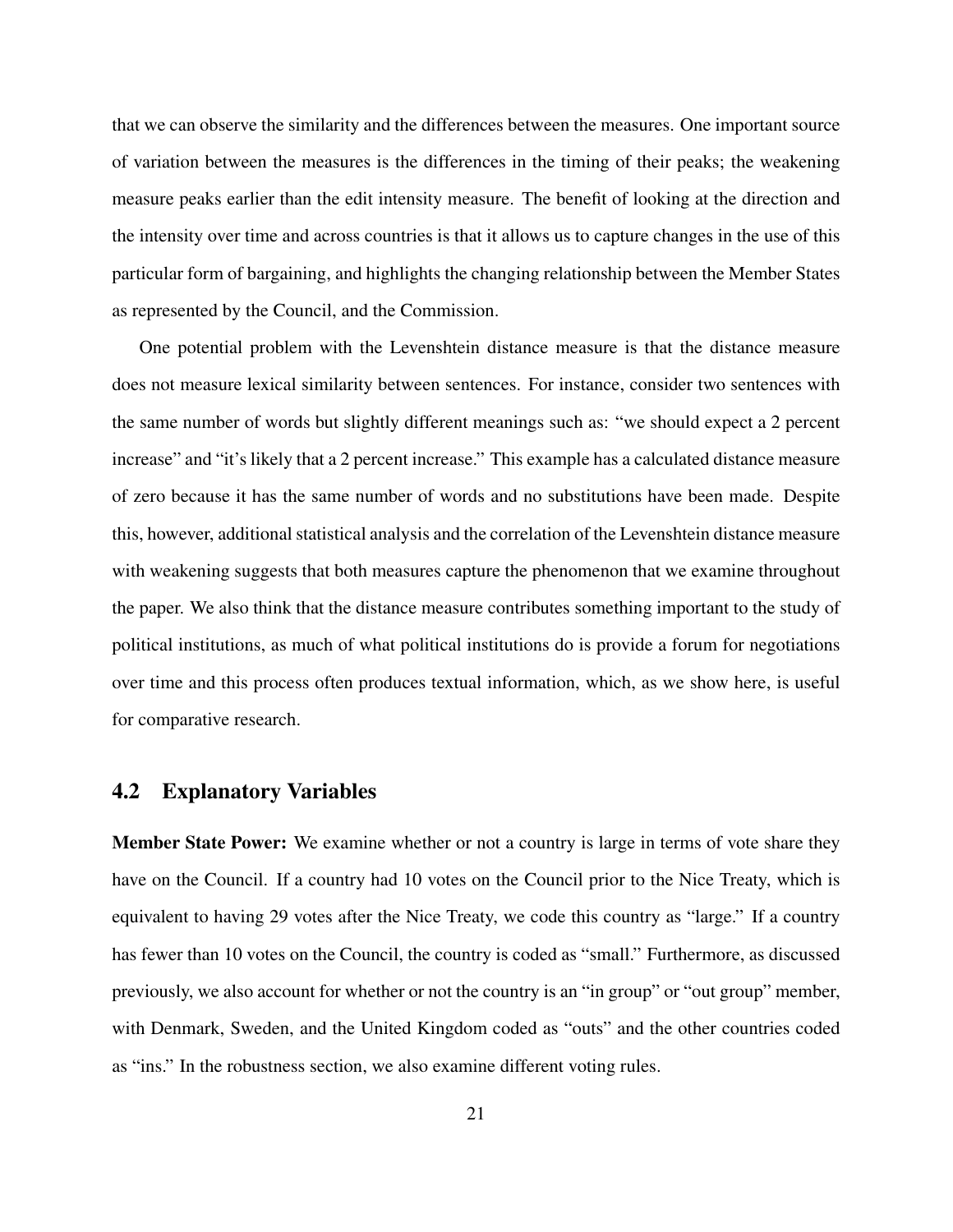that we can observe the similarity and the differences between the measures. One important source of variation between the measures is the differences in the timing of their peaks; the weakening measure peaks earlier than the edit intensity measure. The benefit of looking at the direction and the intensity over time and across countries is that it allows us to capture changes in the use of this particular form of bargaining, and highlights the changing relationship between the Member States as represented by the Council, and the Commission.

One potential problem with the Levenshtein distance measure is that the distance measure does not measure lexical similarity between sentences. For instance, consider two sentences with the same number of words but slightly different meanings such as: "we should expect a 2 percent increase" and "it's likely that a 2 percent increase." This example has a calculated distance measure of zero because it has the same number of words and no substitutions have been made. Despite this, however, additional statistical analysis and the correlation of the Levenshtein distance measure with weakening suggests that both measures capture the phenomenon that we examine throughout the paper. We also think that the distance measure contributes something important to the study of political institutions, as much of what political institutions do is provide a forum for negotiations over time and this process often produces textual information, which, as we show here, is useful for comparative research.

## 4.2 Explanatory Variables

**Member State Power:** We examine whether or not a country is large in terms of vote share they have on the Council. If a country had 10 votes on the Council prior to the Nice Treaty, which is equivalent to having 29 votes after the Nice Treaty, we code this country as "large." If a country has fewer than 10 votes on the Council, the country is coded as "small." Furthermore, as discussed previously, we also account for whether or not the country is an "in group" or "out group" member, with Denmark, Sweden, and the United Kingdom coded as "outs" and the other countries coded as "ins." In the robustness section, we also examine different voting rules.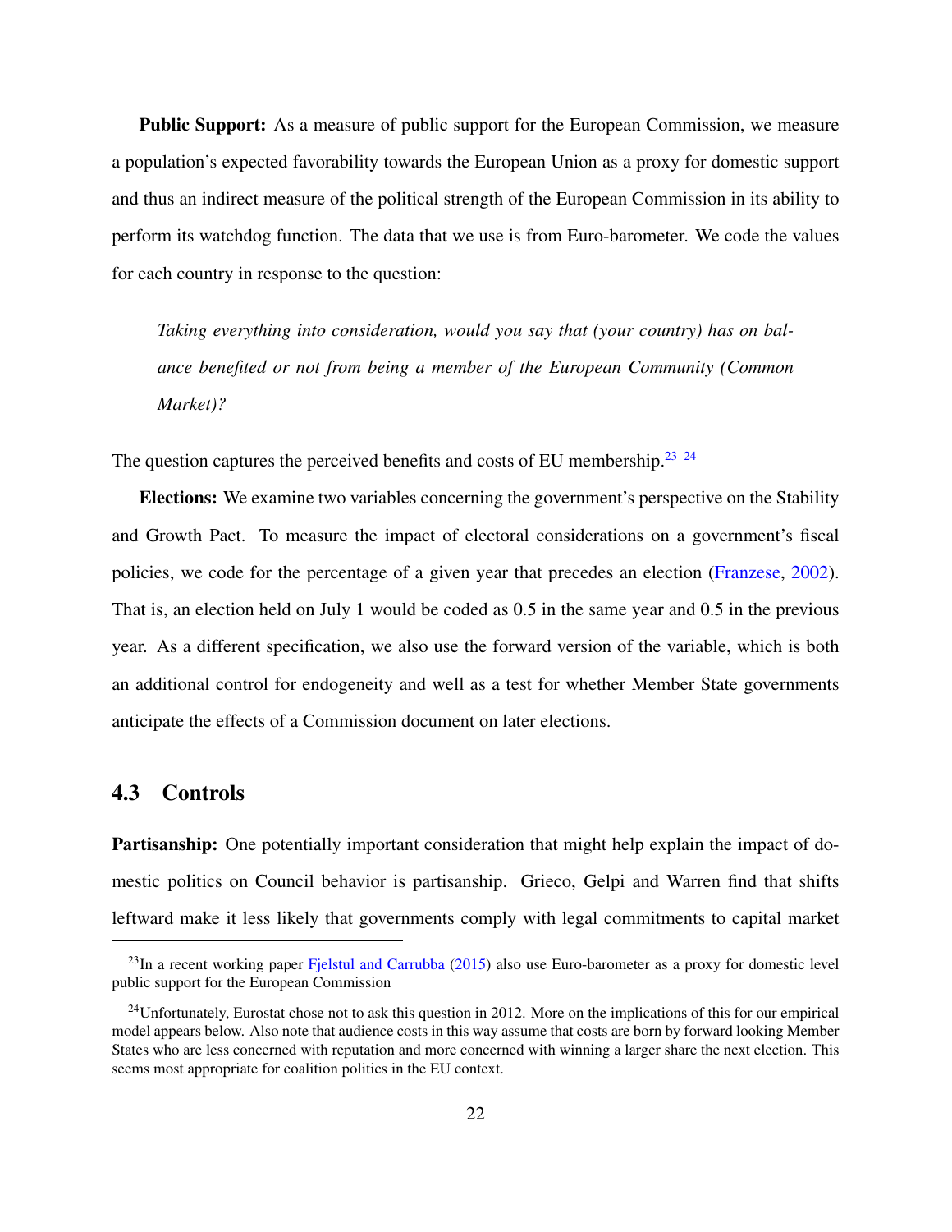**Public Support:** As a measure of public support for the European Commission, we measure a population's expected favorability towards the European Union as a proxy for domestic support and thus an indirect measure of the political strength of the European Commission in its ability to perform its watchdog function. The data that we use is from Euro-barometer. We code the values for each country in response to the question:

> *Taking everything into consideration, would you say that (your country) has on balance benefited or not from being a member of the European Community (Common Market)?*

The question captures the perceived benefits and costs of EU membership.[23] [24]

**Elections:** We examine two variables concerning the government's perspective on the Stability and Growth Pact. To measure the impact of electoral considerations on a government's fiscal policies, we code for the percentage of a given year that precedes an election (Franzese, 2002). That is, an election held on July 1 would be coded as 0.5 in the same year and 0.5 in the previous year. As a different specification, we also use the forward version of the variable, which is both an additional control for endogeneity and well as a test for whether Member State governments anticipate the effects of a Commission document on later elections.

## 4.3 Controls

**Partisanship:** One potentially important consideration that might help explain the impact of domestic politics on Council behavior is partisanship. Grieco, Gelpi and Warren find that shifts leftward make it less likely that governments comply with legal commitments to capital market

---

[23] In a recent working paper Fjelstul and Carrubba (2015) also use Euro-barometer as a proxy for domestic level public support for the European Commission

[24] Unfortunately, Eurostat chose not to ask this question in 2012. More on the implications of this for our empirical model appears below. Also note that audience costs in this way assume that costs are born by forward looking Member States who are less concerned with reputation and more concerned with winning a larger share the next election. This seems most appropriate for coalition politics in the EU context.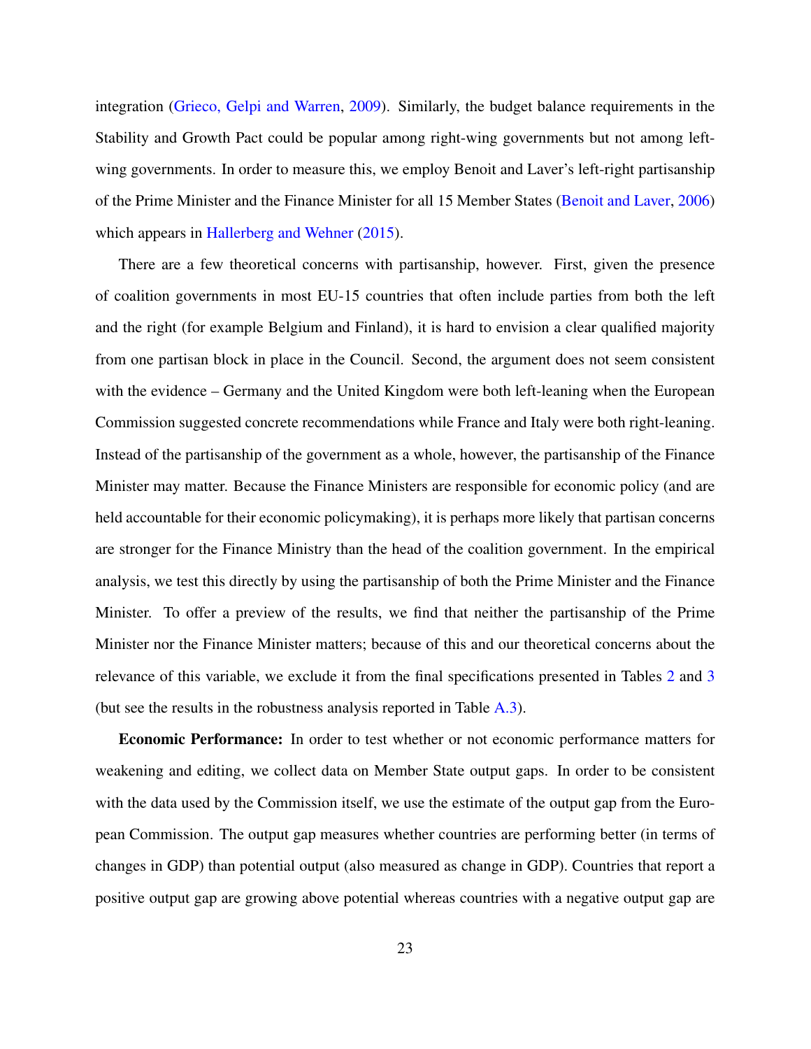integration (Grieco, Gelpi and Warren, 2009). Similarly, the budget balance requirements in the Stability and Growth Pact could be popular among right-wing governments but not among left-wing governments. In order to measure this, we employ Benoit and Laver's left-right partisanship of the Prime Minister and the Finance Minister for all 15 Member States (Benoit and Laver, 2006) which appears in Hallerberg and Wehner (2015).

There are a few theoretical concerns with partisanship, however. First, given the presence of coalition governments in most EU-15 countries that often include parties from both the left and the right (for example Belgium and Finland), it is hard to envision a clear qualified majority from one partisan block in place in the Council. Second, the argument does not seem consistent with the evidence – Germany and the United Kingdom were both left-leaning when the European Commission suggested concrete recommendations while France and Italy were both right-leaning. Instead of the partisanship of the government as a whole, however, the partisanship of the Finance Minister may matter. Because the Finance Ministers are responsible for economic policy (and are held accountable for their economic policymaking), it is perhaps more likely that partisan concerns are stronger for the Finance Ministry than the head of the coalition government. In the empirical analysis, we test this directly by using the partisanship of both the Prime Minister and the Finance Minister. To offer a preview of the results, we find that neither the partisanship of the Prime Minister nor the Finance Minister matters; because of this and our theoretical concerns about the relevance of this variable, we exclude it from the final specifications presented in Tables 2 and 3 (but see the results in the robustness analysis reported in Table A.3).

**Economic Performance:** In order to test whether or not economic performance matters for weakening and editing, we collect data on Member State output gaps. In order to be consistent with the data used by the Commission itself, we use the estimate of the output gap from the European Commission. The output gap measures whether countries are performing better (in terms of changes in GDP) than potential output (also measured as change in GDP). Countries that report a positive output gap are growing above potential whereas countries with a negative output gap are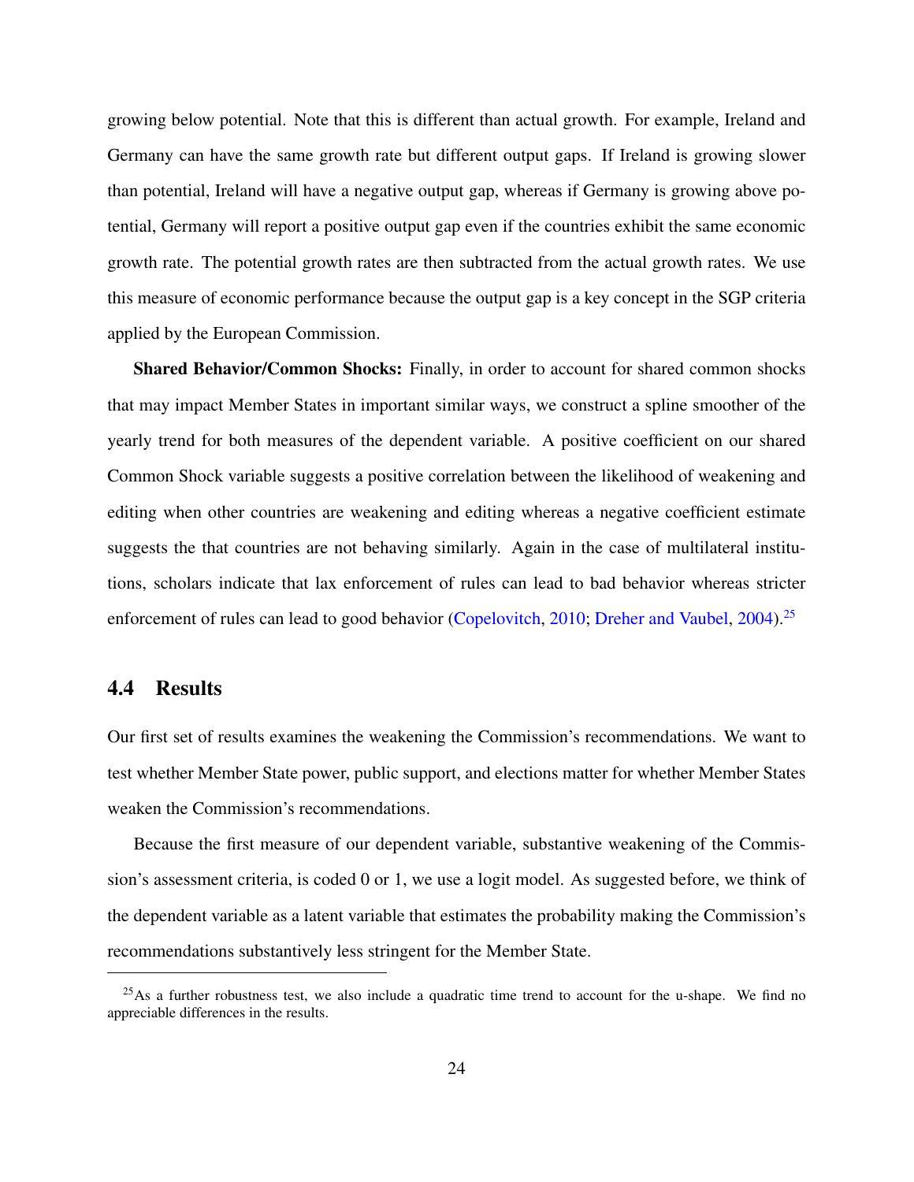growing below potential. Note that this is different than actual growth. For example, Ireland and Germany can have the same growth rate but different output gaps. If Ireland is growing slower than potential, Ireland will have a negative output gap, whereas if Germany is growing above potential, Germany will report a positive output gap even if the countries exhibit the same economic growth rate. The potential growth rates are then subtracted from the actual growth rates. We use this measure of economic performance because the output gap is a key concept in the SGP criteria applied by the European Commission.

**Shared Behavior/Common Shocks:** Finally, in order to account for shared common shocks that may impact Member States in important similar ways, we construct a spline smoother of the yearly trend for both measures of the dependent variable. A positive coefficient on our shared Common Shock variable suggests a positive correlation between the likelihood of weakening and editing when other countries are weakening and editing whereas a negative coefficient estimate suggests the that countries are not behaving similarly. Again in the case of multilateral institutions, scholars indicate that lax enforcement of rules can lead to bad behavior whereas stricter enforcement of rules can lead to good behavior (Copelovitch, 2010; Dreher and Vaubel, 2004).[25]

## 4.4 Results

Our first set of results examines the weakening the Commission's recommendations. We want to test whether Member State power, public support, and elections matter for whether Member States weaken the Commission's recommendations.

Because the first measure of our dependent variable, substantive weakening of the Commission's assessment criteria, is coded 0 or 1, we use a logit model. As suggested before, we think of the dependent variable as a latent variable that estimates the probability making the Commission's recommendations substantively less stringent for the Member State.

[25] As a further robustness test, we also include a quadratic time trend to account for the u-shape. We find no appreciable differences in the results.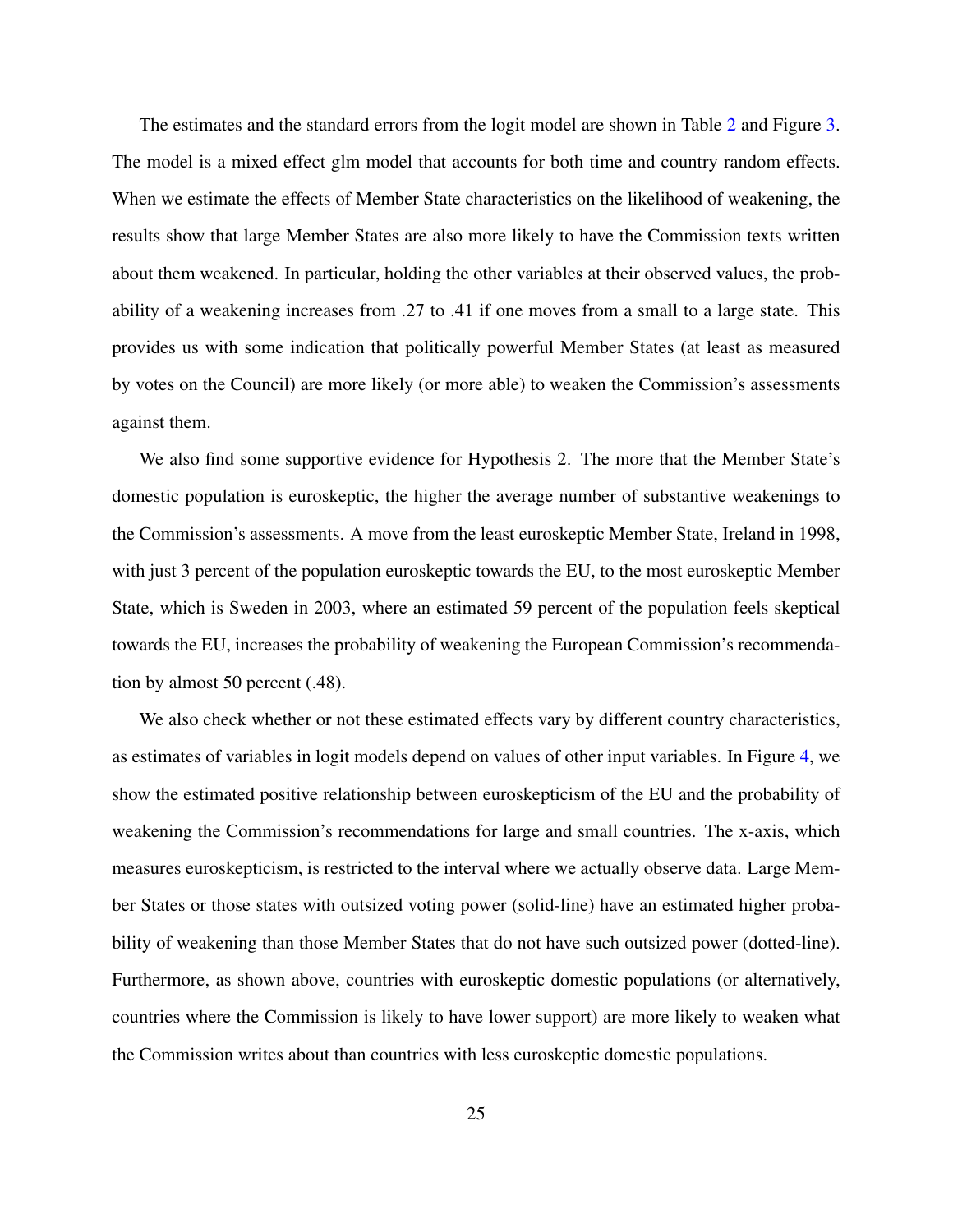The estimates and the standard errors from the logit model are shown in Table 2 and Figure 3. The model is a mixed effect glm model that accounts for both time and country random effects. When we estimate the effects of Member State characteristics on the likelihood of weakening, the results show that large Member States are also more likely to have the Commission texts written about them weakened. In particular, holding the other variables at their observed values, the probability of a weakening increases from .27 to .41 if one moves from a small to a large state. This provides us with some indication that politically powerful Member States (at least as measured by votes on the Council) are more likely (or more able) to weaken the Commission's assessments against them.

We also find some supportive evidence for Hypothesis 2. The more that the Member State's domestic population is euroskeptic, the higher the average number of substantive weakenings to the Commission's assessments. A move from the least euroskeptic Member State, Ireland in 1998, with just 3 percent of the population euroskeptic towards the EU, to the most euroskeptic Member State, which is Sweden in 2003, where an estimated 59 percent of the population feels skeptical towards the EU, increases the probability of weakening the European Commission's recommendation by almost 50 percent (.48).

We also check whether or not these estimated effects vary by different country characteristics, as estimates of variables in logit models depend on values of other input variables. In Figure 4, we show the estimated positive relationship between euroskepticism of the EU and the probability of weakening the Commission's recommendations for large and small countries. The x-axis, which measures euroskepticism, is restricted to the interval where we actually observe data. Large Member States or those states with outsized voting power (solid-line) have an estimated higher probability of weakening than those Member States that do not have such outsized power (dotted-line). Furthermore, as shown above, countries with euroskeptic domestic populations (or alternatively, countries where the Commission is likely to have lower support) are more likely to weaken what the Commission writes about than countries with less euroskeptic domestic populations.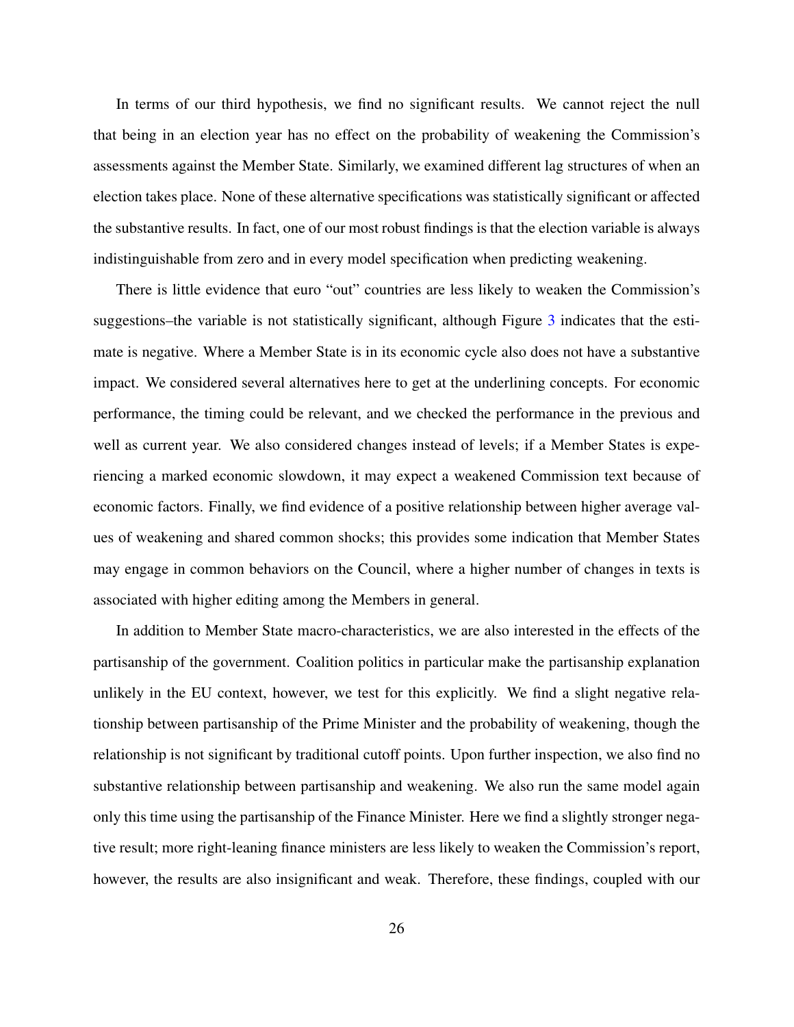In terms of our third hypothesis, we find no significant results. We cannot reject the null that being in an election year has no effect on the probability of weakening the Commission's assessments against the Member State. Similarly, we examined different lag structures of when an election takes place. None of these alternative specifications was statistically significant or affected the substantive results. In fact, one of our most robust findings is that the election variable is always indistinguishable from zero and in every model specification when predicting weakening.

There is little evidence that euro "out" countries are less likely to weaken the Commission's suggestions–the variable is not statistically significant, although Figure 3 indicates that the estimate is negative. Where a Member State is in its economic cycle also does not have a substantive impact. We considered several alternatives here to get at the underlining concepts. For economic performance, the timing could be relevant, and we checked the performance in the previous and well as current year. We also considered changes instead of levels; if a Member States is experiencing a marked economic slowdown, it may expect a weakened Commission text because of economic factors. Finally, we find evidence of a positive relationship between higher average values of weakening and shared common shocks; this provides some indication that Member States may engage in common behaviors on the Council, where a higher number of changes in texts is associated with higher editing among the Members in general.

In addition to Member State macro-characteristics, we are also interested in the effects of the partisanship of the government. Coalition politics in particular make the partisanship explanation unlikely in the EU context, however, we test for this explicitly. We find a slight negative relationship between partisanship of the Prime Minister and the probability of weakening, though the relationship is not significant by traditional cutoff points. Upon further inspection, we also find no substantive relationship between partisanship and weakening. We also run the same model again only this time using the partisanship of the Finance Minister. Here we find a slightly stronger negative result; more right-leaning finance ministers are less likely to weaken the Commission's report, however, the results are also insignificant and weak. Therefore, these findings, coupled with our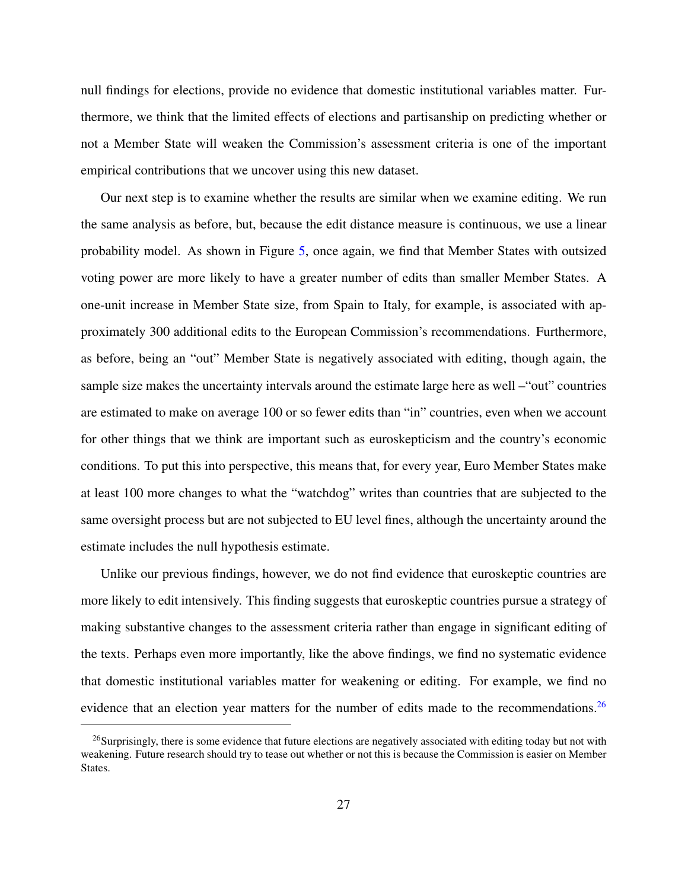null findings for elections, provide no evidence that domestic institutional variables matter. Furthermore, we think that the limited effects of elections and partisanship on predicting whether or not a Member State will weaken the Commission's assessment criteria is one of the important empirical contributions that we uncover using this new dataset.

Our next step is to examine whether the results are similar when we examine editing. We run the same analysis as before, but, because the edit distance measure is continuous, we use a linear probability model. As shown in Figure 5, once again, we find that Member States with outsized voting power are more likely to have a greater number of edits than smaller Member States. A one-unit increase in Member State size, from Spain to Italy, for example, is associated with approximately 300 additional edits to the European Commission's recommendations. Furthermore, as before, being an "out" Member State is negatively associated with editing, though again, the sample size makes the uncertainty intervals around the estimate large here as well –"out" countries are estimated to make on average 100 or so fewer edits than "in" countries, even when we account for other things that we think are important such as euroskepticism and the country's economic conditions. To put this into perspective, this means that, for every year, Euro Member States make at least 100 more changes to what the "watchdog" writes than countries that are subjected to the same oversight process but are not subjected to EU level fines, although the uncertainty around the estimate includes the null hypothesis estimate.

Unlike our previous findings, however, we do not find evidence that euroskeptic countries are more likely to edit intensively. This finding suggests that euroskeptic countries pursue a strategy of making substantive changes to the assessment criteria rather than engage in significant editing of the texts. Perhaps even more importantly, like the above findings, we find no systematic evidence that domestic institutional variables matter for weakening or editing. For example, we find no evidence that an election year matters for the number of edits made to the recommendations.[26]

[26] Surprisingly, there is some evidence that future elections are negatively associated with editing today but not with weakening. Future research should try to tease out whether or not this is because the Commission is easier on Member States.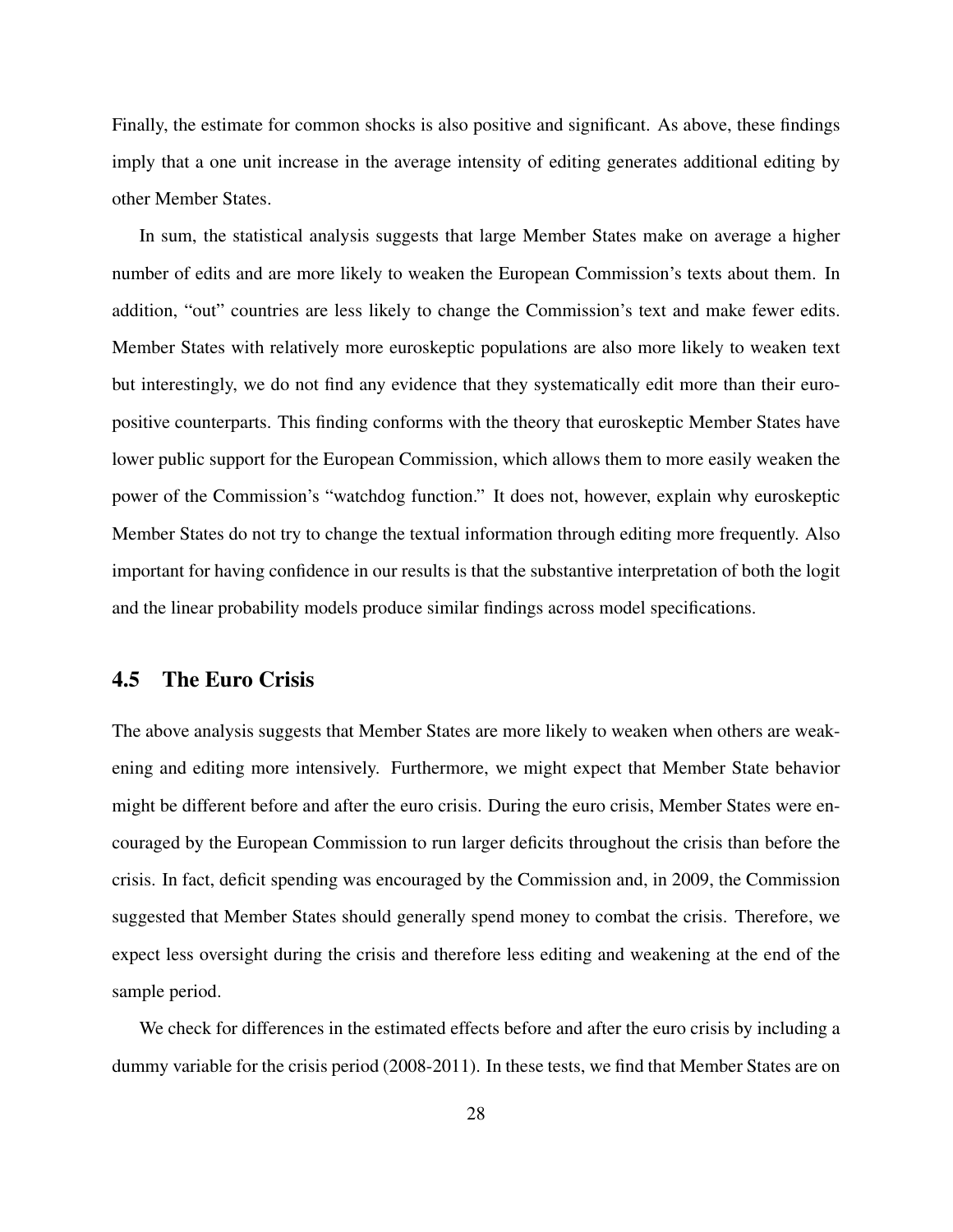Finally, the estimate for common shocks is also positive and significant. As above, these findings imply that a one unit increase in the average intensity of editing generates additional editing by other Member States.

In sum, the statistical analysis suggests that large Member States make on average a higher number of edits and are more likely to weaken the European Commission's texts about them. In addition, "out" countries are less likely to change the Commission's text and make fewer edits. Member States with relatively more euroskeptic populations are also more likely to weaken text but interestingly, we do not find any evidence that they systematically edit more than their euro-positive counterparts. This finding conforms with the theory that euroskeptic Member States have lower public support for the European Commission, which allows them to more easily weaken the power of the Commission's "watchdog function." It does not, however, explain why euroskeptic Member States do not try to change the textual information through editing more frequently. Also important for having confidence in our results is that the substantive interpretation of both the logit and the linear probability models produce similar findings across model specifications.

## 4.5 The Euro Crisis

The above analysis suggests that Member States are more likely to weaken when others are weakening and editing more intensively. Furthermore, we might expect that Member State behavior might be different before and after the euro crisis. During the euro crisis, Member States were encouraged by the European Commission to run larger deficits throughout the crisis than before the crisis. In fact, deficit spending was encouraged by the Commission and, in 2009, the Commission suggested that Member States should generally spend money to combat the crisis. Therefore, we expect less oversight during the crisis and therefore less editing and weakening at the end of the sample period.

We check for differences in the estimated effects before and after the euro crisis by including a dummy variable for the crisis period (2008-2011). In these tests, we find that Member States are on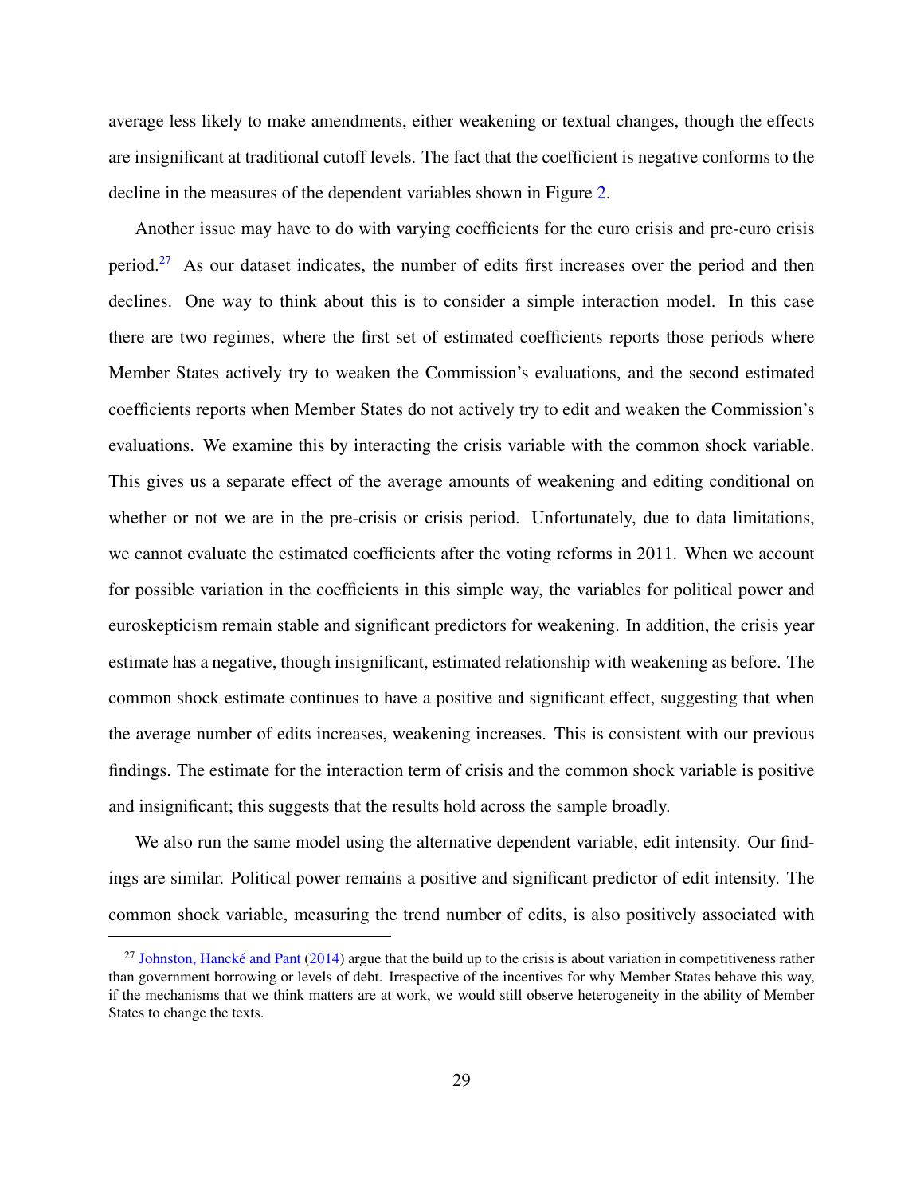average less likely to make amendments, either weakening or textual changes, though the effects are insignificant at traditional cutoff levels. The fact that the coefficient is negative conforms to the decline in the measures of the dependent variables shown in Figure 2.

Another issue may have to do with varying coefficients for the euro crisis and pre-euro crisis period.[27] As our dataset indicates, the number of edits first increases over the period and then declines. One way to think about this is to consider a simple interaction model. In this case there are two regimes, where the first set of estimated coefficients reports those periods where Member States actively try to weaken the Commission's evaluations, and the second estimated coefficients reports when Member States do not actively try to edit and weaken the Commission's evaluations. We examine this by interacting the crisis variable with the common shock variable. This gives us a separate effect of the average amounts of weakening and editing conditional on whether or not we are in the pre-crisis or crisis period. Unfortunately, due to data limitations, we cannot evaluate the estimated coefficients after the voting reforms in 2011. When we account for possible variation in the coefficients in this simple way, the variables for political power and euroskepticism remain stable and significant predictors for weakening. In addition, the crisis year estimate has a negative, though insignificant, estimated relationship with weakening as before. The common shock estimate continues to have a positive and significant effect, suggesting that when the average number of edits increases, weakening increases. This is consistent with our previous findings. The estimate for the interaction term of crisis and the common shock variable is positive and insignificant; this suggests that the results hold across the sample broadly.

We also run the same model using the alternative dependent variable, edit intensity. Our findings are similar. Political power remains a positive and significant predictor of edit intensity. The common shock variable, measuring the trend number of edits, is also positively associated with

[27] Johnston, Hancké and Pant (2014) argue that the build up to the crisis is about variation in competitiveness rather than government borrowing or levels of debt. Irrespective of the incentives for why Member States behave this way, if the mechanisms that we think matters are at work, we would still observe heterogeneity in the ability of Member States to change the texts.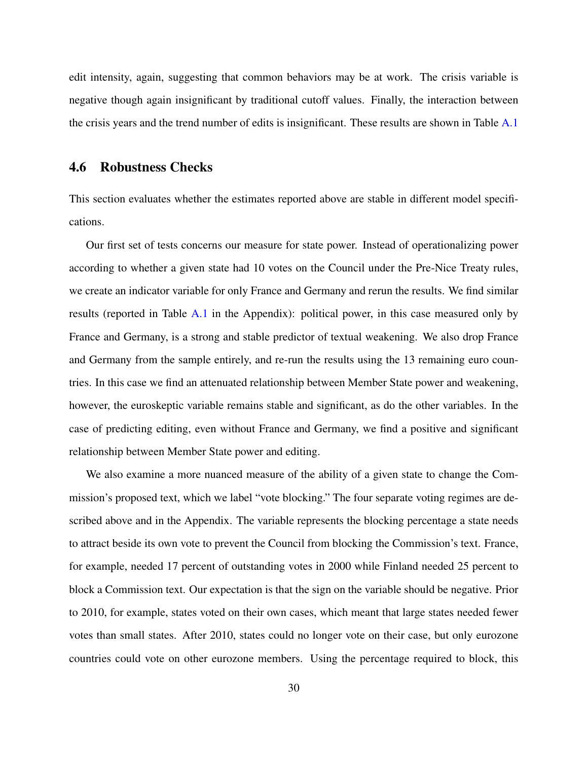edit intensity, again, suggesting that common behaviors may be at work. The crisis variable is negative though again insignificant by traditional cutoff values. Finally, the interaction between the crisis years and the trend number of edits is insignificant. These results are shown in Table A.1

### 4.6 Robustness Checks

This section evaluates whether the estimates reported above are stable in different model specifications.

Our first set of tests concerns our measure for state power. Instead of operationalizing power according to whether a given state had 10 votes on the Council under the Pre-Nice Treaty rules, we create an indicator variable for only France and Germany and rerun the results. We find similar results (reported in Table A.1 in the Appendix): political power, in this case measured only by France and Germany, is a strong and stable predictor of textual weakening. We also drop France and Germany from the sample entirely, and re-run the results using the 13 remaining euro countries. In this case we find an attenuated relationship between Member State power and weakening, however, the euroskeptic variable remains stable and significant, as do the other variables. In the case of predicting editing, even without France and Germany, we find a positive and significant relationship between Member State power and editing.

We also examine a more nuanced measure of the ability of a given state to change the Commission's proposed text, which we label "vote blocking." The four separate voting regimes are described above and in the Appendix. The variable represents the blocking percentage a state needs to attract beside its own vote to prevent the Council from blocking the Commission's text. France, for example, needed 17 percent of outstanding votes in 2000 while Finland needed 25 percent to block a Commission text. Our expectation is that the sign on the variable should be negative. Prior to 2010, for example, states voted on their own cases, which meant that large states needed fewer votes than small states. After 2010, states could no longer vote on their case, but only eurozone countries could vote on other eurozone members. Using the percentage required to block, this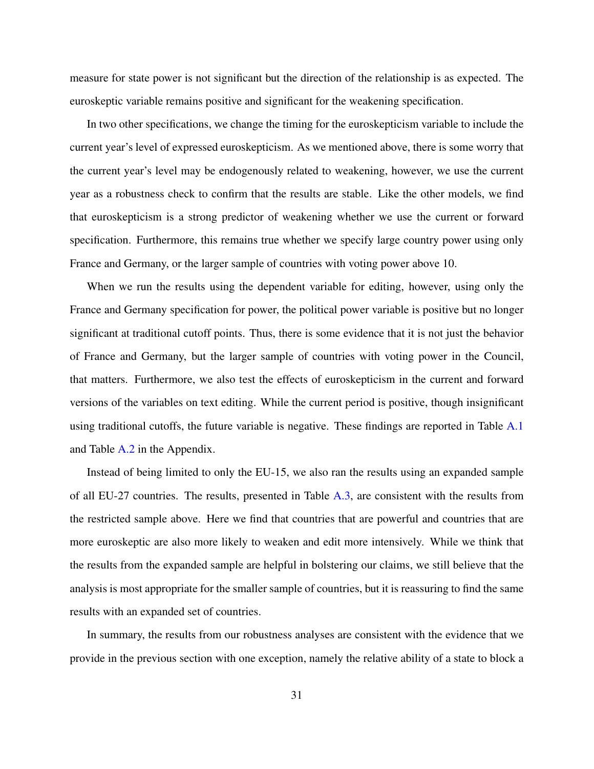measure for state power is not significant but the direction of the relationship is as expected. The euroskeptic variable remains positive and significant for the weakening specification.

In two other specifications, we change the timing for the euroskepticism variable to include the current year's level of expressed euroskepticism. As we mentioned above, there is some worry that the current year's level may be endogenously related to weakening, however, we use the current year as a robustness check to confirm that the results are stable. Like the other models, we find that euroskepticism is a strong predictor of weakening whether we use the current or forward specification. Furthermore, this remains true whether we specify large country power using only France and Germany, or the larger sample of countries with voting power above 10.

When we run the results using the dependent variable for editing, however, using only the France and Germany specification for power, the political power variable is positive but no longer significant at traditional cutoff points. Thus, there is some evidence that it is not just the behavior of France and Germany, but the larger sample of countries with voting power in the Council, that matters. Furthermore, we also test the effects of euroskepticism in the current and forward versions of the variables on text editing. While the current period is positive, though insignificant using traditional cutoffs, the future variable is negative. These findings are reported in Table A.1 and Table A.2 in the Appendix.

Instead of being limited to only the EU-15, we also ran the results using an expanded sample of all EU-27 countries. The results, presented in Table A.3, are consistent with the results from the restricted sample above. Here we find that countries that are powerful and countries that are more euroskeptic are also more likely to weaken and edit more intensively. While we think that the results from the expanded sample are helpful in bolstering our claims, we still believe that the analysis is most appropriate for the smaller sample of countries, but it is reassuring to find the same results with an expanded set of countries.

In summary, the results from our robustness analyses are consistent with the evidence that we provide in the previous section with one exception, namely the relative ability of a state to block a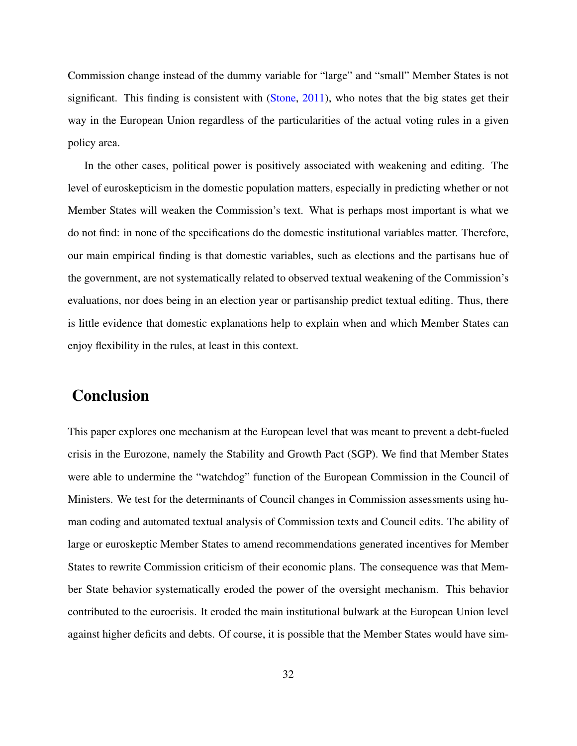Commission change instead of the dummy variable for "large" and "small" Member States is not significant. This finding is consistent with (Stone, 2011), who notes that the big states get their way in the European Union regardless of the particularities of the actual voting rules in a given policy area.

In the other cases, political power is positively associated with weakening and editing. The level of euroskepticism in the domestic population matters, especially in predicting whether or not Member States will weaken the Commission's text. What is perhaps most important is what we do not find: in none of the specifications do the domestic institutional variables matter. Therefore, our main empirical finding is that domestic variables, such as elections and the partisans hue of the government, are not systematically related to observed textual weakening of the Commission's evaluations, nor does being in an election year or partisanship predict textual editing. Thus, there is little evidence that domestic explanations help to explain when and which Member States can enjoy flexibility in the rules, at least in this context.

## Conclusion

This paper explores one mechanism at the European level that was meant to prevent a debt-fueled crisis in the Eurozone, namely the Stability and Growth Pact (SGP). We find that Member States were able to undermine the "watchdog" function of the European Commission in the Council of Ministers. We test for the determinants of Council changes in Commission assessments using human coding and automated textual analysis of Commission texts and Council edits. The ability of large or euroskeptic Member States to amend recommendations generated incentives for Member States to rewrite Commission criticism of their economic plans. The consequence was that Member State behavior systematically eroded the power of the oversight mechanism. This behavior contributed to the eurocrisis. It eroded the main institutional bulwark at the European Union level against higher deficits and debts. Of course, it is possible that the Member States would have sim-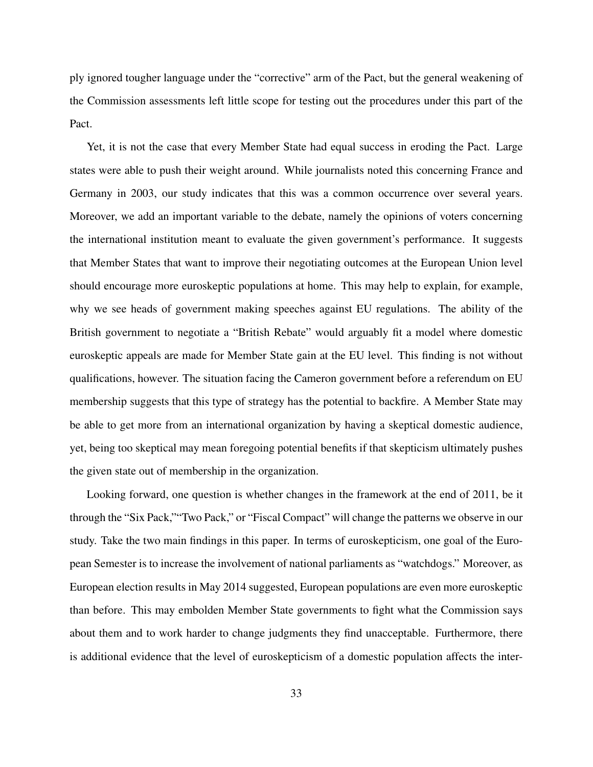ply ignored tougher language under the "corrective" arm of the Pact, but the general weakening of the Commission assessments left little scope for testing out the procedures under this part of the Pact.

Yet, it is not the case that every Member State had equal success in eroding the Pact. Large states were able to push their weight around. While journalists noted this concerning France and Germany in 2003, our study indicates that this was a common occurrence over several years. Moreover, we add an important variable to the debate, namely the opinions of voters concerning the international institution meant to evaluate the given government's performance. It suggests that Member States that want to improve their negotiating outcomes at the European Union level should encourage more euroskeptic populations at home. This may help to explain, for example, why we see heads of government making speeches against EU regulations. The ability of the British government to negotiate a "British Rebate" would arguably fit a model where domestic euroskeptic appeals are made for Member State gain at the EU level. This finding is not without qualifications, however. The situation facing the Cameron government before a referendum on EU membership suggests that this type of strategy has the potential to backfire. A Member State may be able to get more from an international organization by having a skeptical domestic audience, yet, being too skeptical may mean foregoing potential benefits if that skepticism ultimately pushes the given state out of membership in the organization.

Looking forward, one question is whether changes in the framework at the end of 2011, be it through the "Six Pack,""Two Pack," or "Fiscal Compact" will change the patterns we observe in our study. Take the two main findings in this paper. In terms of euroskepticism, one goal of the European Semester is to increase the involvement of national parliaments as "watchdogs." Moreover, as European election results in May 2014 suggested, European populations are even more euroskeptic than before. This may embolden Member State governments to fight what the Commission says about them and to work harder to change judgments they find unacceptable. Furthermore, there is additional evidence that the level of euroskepticism of a domestic population affects the inter-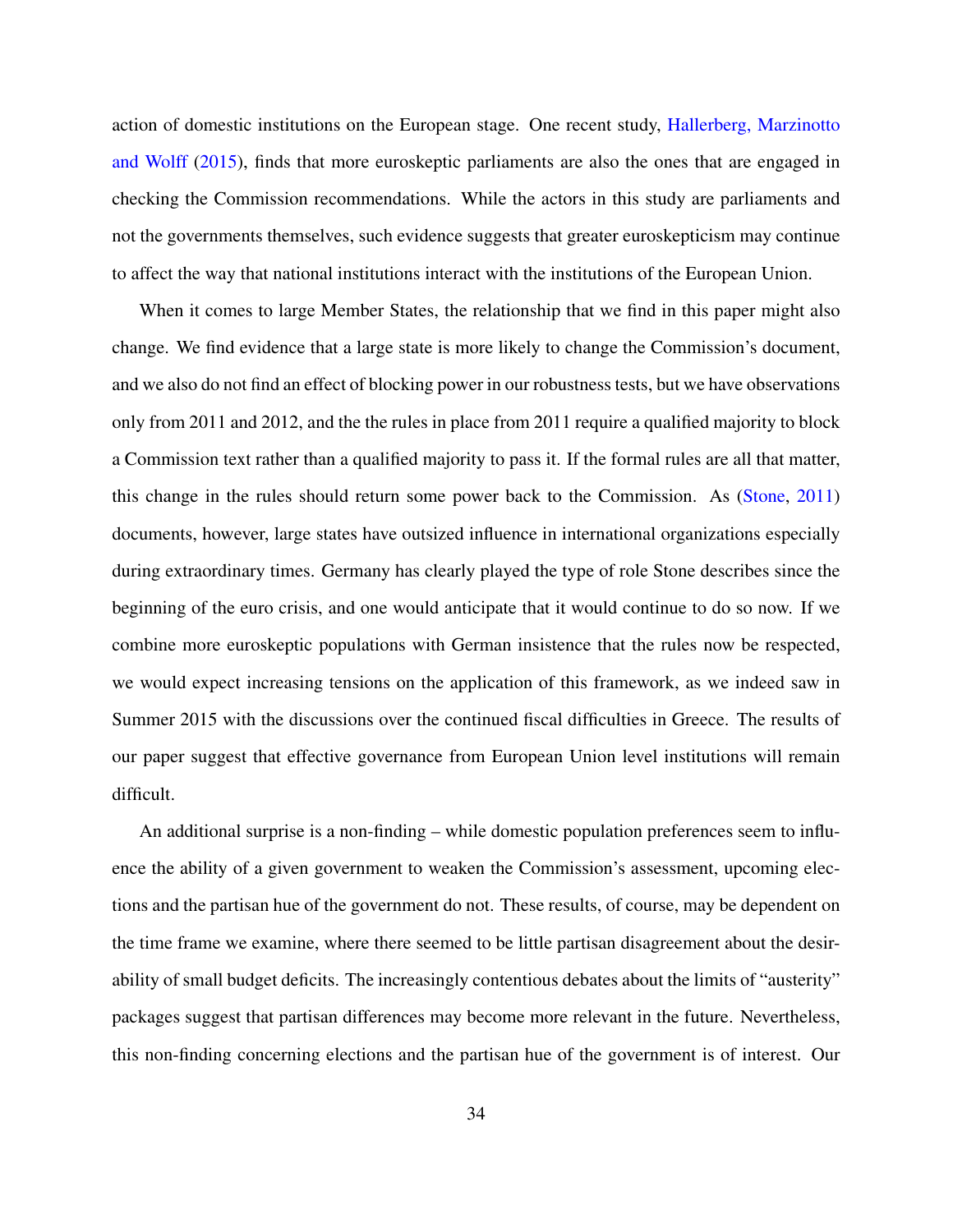action of domestic institutions on the European stage. One recent study, Hallerberg, Marzinotto and Wolff (2015), finds that more euroskeptic parliaments are also the ones that are engaged in checking the Commission recommendations. While the actors in this study are parliaments and not the governments themselves, such evidence suggests that greater euroskepticism may continue to affect the way that national institutions interact with the institutions of the European Union.

When it comes to large Member States, the relationship that we find in this paper might also change. We find evidence that a large state is more likely to change the Commission's document, and we also do not find an effect of blocking power in our robustness tests, but we have observations only from 2011 and 2012, and the the rules in place from 2011 require a qualified majority to block a Commission text rather than a qualified majority to pass it. If the formal rules are all that matter, this change in the rules should return some power back to the Commission. As (Stone, 2011) documents, however, large states have outsized influence in international organizations especially during extraordinary times. Germany has clearly played the type of role Stone describes since the beginning of the euro crisis, and one would anticipate that it would continue to do so now. If we combine more euroskeptic populations with German insistence that the rules now be respected, we would expect increasing tensions on the application of this framework, as we indeed saw in Summer 2015 with the discussions over the continued fiscal difficulties in Greece. The results of our paper suggest that effective governance from European Union level institutions will remain difficult.

An additional surprise is a non-finding – while domestic population preferences seem to influence the ability of a given government to weaken the Commission's assessment, upcoming elections and the partisan hue of the government do not. These results, of course, may be dependent on the time frame we examine, where there seemed to be little partisan disagreement about the desirability of small budget deficits. The increasingly contentious debates about the limits of "austerity" packages suggest that partisan differences may become more relevant in the future. Nevertheless, this non-finding concerning elections and the partisan hue of the government is of interest. Our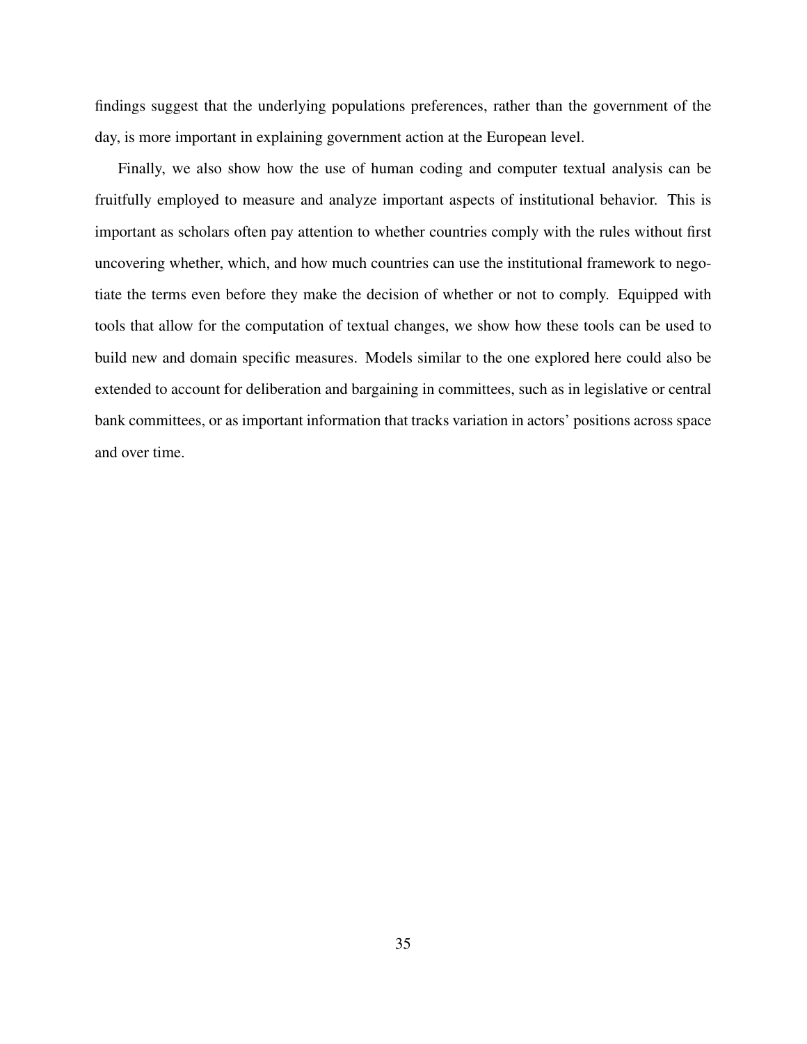findings suggest that the underlying populations preferences, rather than the government of the day, is more important in explaining government action at the European level.

Finally, we also show how the use of human coding and computer textual analysis can be fruitfully employed to measure and analyze important aspects of institutional behavior. This is important as scholars often pay attention to whether countries comply with the rules without first uncovering whether, which, and how much countries can use the institutional framework to negotiate the terms even before they make the decision of whether or not to comply. Equipped with tools that allow for the computation of textual changes, we show how these tools can be used to build new and domain specific measures. Models similar to the one explored here could also be extended to account for deliberation and bargaining in committees, such as in legislative or central bank committees, or as important information that tracks variation in actors' positions across space and over time.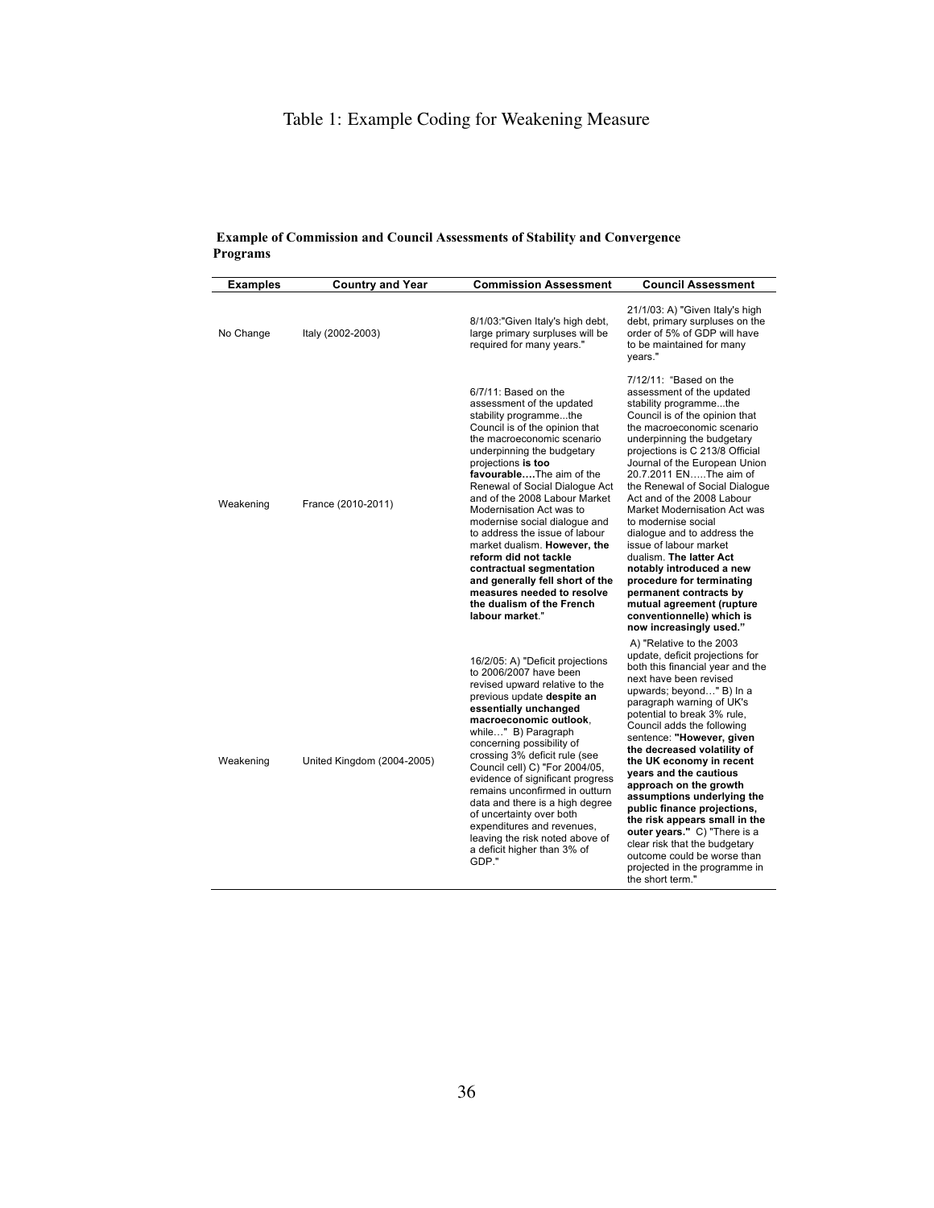# Table 1: Example Coding for Weakening Measure

**Example of Commission and Council Assessments of Stability and Convergence Programs**

| Examples | Country and Year | Commission Assessment | Council Assessment |
|---|---|---|---|
| No Change | Italy (2002-2003) | 8/1/03:"Given Italy's high debt, large primary surpluses will be required for many years." | 21/1/03: A) "Given Italy's high debt, primary surpluses on the order of 5% of GDP will have to be maintained for many years." |
| Weakening | France (2010-2011) | 6/7/11: Based on the assessment of the updated stability programme...the Council is of the opinion that the macroeconomic scenario underpinning the budgetary projections **is too favourable….**The aim of the Renewal of Social Dialogue Act and of the 2008 Labour Market Modernisation Act was to modernise social dialogue and to address the issue of labour market dualism. **However, the reform did not tackle contractual segmentation and generally fell short of the measures needed to resolve the dualism of the French labour market**." | 7/12/11: "Based on the assessment of the updated stability programme...the Council is of the opinion that the macroeconomic scenario underpinning the budgetary projections is C 213/8 Official Journal of the European Union 20.7.2011 EN…..The aim of the Renewal of Social Dialogue Act and of the 2008 Labour Market Modernisation Act was to modernise social dialogue and to address the issue of labour market dualism. **The latter Act notably introduced a new procedure for terminating permanent contracts by mutual agreement (rupture conventionnelle) which is now increasingly used."** |
| Weakening | United Kingdom (2004-2005) | 16/2/05: A) "Deficit projections to 2006/2007 have been revised upward relative to the previous update **despite an essentially unchanged macroeconomic outlook**, while…" B) Paragraph concerning possibility of crossing 3% deficit rule (see Council cell) C) "For 2004/05, evidence of significant progress remains unconfirmed in outturn data and there is a high degree of uncertainty over both expenditures and revenues, leaving the risk noted above of a deficit higher than 3% of GDP." | A) "Relative to the 2003 update, deficit projections for both this financial year and the next have been revised upwards; beyond…" B) In a paragraph warning of UK's potential to break 3% rule, Council adds the following sentence: **"However, given the decreased volatility of the UK economy in recent years and the cautious approach on the growth assumptions underlying the public finance projections, the risk appears small in the outer years."** C) "There is a clear risk that the budgetary outcome could be worse than projected in the programme in the short term." |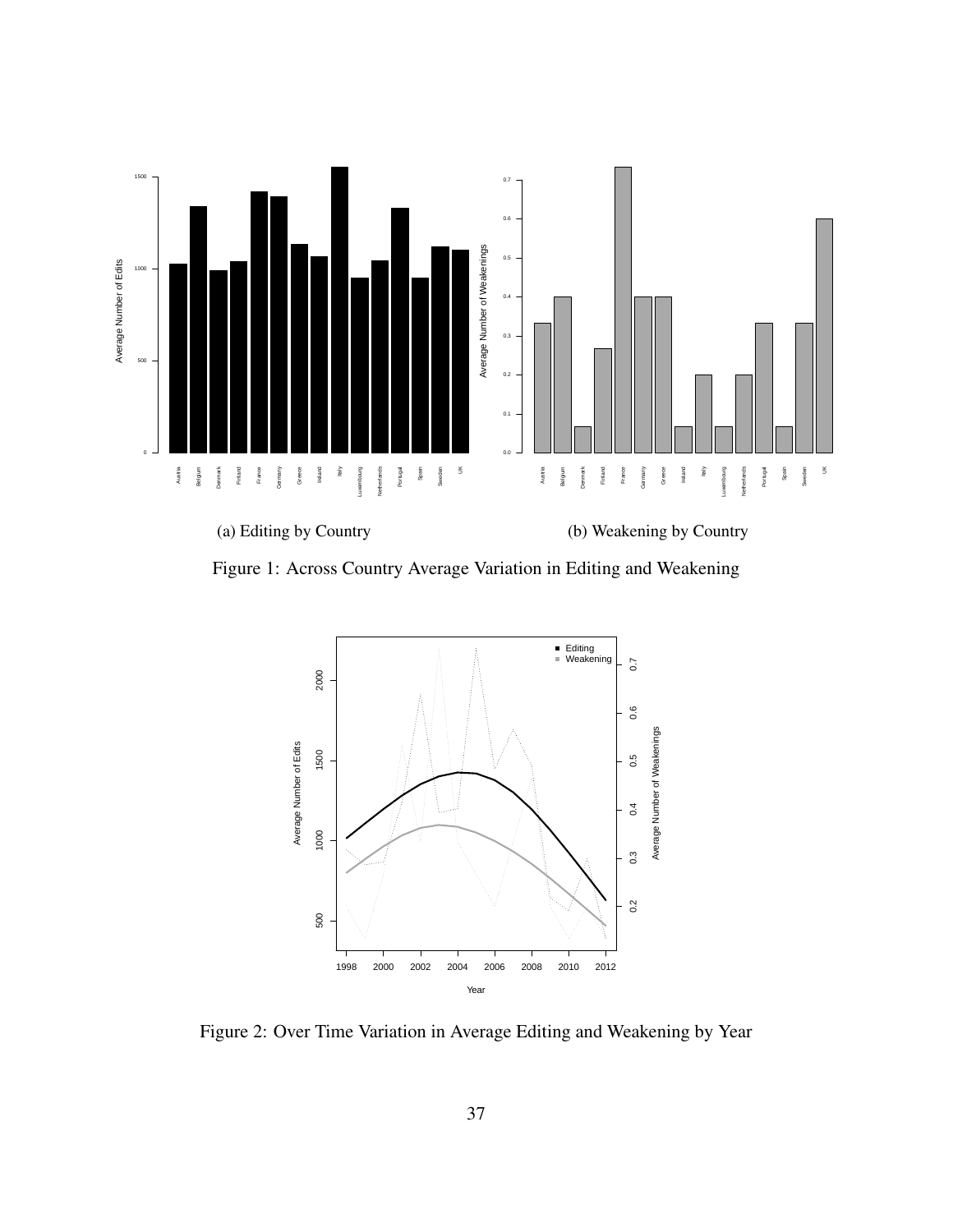(a) Editing by Country

(b) Weakening by Country

Figure 1: Across Country Average Variation in Editing and Weakening

Figure 2: Over Time Variation in Average Editing and Weakening by Year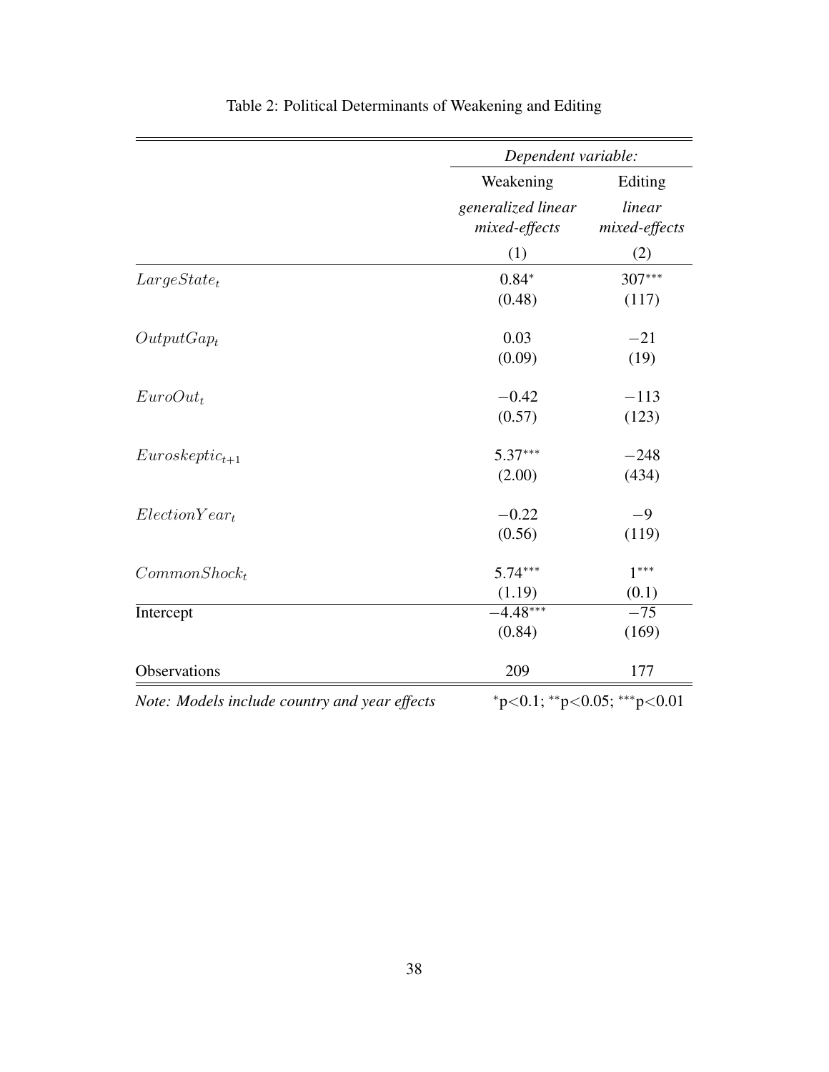Table 2: Political Determinants of Weakening and Editing

| | *Dependent variable:* | |
|---|---|---|
| | Weakening | Editing |
| | *generalized linear mixed-effects* | *linear mixed-effects* |
| | (1) | (2) |
| $LargeState_t$ | 0.84* | 307*** |
| | (0.48) | (117) |
| $OutputGap_t$ | 0.03 | −21 |
| | (0.09) | (19) |
| $EuroOut_t$ | −0.42 | −113 |
| | (0.57) | (123) |
| $Euroskeptic_{t+1}$ | 5.37*** | −248 |
| | (2.00) | (434) |
| $ElectionYear_t$ | −0.22 | −9 |
| | (0.56) | (119) |
| $CommonShock_t$ | 5.74*** | 1*** |
| | (1.19) | (0.1) |
| Intercept | −4.48*** | −75 |
| | (0.84) | (169) |
| Observations | 209 | 177 |

*Note: Models include country and year effects* *p<0.1; **p<0.05; ***p<0.01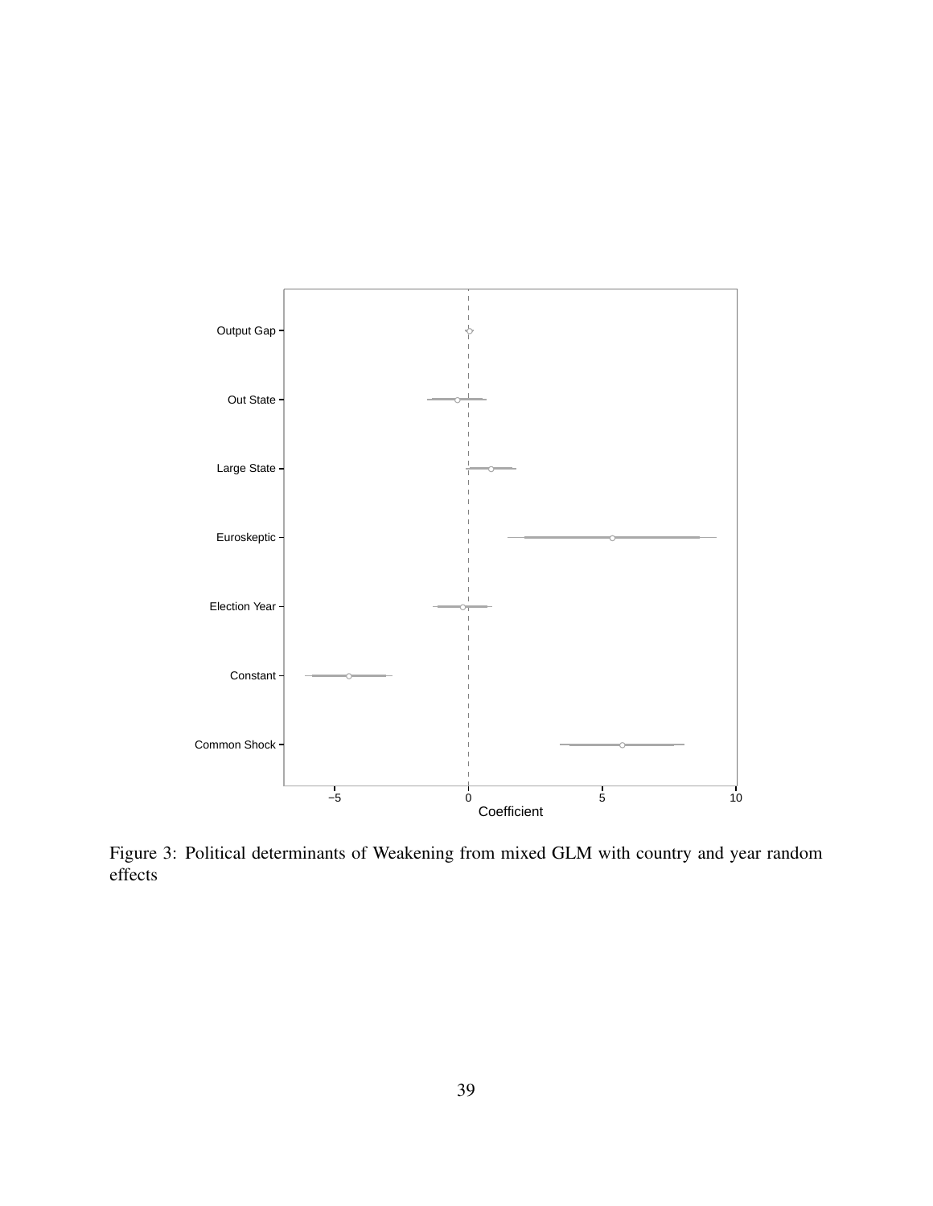Figure 3: Political determinants of Weakening from mixed GLM with country and year random effects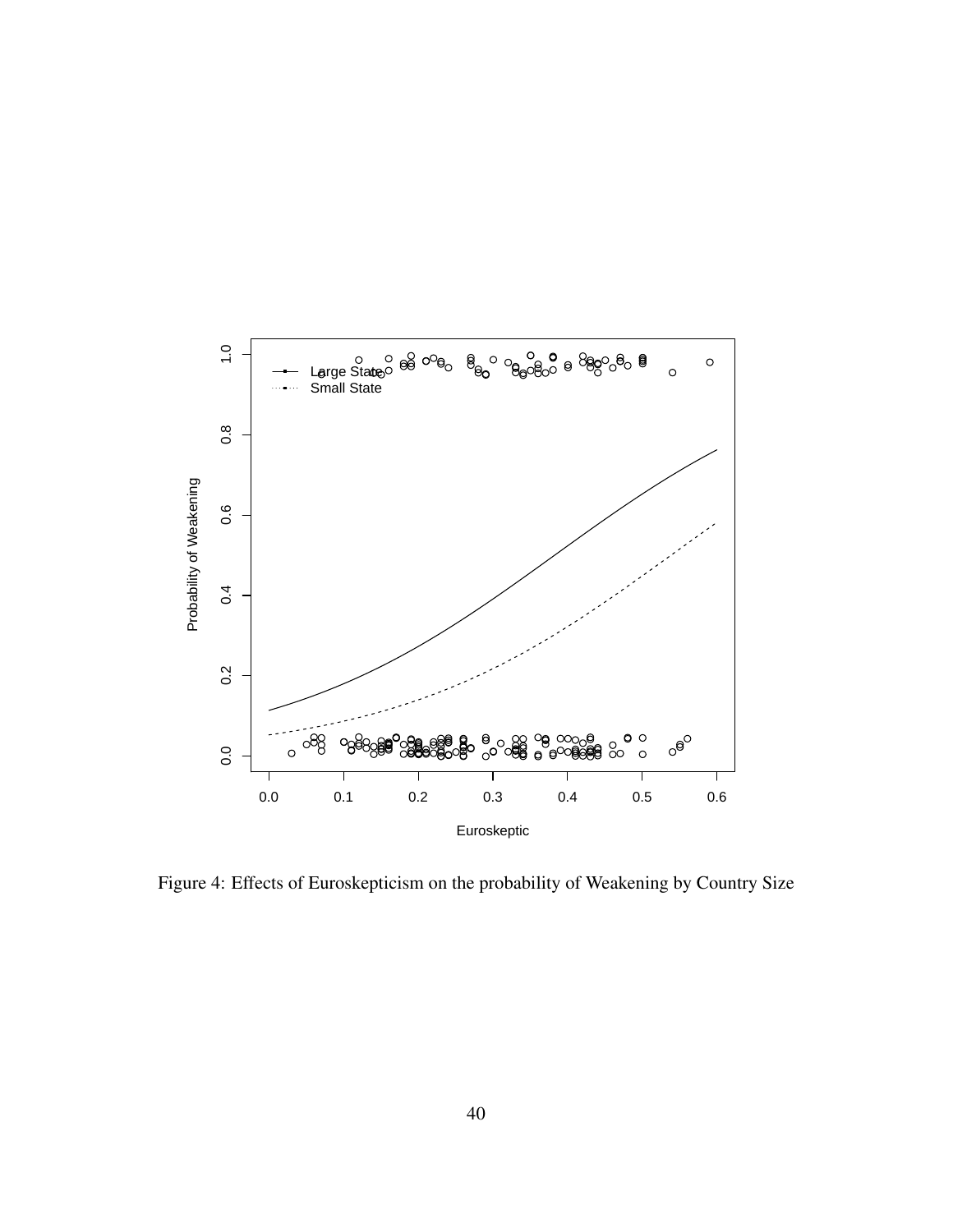Figure 4: Effects of Euroskepticism on the probability of Weakening by Country Size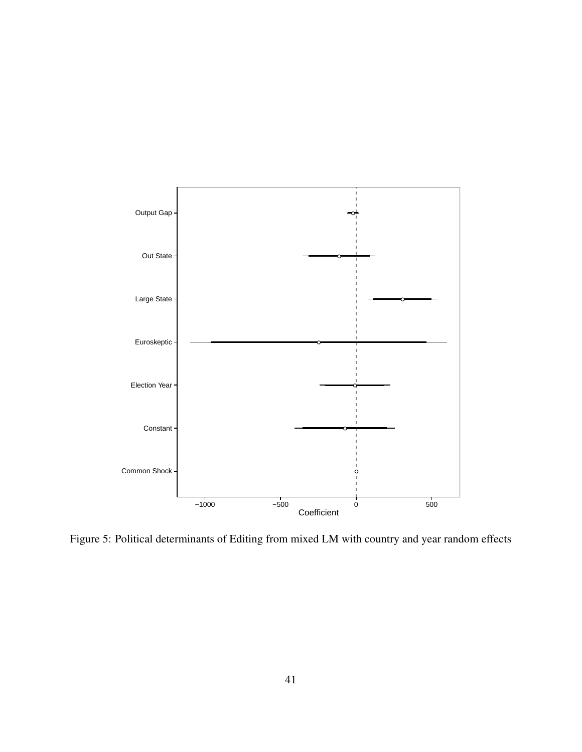Figure 5: Political determinants of Editing from mixed LM with country and year random effects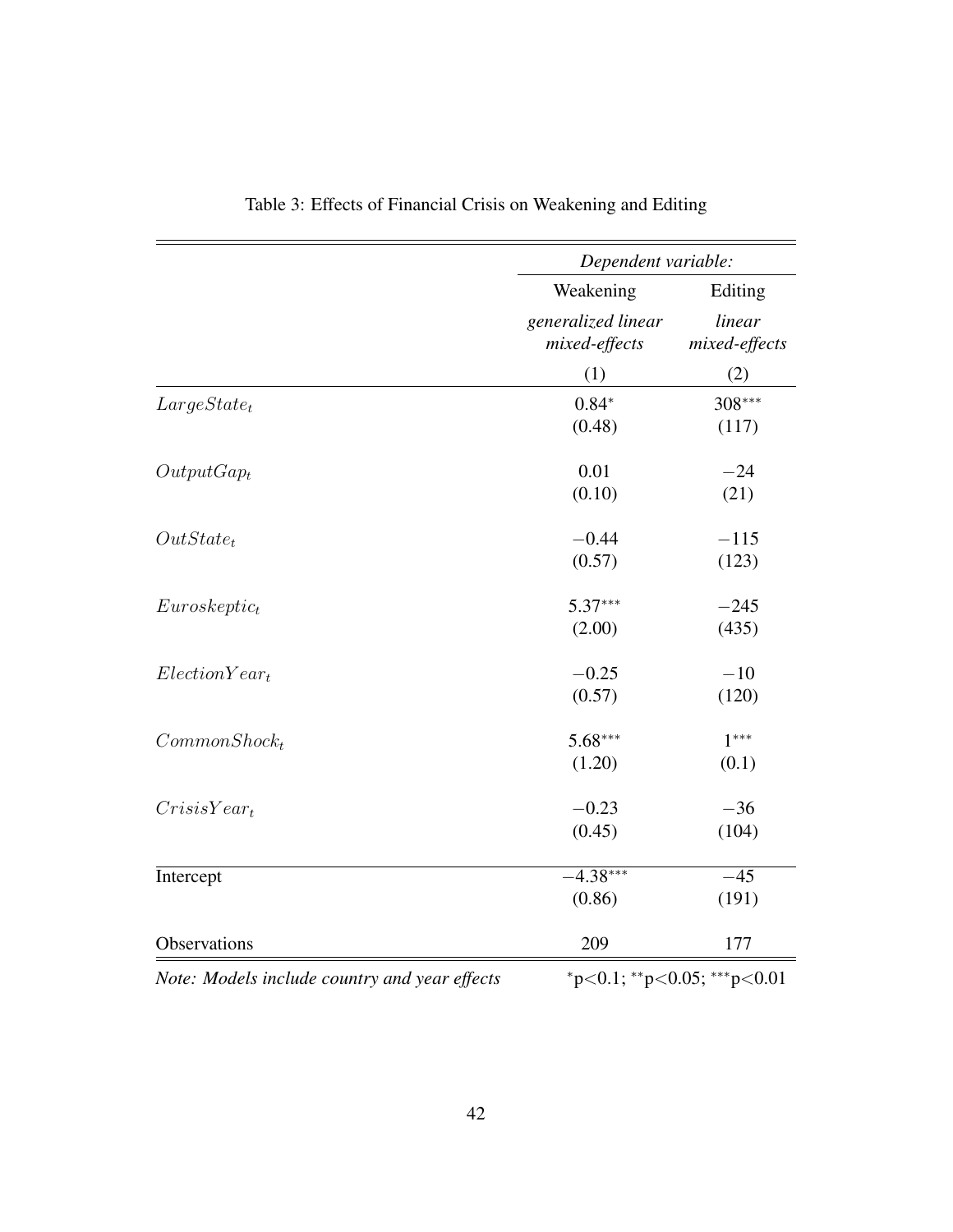Table 3: Effects of Financial Crisis on Weakening and Editing

| | *Dependent variable:* | |
|---|---|---|
| | Weakening | Editing |
| | *generalized linear mixed-effects* | *linear mixed-effects* |
| | (1) | (2) |
| $LargeState_t$ | 0.84* | 308*** |
| | (0.48) | (117) |
| $OutputGap_t$ | 0.01 | −24 |
| | (0.10) | (21) |
| $OutState_t$ | −0.44 | −115 |
| | (0.57) | (123) |
| $Euroskeptic_t$ | 5.37*** | −245 |
| | (2.00) | (435) |
| $ElectionYear_t$ | −0.25 | −10 |
| | (0.57) | (120) |
| $CommonShock_t$ | 5.68*** | 1*** |
| | (1.20) | (0.1) |
| $CrisisYear_t$ | −0.23 | −36 |
| | (0.45) | (104) |
| Intercept | −4.38*** | −45 |
| | (0.86) | (191) |
| Observations | 209 | 177 |

*Note: Models include country and year effects* *p<0.1; **p<0.05; ***p<0.01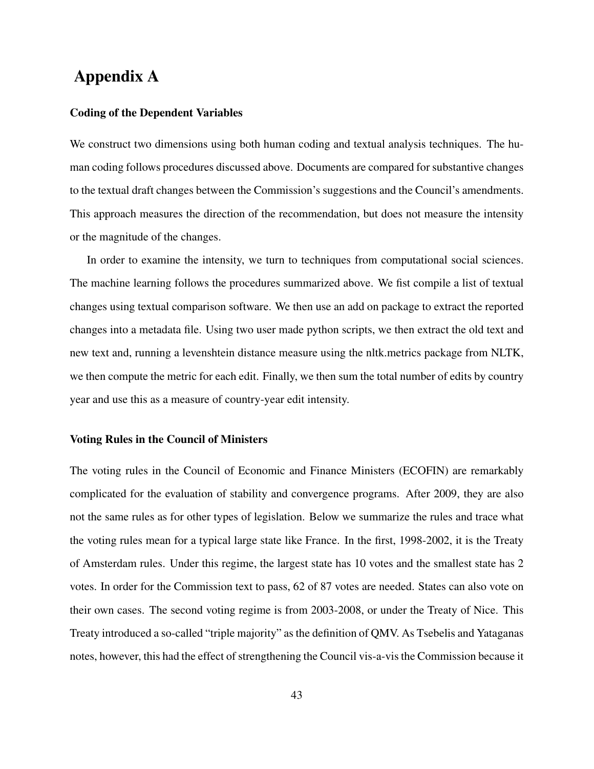# Appendix A

### Coding of the Dependent Variables

We construct two dimensions using both human coding and textual analysis techniques. The human coding follows procedures discussed above. Documents are compared for substantive changes to the textual draft changes between the Commission's suggestions and the Council's amendments. This approach measures the direction of the recommendation, but does not measure the intensity or the magnitude of the changes.

In order to examine the intensity, we turn to techniques from computational social sciences. The machine learning follows the procedures summarized above. We fist compile a list of textual changes using textual comparison software. We then use an add on package to extract the reported changes into a metadata file. Using two user made python scripts, we then extract the old text and new text and, running a levenshtein distance measure using the nltk.metrics package from NLTK, we then compute the metric for each edit. Finally, we then sum the total number of edits by country year and use this as a measure of country-year edit intensity.

### Voting Rules in the Council of Ministers

The voting rules in the Council of Economic and Finance Ministers (ECOFIN) are remarkably complicated for the evaluation of stability and convergence programs. After 2009, they are also not the same rules as for other types of legislation. Below we summarize the rules and trace what the voting rules mean for a typical large state like France. In the first, 1998-2002, it is the Treaty of Amsterdam rules. Under this regime, the largest state has 10 votes and the smallest state has 2 votes. In order for the Commission text to pass, 62 of 87 votes are needed. States can also vote on their own cases. The second voting regime is from 2003-2008, or under the Treaty of Nice. This Treaty introduced a so-called "triple majority" as the definition of QMV. As Tsebelis and Yataganas notes, however, this had the effect of strengthening the Council vis-a-vis the Commission because it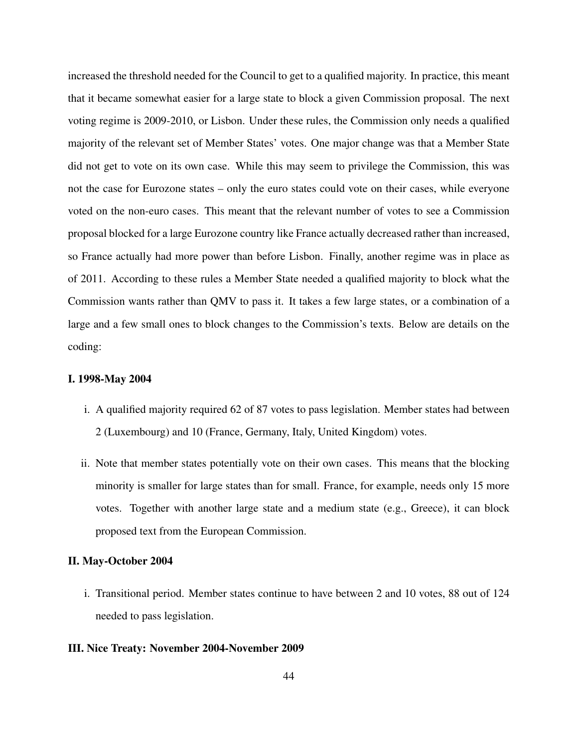increased the threshold needed for the Council to get to a qualified majority. In practice, this meant that it became somewhat easier for a large state to block a given Commission proposal. The next voting regime is 2009-2010, or Lisbon. Under these rules, the Commission only needs a qualified majority of the relevant set of Member States' votes. One major change was that a Member State did not get to vote on its own case. While this may seem to privilege the Commission, this was not the case for Eurozone states – only the euro states could vote on their cases, while everyone voted on the non-euro cases. This meant that the relevant number of votes to see a Commission proposal blocked for a large Eurozone country like France actually decreased rather than increased, so France actually had more power than before Lisbon. Finally, another regime was in place as of 2011. According to these rules a Member State needed a qualified majority to block what the Commission wants rather than QMV to pass it. It takes a few large states, or a combination of a large and a few small ones to block changes to the Commission's texts. Below are details on the coding:

### I. 1998-May 2004

i. A qualified majority required 62 of 87 votes to pass legislation. Member states had between 2 (Luxembourg) and 10 (France, Germany, Italy, United Kingdom) votes.

ii. Note that member states potentially vote on their own cases. This means that the blocking minority is smaller for large states than for small. France, for example, needs only 15 more votes. Together with another large state and a medium state (e.g., Greece), it can block proposed text from the European Commission.

### II. May-October 2004

i. Transitional period. Member states continue to have between 2 and 10 votes, 88 out of 124 needed to pass legislation.

### III. Nice Treaty: November 2004-November 2009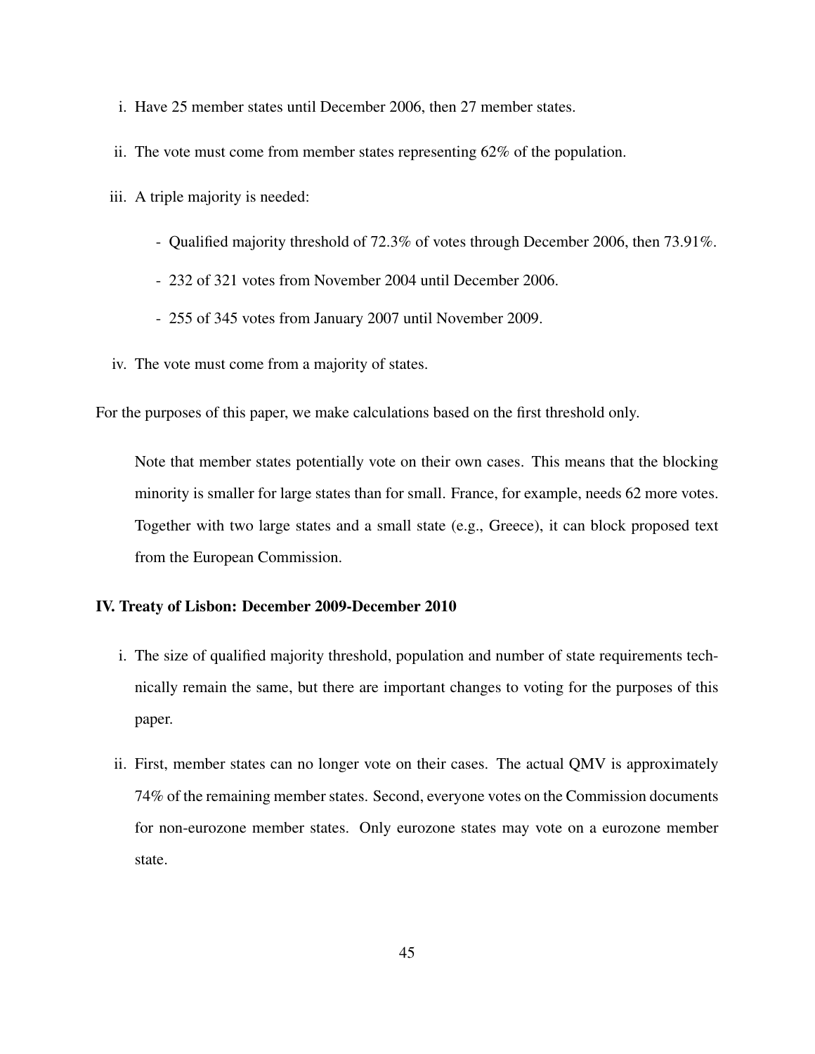i. Have 25 member states until December 2006, then 27 member states.

ii. The vote must come from member states representing 62% of the population.

iii. A triple majority is needed:

- Qualified majority threshold of 72.3% of votes through December 2006, then 73.91%.
- 232 of 321 votes from November 2004 until December 2006.
- 255 of 345 votes from January 2007 until November 2009.

iv. The vote must come from a majority of states.

For the purposes of this paper, we make calculations based on the first threshold only.

> Note that member states potentially vote on their own cases. This means that the blocking minority is smaller for large states than for small. France, for example, needs 62 more votes. Together with two large states and a small state (e.g., Greece), it can block proposed text from the European Commission.

**IV. Treaty of Lisbon: December 2009-December 2010**

i. The size of qualified majority threshold, population and number of state requirements technically remain the same, but there are important changes to voting for the purposes of this paper.

ii. First, member states can no longer vote on their cases. The actual QMV is approximately 74% of the remaining member states. Second, everyone votes on the Commission documents for non-eurozone member states. Only eurozone states may vote on a eurozone member state.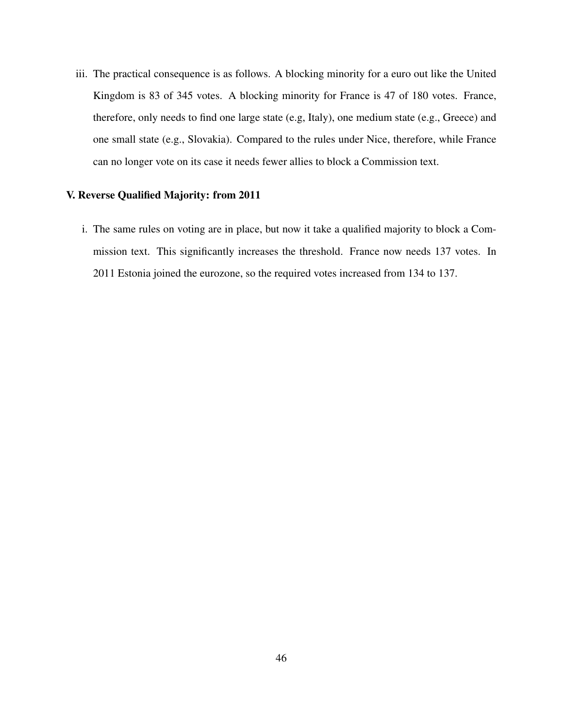iii. The practical consequence is as follows. A blocking minority for a euro out like the United Kingdom is 83 of 345 votes. A blocking minority for France is 47 of 180 votes. France, therefore, only needs to find one large state (e.g, Italy), one medium state (e.g., Greece) and one small state (e.g., Slovakia). Compared to the rules under Nice, therefore, while France can no longer vote on its case it needs fewer allies to block a Commission text.

**V. Reverse Qualified Majority: from 2011**

i. The same rules on voting are in place, but now it take a qualified majority to block a Commission text. This significantly increases the threshold. France now needs 137 votes. In 2011 Estonia joined the eurozone, so the required votes increased from 134 to 137.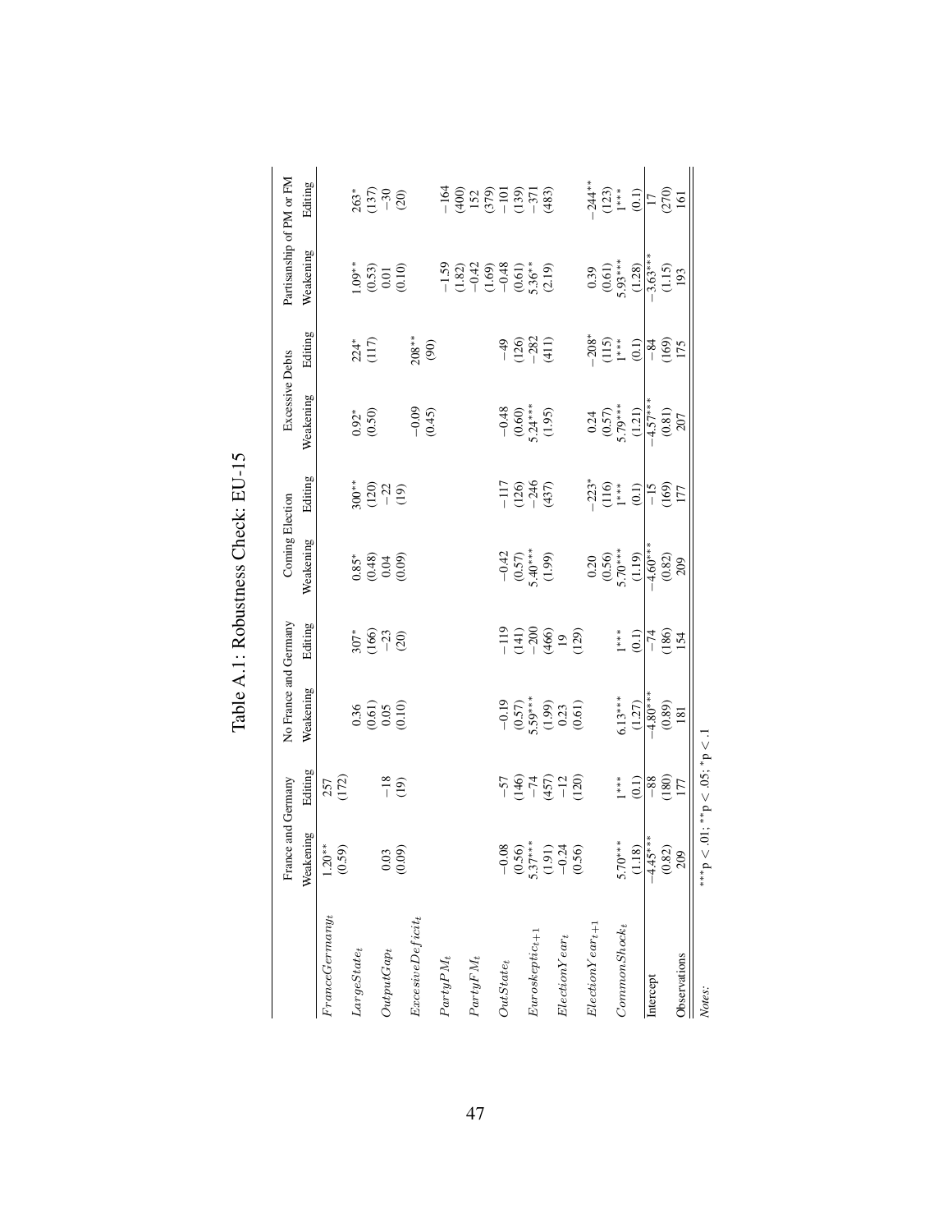# Table A.1: Robustness Check: EU-15

| | France and Germany | | No France and Germany | | Coming Election | | Excessive Debts | | Partisanship of PM or FM | |
|---|---|---|---|---|---|---|---|---|---|---|
| | Weakening | Editing | Weakening | Editing | Weakening | Editing | Weakening | Editing | Weakening | Editing |
| $FranceGermany_t$ | 1.20** | 257 | | | | | | | | |
| | (0.59) | (172) | | | | | | | | |
| $LargeState_t$ | | | 0.36 | 307* | 0.85* | 300** | 0.92* | 224* | 1.09** | 263* |
| | | | (0.61) | (166) | (0.48) | (120) | (0.50) | (117) | (0.53) | (137) |
| $OutputGap_t$ | 0.03 | −18 | 0.05 | −23 | 0.04 | −22 | | | 0.01 | −30 |
| | (0.09) | (19) | (0.10) | (20) | (0.09) | (19) | | | (0.10) | (20) |
| $ExcessiveDeficit_t$ | | | | | | | −0.09 | 208** | | |
| | | | | | | | (0.45) | (90) | | |
| $PartyPM_t$ | | | | | | | | | −1.59 | −164 |
| | | | | | | | | | (1.82) | (400) |
| $PartyFM_t$ | | | | | | | | | −0.42 | 152 |
| | | | | | | | | | (1.69) | (379) |
| $OutState_t$ | −0.08 | −57 | −0.19 | −119 | −0.42 | −117 | −0.48 | −49 | −0.48 | −101 |
| | (0.56) | (146) | (0.57) | (141) | (0.57) | (126) | (0.60) | (126) | (0.61) | (139) |
| $Euroskeptic_{t+1}$ | 5.37*** | −74 | 5.59*** | −200 | 5.40*** | −246 | 5.24*** | −282 | 5.36** | −371 |
| | (1.91) | (457) | (1.99) | (466) | (1.99) | (437) | (1.95) | (411) | (2.19) | (483) |
| $ElectionYear_t$ | −0.24 | −12 | 0.23 | 19 | | | | | | |
| | (0.56) | (120) | (0.61) | (129) | | | | | | |
| $ElectionYear_{t+1}$ | | | | | 0.20 | −223* | 0.24 | −208* | 0.39 | −244** |
| | | | | | (0.56) | (116) | (0.57) | (115) | (0.61) | (123) |
| $CommonShock_t$ | 5.70*** | 1*** | 6.13*** | 1*** | 5.70*** | 1*** | 5.79*** | 1*** | 5.93*** | 1*** |
| | (1.18) | (0.1) | (1.27) | (0.1) | (1.19) | (0.1) | (1.21) | (0.1) | (1.28) | (0.1) |
| Intercept | −4.45*** | −88 | −4.80*** | −74 | −4.60*** | −15 | −4.57*** | −84 | −3.63*** | 17 |
| | (0.82) | (180) | (0.89) | (186) | (0.82) | (169) | (0.81) | (169) | (1.15) | (270) |
| Observations | 209 | 177 | 181 | 154 | 209 | 177 | 207 | 175 | 193 | 161 |

*Notes:* ***p < .01; **p < .05; *p < .1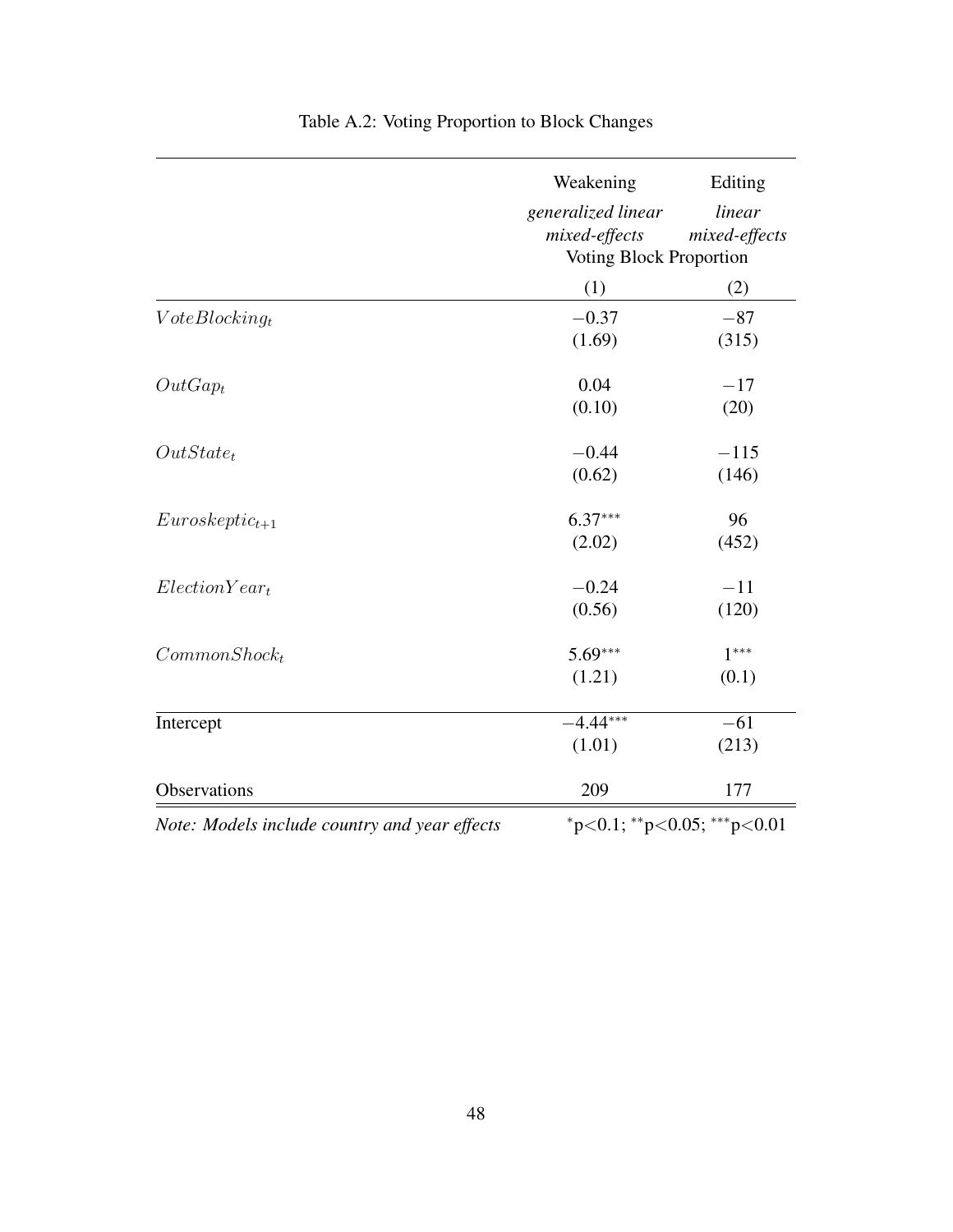Table A.2: Voting Proportion to Block Changes

| | Weakening | Editing |
|---|---|---|
| | *generalized linear mixed-effects* | *linear mixed-effects* |
| | Voting Block Proportion | |
| | (1) | (2) |
| $VoteBlocking_t$ | $-0.37$ | $-87$ |
| | (1.69) | (315) |
| $OutGap_t$ | 0.04 | $-17$ |
| | (0.10) | (20) |
| $OutState_t$ | $-0.44$ | $-115$ |
| | (0.62) | (146) |
| $Euroskeptic_{t+1}$ | $6.37^{***}$ | 96 |
| | (2.02) | (452) |
| $ElectionYear_t$ | $-0.24$ | $-11$ |
| | (0.56) | (120) |
| $CommonShock_t$ | $5.69^{***}$ | $1^{***}$ |
| | (1.21) | (0.1) |
| Intercept | $-4.44^{***}$ | $-61$ |
| | (1.01) | (213) |
| Observations | 209 | 177 |

*Note: Models include country and year effects* $^{*}p<0.1$; $^{**}p<0.05$; $^{***}p<0.01$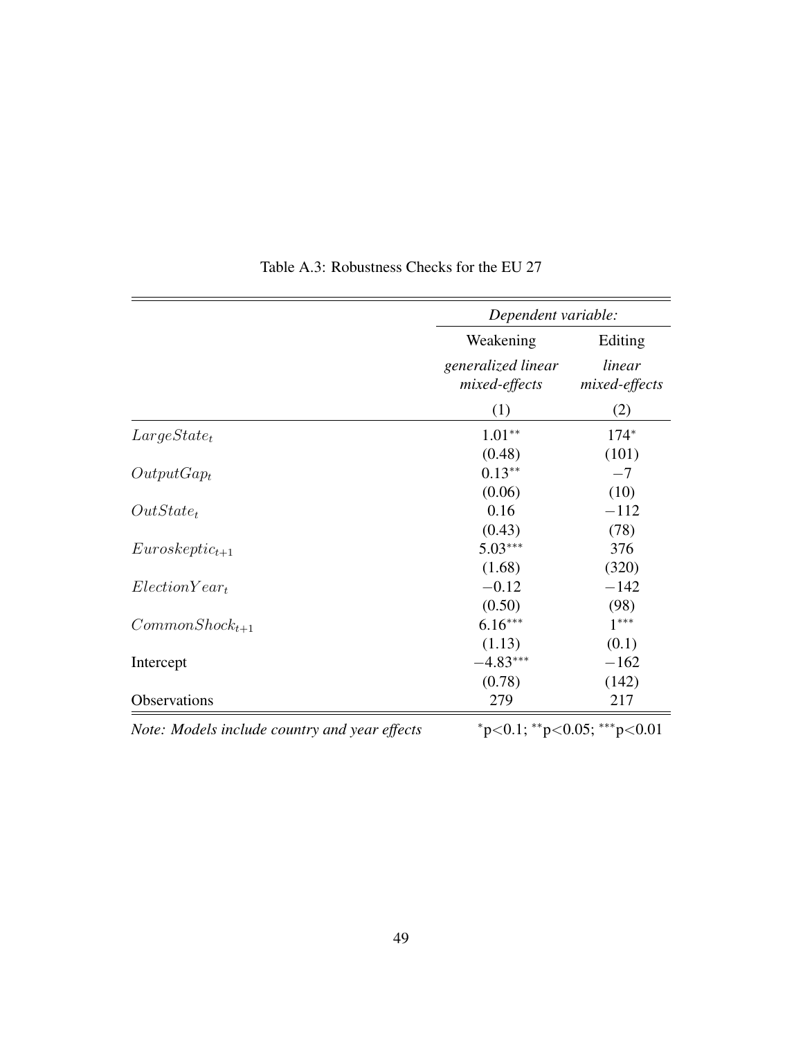Table A.3: Robustness Checks for the EU 27

| | *Dependent variable:* | |
|---|---|---|
| | Weakening | Editing |
| | *generalized linear mixed-effects* | *linear mixed-effects* |
| | (1) | (2) |
| $LargeState_t$ | $1.01^{**}$ | $174^{*}$ |
| | (0.48) | (101) |
| $OutputGap_t$ | $0.13^{**}$ | $-7$ |
| | (0.06) | (10) |
| $OutState_t$ | 0.16 | $-112$ |
| | (0.43) | (78) |
| $Euroskeptic_{t+1}$ | $5.03^{***}$ | 376 |
| | (1.68) | (320) |
| $ElectionYear_t$ | $-0.12$ | $-142$ |
| | (0.50) | (98) |
| $CommonShock_{t+1}$ | $6.16^{***}$ | $1^{***}$ |
| | (1.13) | (0.1) |
| Intercept | $-4.83^{***}$ | $-162$ |
| | (0.78) | (142) |
| Observations | 279 | 217 |

*Note: Models include country and year effects* $^{*}p<0.1$; $^{**}p<0.05$; $^{***}p<0.01$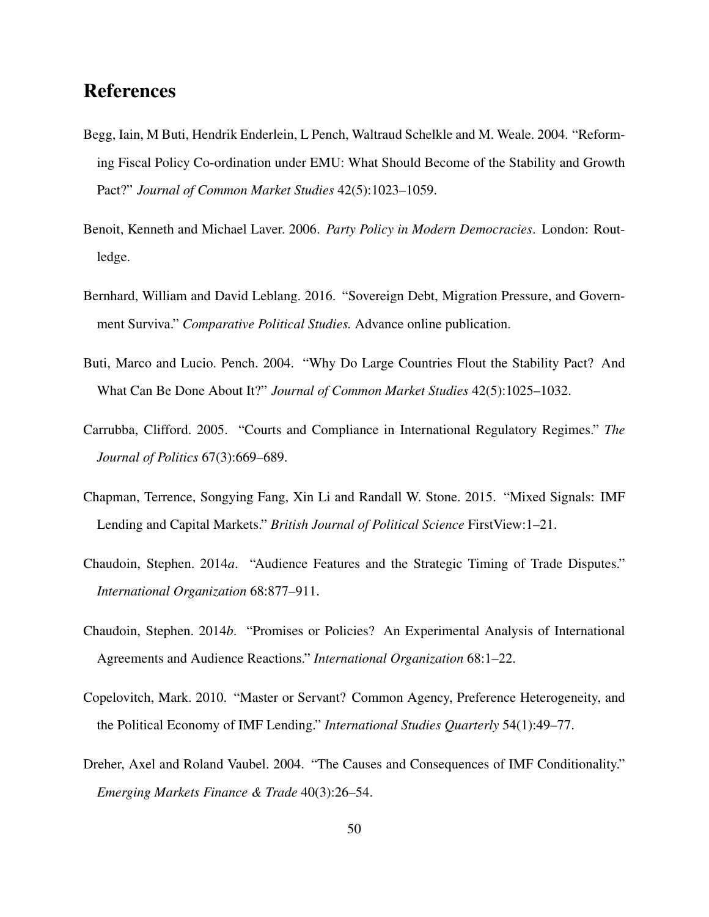# References

Begg, Iain, M Buti, Hendrik Enderlein, L Pench, Waltraud Schelkle and M. Weale. 2004. "Reforming Fiscal Policy Co-ordination under EMU: What Should Become of the Stability and Growth Pact?" *Journal of Common Market Studies* 42(5):1023–1059.

Benoit, Kenneth and Michael Laver. 2006. *Party Policy in Modern Democracies*. London: Routledge.

Bernhard, William and David Leblang. 2016. "Sovereign Debt, Migration Pressure, and Government Surviva." *Comparative Political Studies.* Advance online publication.

Buti, Marco and Lucio. Pench. 2004. "Why Do Large Countries Flout the Stability Pact? And What Can Be Done About It?" *Journal of Common Market Studies* 42(5):1025–1032.

Carrubba, Clifford. 2005. "Courts and Compliance in International Regulatory Regimes." *The Journal of Politics* 67(3):669–689.

Chapman, Terrence, Songying Fang, Xin Li and Randall W. Stone. 2015. "Mixed Signals: IMF Lending and Capital Markets." *British Journal of Political Science* FirstView:1–21.

Chaudoin, Stephen. 2014*a*. "Audience Features and the Strategic Timing of Trade Disputes." *International Organization* 68:877–911.

Chaudoin, Stephen. 2014*b*. "Promises or Policies? An Experimental Analysis of International Agreements and Audience Reactions." *International Organization* 68:1–22.

Copelovitch, Mark. 2010. "Master or Servant? Common Agency, Preference Heterogeneity, and the Political Economy of IMF Lending." *International Studies Quarterly* 54(1):49–77.

Dreher, Axel and Roland Vaubel. 2004. "The Causes and Consequences of IMF Conditionality." *Emerging Markets Finance & Trade* 40(3):26–54.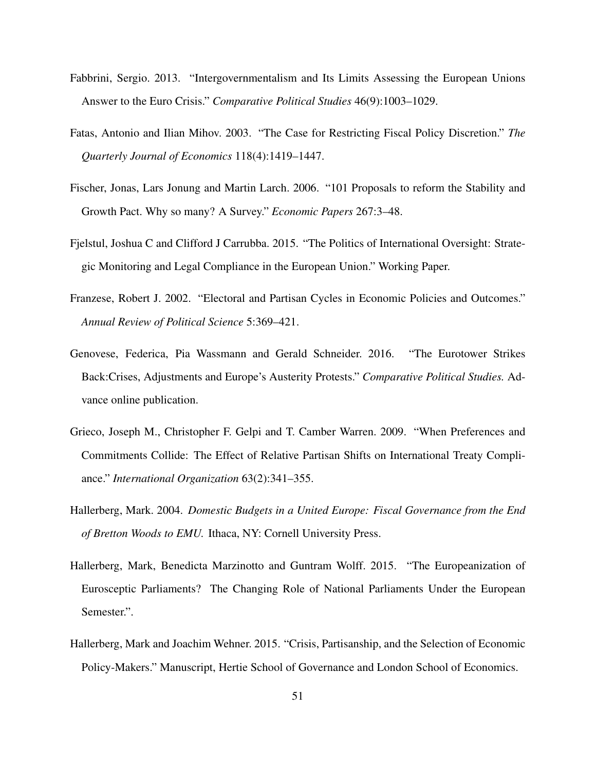Fabbrini, Sergio. 2013. "Intergovernmentalism and Its Limits Assessing the European Unions Answer to the Euro Crisis." *Comparative Political Studies* 46(9):1003–1029.

Fatas, Antonio and Ilian Mihov. 2003. "The Case for Restricting Fiscal Policy Discretion." *The Quarterly Journal of Economics* 118(4):1419–1447.

Fischer, Jonas, Lars Jonung and Martin Larch. 2006. "101 Proposals to reform the Stability and Growth Pact. Why so many? A Survey." *Economic Papers* 267:3–48.

Fjelstul, Joshua C and Clifford J Carrubba. 2015. "The Politics of International Oversight: Strategic Monitoring and Legal Compliance in the European Union." Working Paper.

Franzese, Robert J. 2002. "Electoral and Partisan Cycles in Economic Policies and Outcomes." *Annual Review of Political Science* 5:369–421.

Genovese, Federica, Pia Wassmann and Gerald Schneider. 2016. "The Eurotower Strikes Back:Crises, Adjustments and Europe's Austerity Protests." *Comparative Political Studies.* Advance online publication.

Grieco, Joseph M., Christopher F. Gelpi and T. Camber Warren. 2009. "When Preferences and Commitments Collide: The Effect of Relative Partisan Shifts on International Treaty Compliance." *International Organization* 63(2):341–355.

Hallerberg, Mark. 2004. *Domestic Budgets in a United Europe: Fiscal Governance from the End of Bretton Woods to EMU.* Ithaca, NY: Cornell University Press.

Hallerberg, Mark, Benedicta Marzinotto and Guntram Wolff. 2015. "The Europeanization of Eurosceptic Parliaments? The Changing Role of National Parliaments Under the European Semester.".

Hallerberg, Mark and Joachim Wehner. 2015. "Crisis, Partisanship, and the Selection of Economic Policy-Makers." Manuscript, Hertie School of Governance and London School of Economics.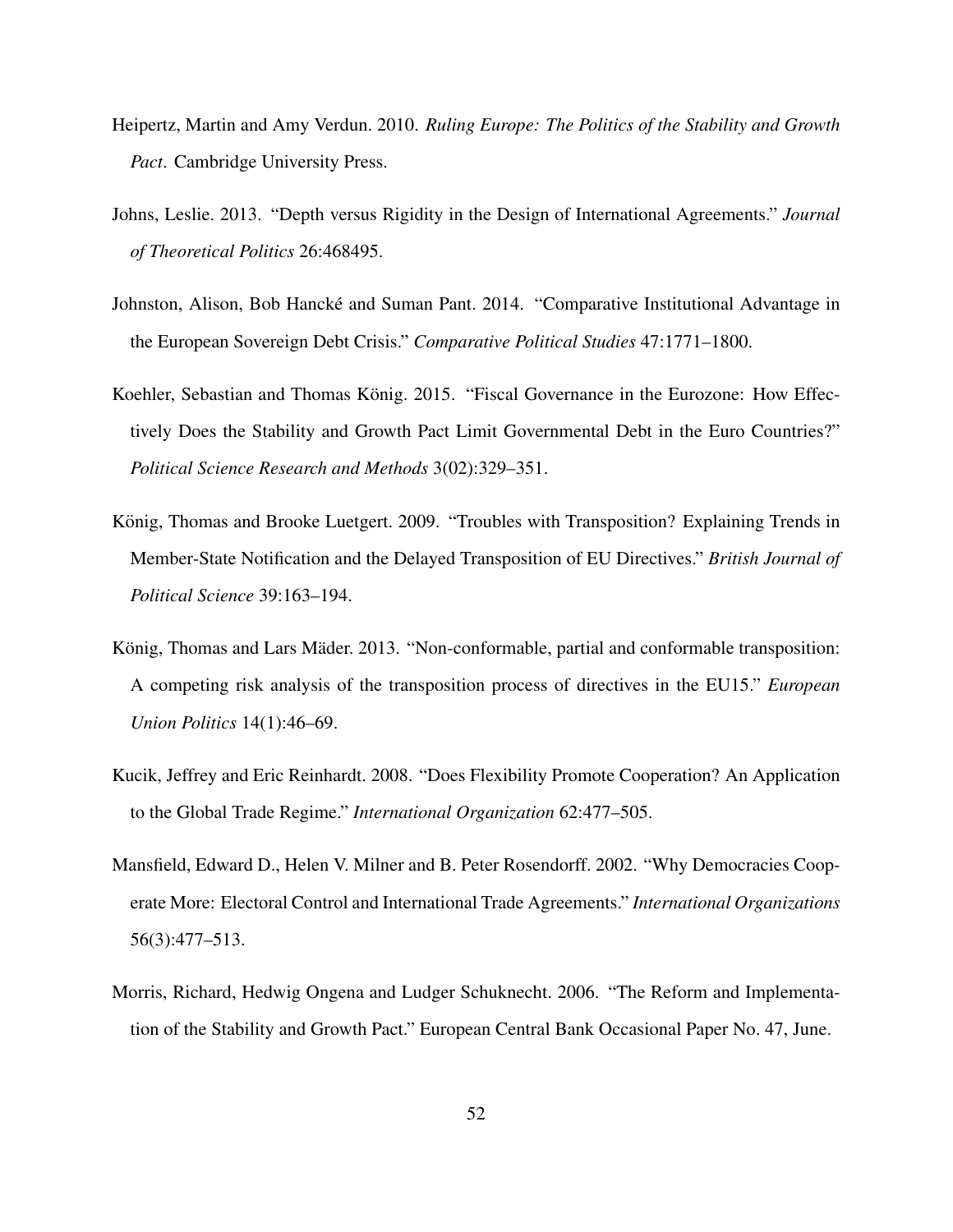Heipertz, Martin and Amy Verdun. 2010. *Ruling Europe: The Politics of the Stability and Growth Pact*. Cambridge University Press.

Johns, Leslie. 2013. "Depth versus Rigidity in the Design of International Agreements." *Journal of Theoretical Politics* 26:468495.

Johnston, Alison, Bob Hancké and Suman Pant. 2014. "Comparative Institutional Advantage in the European Sovereign Debt Crisis." *Comparative Political Studies* 47:1771–1800.

Koehler, Sebastian and Thomas König. 2015. "Fiscal Governance in the Eurozone: How Effectively Does the Stability and Growth Pact Limit Governmental Debt in the Euro Countries?" *Political Science Research and Methods* 3(02):329–351.

König, Thomas and Brooke Luetgert. 2009. "Troubles with Transposition? Explaining Trends in Member-State Notification and the Delayed Transposition of EU Directives." *British Journal of Political Science* 39:163–194.

König, Thomas and Lars Mäder. 2013. "Non-conformable, partial and conformable transposition: A competing risk analysis of the transposition process of directives in the EU15." *European Union Politics* 14(1):46–69.

Kucik, Jeffrey and Eric Reinhardt. 2008. "Does Flexibility Promote Cooperation? An Application to the Global Trade Regime." *International Organization* 62:477–505.

Mansfield, Edward D., Helen V. Milner and B. Peter Rosendorff. 2002. "Why Democracies Cooperate More: Electoral Control and International Trade Agreements." *International Organizations* 56(3):477–513.

Morris, Richard, Hedwig Ongena and Ludger Schuknecht. 2006. "The Reform and Implementation of the Stability and Growth Pact." European Central Bank Occasional Paper No. 47, June.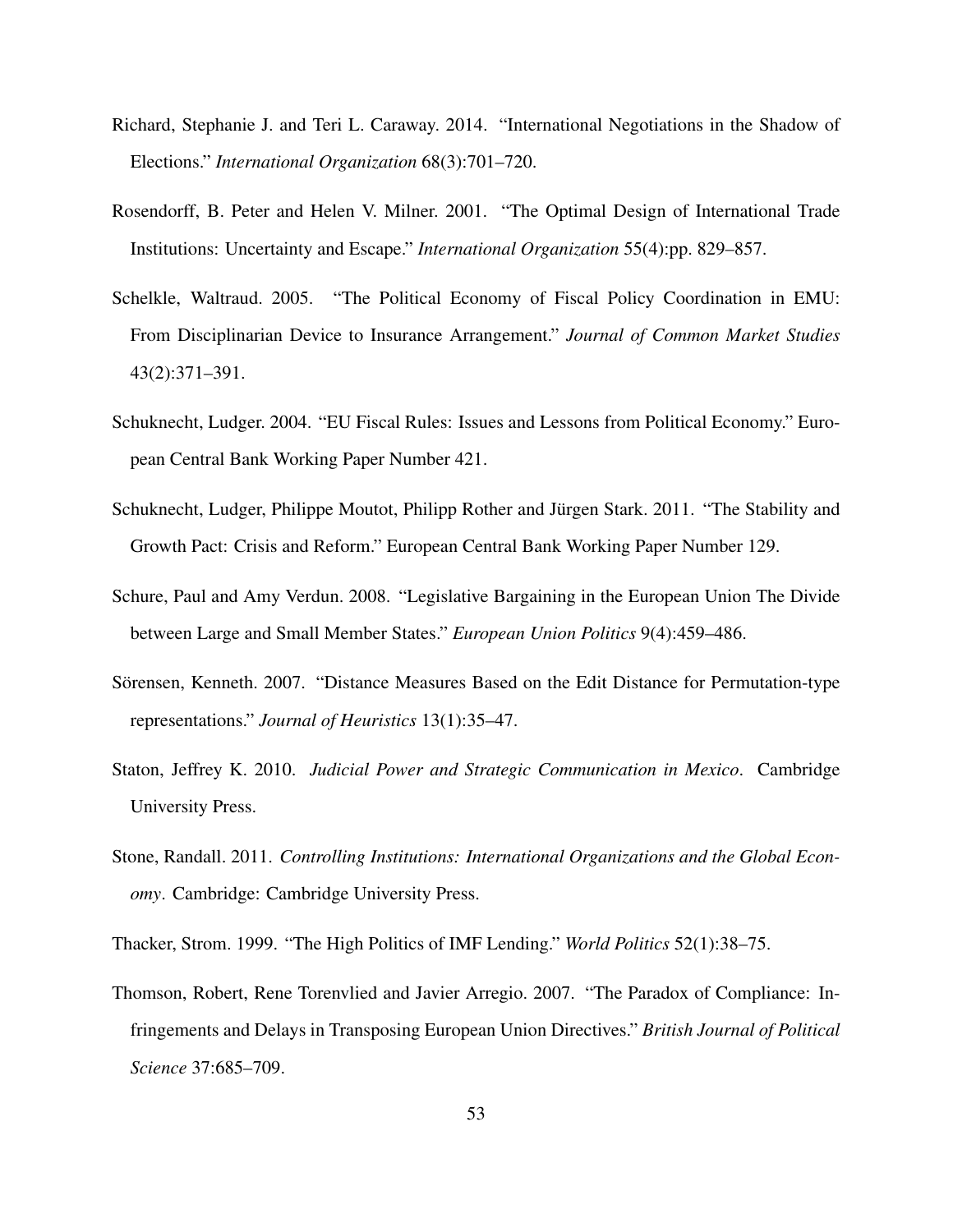Richard, Stephanie J. and Teri L. Caraway. 2014. "International Negotiations in the Shadow of Elections." *International Organization* 68(3):701–720.

Rosendorff, B. Peter and Helen V. Milner. 2001. "The Optimal Design of International Trade Institutions: Uncertainty and Escape." *International Organization* 55(4):pp. 829–857.

Schelkle, Waltraud. 2005. "The Political Economy of Fiscal Policy Coordination in EMU: From Disciplinarian Device to Insurance Arrangement." *Journal of Common Market Studies* 43(2):371–391.

Schuknecht, Ludger. 2004. "EU Fiscal Rules: Issues and Lessons from Political Economy." European Central Bank Working Paper Number 421.

Schuknecht, Ludger, Philippe Moutot, Philipp Rother and Jürgen Stark. 2011. "The Stability and Growth Pact: Crisis and Reform." European Central Bank Working Paper Number 129.

Schure, Paul and Amy Verdun. 2008. "Legislative Bargaining in the European Union The Divide between Large and Small Member States." *European Union Politics* 9(4):459–486.

Sörensen, Kenneth. 2007. "Distance Measures Based on the Edit Distance for Permutation-type representations." *Journal of Heuristics* 13(1):35–47.

Staton, Jeffrey K. 2010. *Judicial Power and Strategic Communication in Mexico*. Cambridge University Press.

Stone, Randall. 2011. *Controlling Institutions: International Organizations and the Global Economy*. Cambridge: Cambridge University Press.

Thacker, Strom. 1999. "The High Politics of IMF Lending." *World Politics* 52(1):38–75.

Thomson, Robert, Rene Torenvlied and Javier Arregio. 2007. "The Paradox of Compliance: Infringements and Delays in Transposing European Union Directives." *British Journal of Political Science* 37:685–709.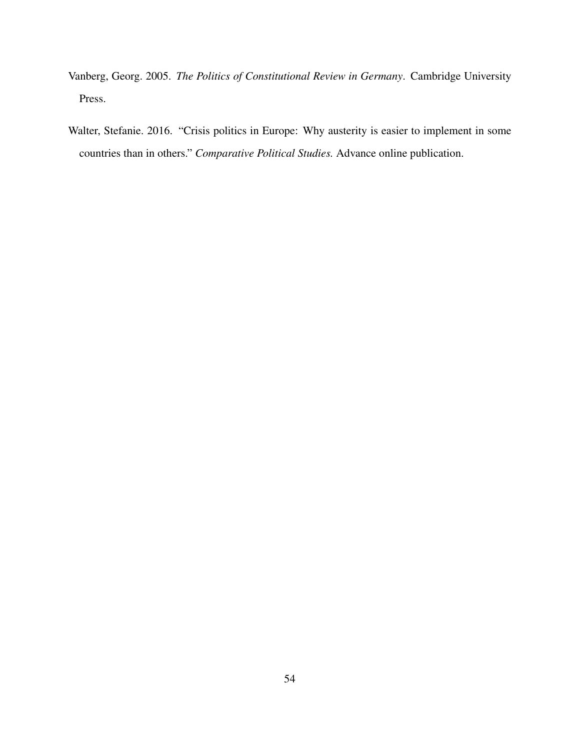Vanberg, Georg. 2005. *The Politics of Constitutional Review in Germany*. Cambridge University Press.

Walter, Stefanie. 2016. "Crisis politics in Europe: Why austerity is easier to implement in some countries than in others." *Comparative Political Studies.* Advance online publication.